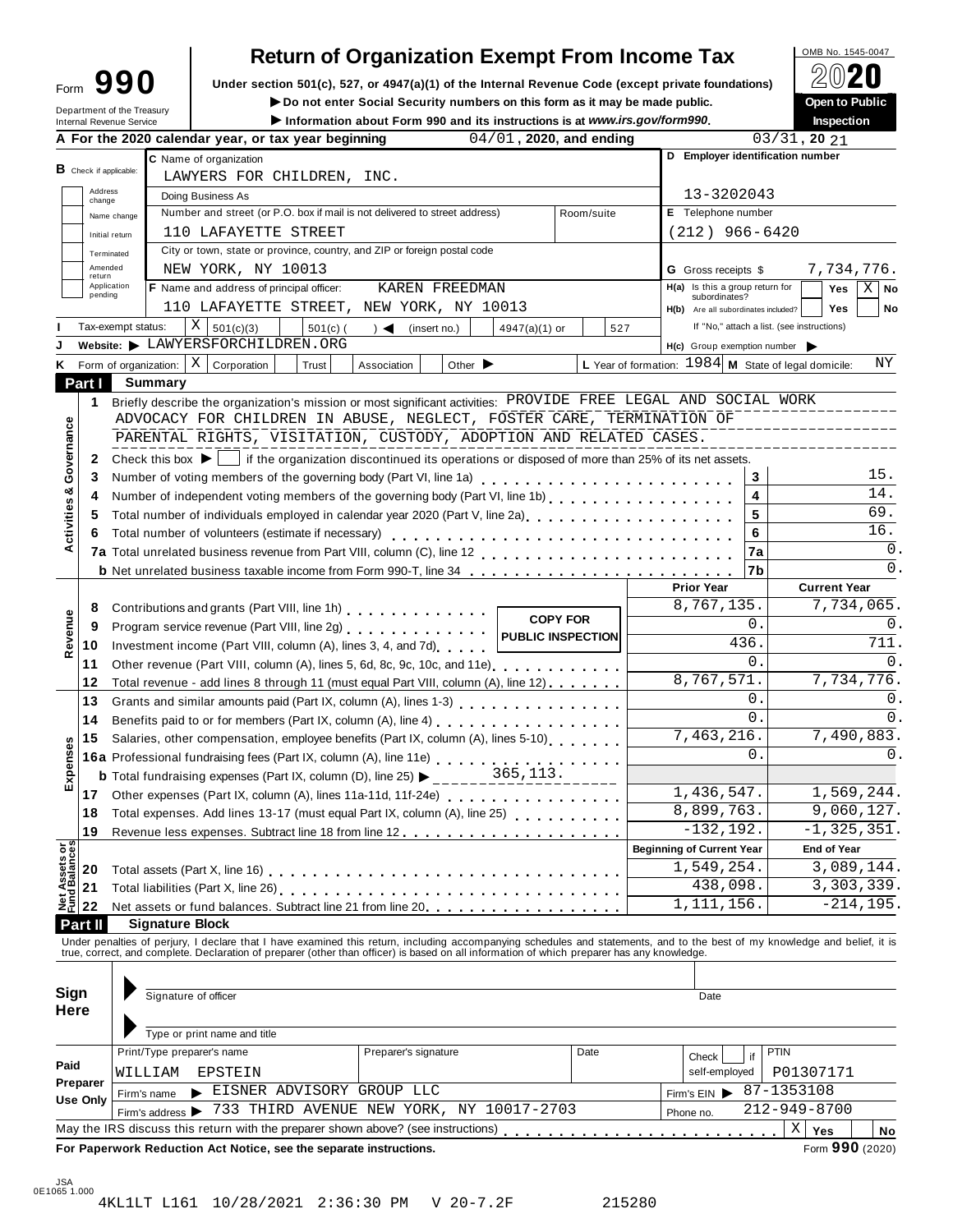# Form 990 — Return of Organization Exempt From Income Tax

OMB No. 1545-0047

**2020**

**Open to Public Inspection**

Under section 501(c), 527, or 4947(a)(1) of the Internal Revenue Code (except private foundations)

▶ Do not enter Social Security numbers on this form as it may be made public.

▶ Information about Form 990 and its instructions is at *www.irs.gov/form990*.

Department of the Treasury
Internal Revenue Service

**A** For the 2020 calendar year, or tax year beginning 04/01, 2020, and ending 03/31, 20 21

**B** Check if applicable: Address change, Name change, Initial return, Terminated, Amended return, Application pending

**C** Name of organization: LAWYERS FOR CHILDREN, INC.

Doing Business As

Number and street (or P.O. box if mail is not delivered to street address) / Room/suite: 110 LAFAYETTE STREET

City or town, state or province, country, and ZIP or foreign postal code: NEW YORK, NY 10013

**D** Employer identification number: 13-3202043

**E** Telephone number: (212) 966-6420

**G** Gross receipts $ 7,734,776.

**F** Name and address of principal officer: KAREN FREEDMAN, 110 LAFAYETTE STREET, NEW YORK, NY 10013

**H(a)** Is this a group return for subordinates? Yes [ ] No [X]

**H(b)** Are all subordinates included? Yes [ ] No [ ]
If "No," attach a list. (see instructions)

**I** Tax-exempt status: [X] 501(c)(3) [ ] 501(c) ( ) ◀ (insert no.) [ ] 4947(a)(1) or [ ] 527

**J** Website: ▶ LAWYERSFORCHILDREN.ORG

**H(c)** Group exemption number ▶

**K** Form of organization: [X] Corporation [ ] Trust [ ] Association [ ] Other ▶

**L** Year of formation: 1984 **M** State of legal domicile: NY

## Part I Summary

### Activities & Governance

1 Briefly describe the organization's mission or most significant activities: PROVIDE FREE LEGAL AND SOCIAL WORK ADVOCACY FOR CHILDREN IN ABUSE, NEGLECT, FOSTER CARE, TERMINATION OF PARENTAL RIGHTS, VISITATION, CUSTODY, ADOPTION AND RELATED CASES.

2 Check this box ▶ [ ] if the organization discontinued its operations or disposed of more than 25% of its net assets.

| Line | Description | | Value |
|---|---|---|---|
| 3 | Number of voting members of the governing body (Part VI, line 1a) | 3 | 15. |
| 4 | Number of independent voting members of the governing body (Part VI, line 1b) | 4 | 14. |
| 5 | Total number of individuals employed in calendar year 2020 (Part V, line 2a) | 5 | 69. |
| 6 | Total number of volunteers (estimate if necessary) | 6 | 16. |
| 7a | Total unrelated business revenue from Part VIII, column (C), line 12 | 7a | 0. |
| b | Net unrelated business taxable income from Form 990-T, line 34 | 7b | 0. |

### Revenue / Expenses

COPY FOR PUBLIC INSPECTION

| Line | Description | Prior Year | Current Year |
|---|---|---|---|
| 8 | Contributions and grants (Part VIII, line 1h) | 8,767,135. | 7,734,065. |
| 9 | Program service revenue (Part VIII, line 2g) | 0. | 0. |
| 10 | Investment income (Part VIII, column (A), lines 3, 4, and 7d) | 436. | 711. |
| 11 | Other revenue (Part VIII, column (A), lines 5, 6d, 8c, 9c, 10c, and 11e) | 0. | 0. |
| 12 | Total revenue - add lines 8 through 11 (must equal Part VIII, column (A), line 12) | 8,767,571. | 7,734,776. |
| 13 | Grants and similar amounts paid (Part IX, column (A), lines 1-3) | 0. | 0. |
| 14 | Benefits paid to or for members (Part IX, column (A), line 4) | 0. | 0. |
| 15 | Salaries, other compensation, employee benefits (Part IX, column (A), lines 5-10) | 7,463,216. | 7,490,883. |
| 16a | Professional fundraising fees (Part IX, column (A), line 11e) | 0. | 0. |
| b | Total fundraising expenses (Part IX, column (D), line 25) ▶ 365,113. | | |
| 17 | Other expenses (Part IX, column (A), lines 11a-11d, 11f-24e) | 1,436,547. | 1,569,244. |
| 18 | Total expenses. Add lines 13-17 (must equal Part IX, column (A), line 25) | 8,899,763. | 9,060,127. |
| 19 | Revenue less expenses. Subtract line 18 from line 12 | -132,192. | -1,325,351. |

### Net Assets or Fund Balances

| Line | Description | Beginning of Current Year | End of Year |
|---|---|---|---|
| 20 | Total assets (Part X, line 16) | 1,549,254. | 3,089,144. |
| 21 | Total liabilities (Part X, line 26) | 438,098. | 3,303,339. |
| 22 | Net assets or fund balances. Subtract line 21 from line 20 | 1,111,156. | -214,195. |

## Part II Signature Block

Under penalties of perjury, I declare that I have examined this return, including accompanying schedules and statements, and to the best of my knowledge and belief, it is true, correct, and complete. Declaration of preparer (other than officer) is based on all information of which preparer has any knowledge.

**Sign Here**

Signature of officer — Date

Type or print name and title

**Paid Preparer Use Only**

| Print/Type preparer's name | Preparer's signature | Date | Check [ ] if self-employed | PTIN |
|---|---|---|---|---|
| WILLIAM EPSTEIN | | | | P01307171 |

Firm's name ▶ EISNER ADVISORY GROUP LLC — Firm's EIN ▶ 87-1353108

Firm's address ▶ 733 THIRD AVENUE NEW YORK, NY 10017-2703 — Phone no. 212-949-8700

May the IRS discuss this return with the preparer shown above? (see instructions) [X] Yes [ ] No

**For Paperwork Reduction Act Notice, see the separate instructions.** Form **990** (2020)

JSA 0E1065 1.000

4KL1LT L161 10/28/2021 2:36:30 PM V 20-7.2F 215280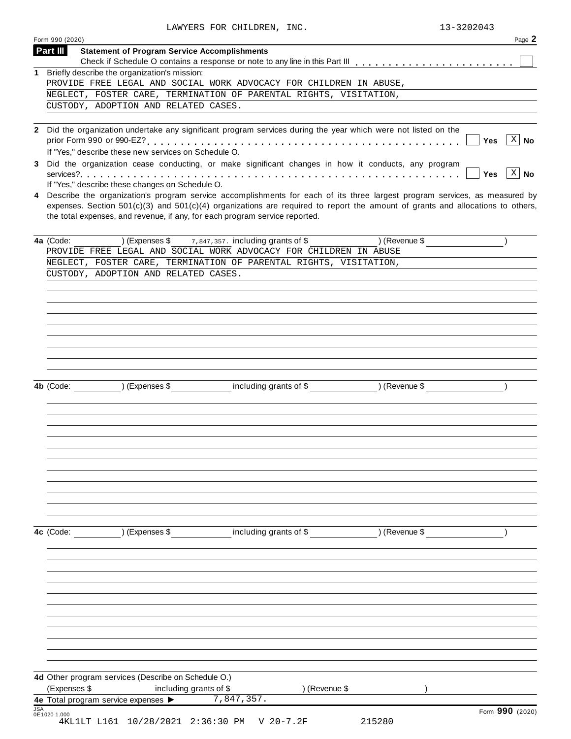LAWYERS FOR CHILDREN, INC. 13-3202043

Form 990 (2020) Page **2**

## Part III — Statement of Program Service Accomplishments

Check if Schedule O contains a response or note to any line in this Part III . . . . . . . . . . . . . . . . . . . . . . . ☐

**1** Briefly describe the organization's mission:

PROVIDE FREE LEGAL AND SOCIAL WORK ADVOCACY FOR CHILDREN IN ABUSE, NEGLECT, FOSTER CARE, TERMINATION OF PARENTAL RIGHTS, VISITATION, CUSTODY, ADOPTION AND RELATED CASES.

**2** Did the organization undertake any significant program services during the year which were not listed on the prior Form 990 or 990-EZ? . . . . . . . . . . . . . . . . . . . . . . . . . . . . . . . . . . . . . . . . . ☐ **Yes** ☒ **No**

If "Yes," describe these new services on Schedule O.

**3** Did the organization cease conducting, or make significant changes in how it conducts, any program services? . . . . . . . . . . . . . . . . . . . . . . . . . . . . . . . . . . . . . . . . . . . . . . . . . . . . . . ☐ **Yes** ☒ **No**

If "Yes," describe these changes on Schedule O.

**4** Describe the organization's program service accomplishments for each of its three largest program services, as measured by expenses. Section 501(c)(3) and 501(c)(4) organizations are required to report the amount of grants and allocations to others, the total expenses, and revenue, if any, for each program service reported.

**4a** (Code: ) (Expenses $ 7,847,357. including grants of $ ) (Revenue $ )

PROVIDE FREE LEGAL AND SOCIAL WORK ADVOCACY FOR CHILDREN IN ABUSE NEGLECT, FOSTER CARE, TERMINATION OF PARENTAL RIGHTS, VISITATION, CUSTODY, ADOPTION AND RELATED CASES.

**4b** (Code: ) (Expenses $ including grants of $ ) (Revenue $ )

**4c** (Code: ) (Expenses $ including grants of $ ) (Revenue $ )

**4d** Other program services (Describe on Schedule O.)

(Expenses $ including grants of $ ) (Revenue $ )

**4e** Total program service expenses ▶ 7,847,357.

JSA
0E1020 1.000

Form **990** (2020)

4KL1LT L161 10/28/2021 2:36:30 PM V 20-7.2F 215280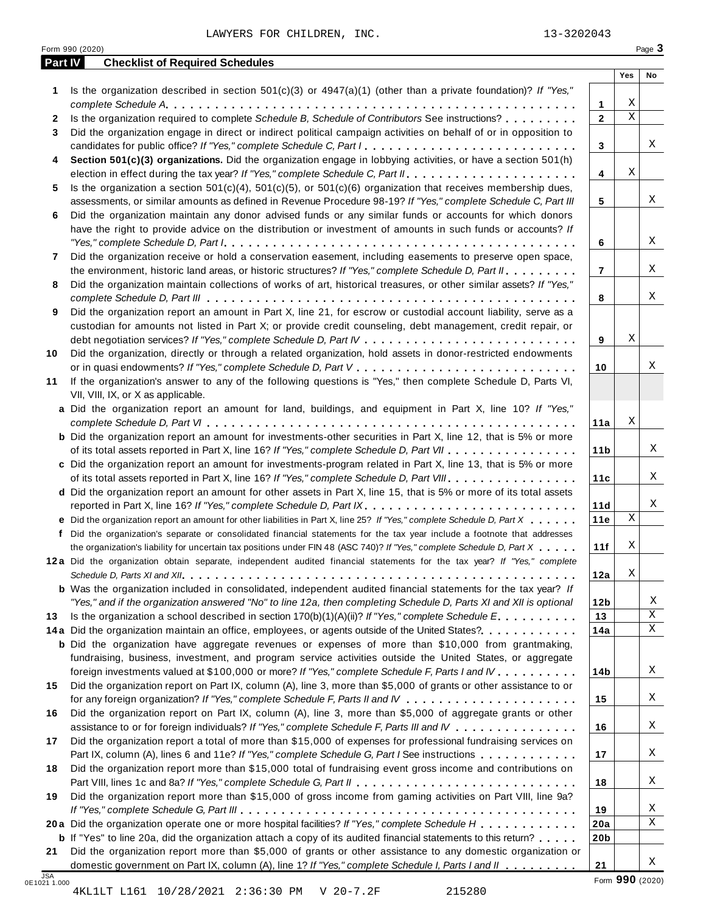LAWYERS FOR CHILDREN, INC. 13-3202043

Form 990 (2020) Page 3

**Part IV Checklist of Required Schedules**

| | | | Yes | No |
|---|---|---|---|---|
| 1 | Is the organization described in section 501(c)(3) or 4947(a)(1) (other than a private foundation)? *If "Yes," complete Schedule A* | 1 | X | |
| 2 | Is the organization required to complete *Schedule B, Schedule of Contributors* See instructions? | 2 | X | |
| 3 | Did the organization engage in direct or indirect political campaign activities on behalf of or in opposition to candidates for public office? *If "Yes," complete Schedule C, Part I* | 3 | | X |
| 4 | **Section 501(c)(3) organizations.** Did the organization engage in lobbying activities, or have a section 501(h) election in effect during the tax year? *If "Yes," complete Schedule C, Part II* | 4 | X | |
| 5 | Is the organization a section 501(c)(4), 501(c)(5), or 501(c)(6) organization that receives membership dues, assessments, or similar amounts as defined in Revenue Procedure 98-19? *If "Yes," complete Schedule C, Part III* | 5 | | X |
| 6 | Did the organization maintain any donor advised funds or any similar funds or accounts for which donors have the right to provide advice on the distribution or investment of amounts in such funds or accounts? *If "Yes," complete Schedule D, Part I* | 6 | | X |
| 7 | Did the organization receive or hold a conservation easement, including easements to preserve open space, the environment, historic land areas, or historic structures? *If "Yes," complete Schedule D, Part II* | 7 | | X |
| 8 | Did the organization maintain collections of works of art, historical treasures, or other similar assets? *If "Yes," complete Schedule D, Part III* | 8 | | X |
| 9 | Did the organization report an amount in Part X, line 21, for escrow or custodial account liability, serve as a custodian for amounts not listed in Part X; or provide credit counseling, debt management, credit repair, or debt negotiation services? *If "Yes," complete Schedule D, Part IV* | 9 | X | |
| 10 | Did the organization, directly or through a related organization, hold assets in donor-restricted endowments or in quasi endowments? *If "Yes," complete Schedule D, Part V* | 10 | | X |
| 11 | If the organization's answer to any of the following questions is "Yes," then complete Schedule D, Parts VI, VII, VIII, IX, or X as applicable. | | | |
| a | Did the organization report an amount for land, buildings, and equipment in Part X, line 10? *If "Yes," complete Schedule D, Part VI* | 11a | X | |
| b | Did the organization report an amount for investments-other securities in Part X, line 12, that is 5% or more of its total assets reported in Part X, line 16? *If "Yes," complete Schedule D, Part VII* | 11b | | X |
| c | Did the organization report an amount for investments-program related in Part X, line 13, that is 5% or more of its total assets reported in Part X, line 16? *If "Yes," complete Schedule D, Part VIII* | 11c | | X |
| d | Did the organization report an amount for other assets in Part X, line 15, that is 5% or more of its total assets reported in Part X, line 16? *If "Yes," complete Schedule D, Part IX* | 11d | | X |
| e | Did the organization report an amount for other liabilities in Part X, line 25? *If "Yes," complete Schedule D, Part X* | 11e | X | |
| f | Did the organization's separate or consolidated financial statements for the tax year include a footnote that addresses the organization's liability for uncertain tax positions under FIN 48 (ASC 740)? *If "Yes," complete Schedule D, Part X* | 11f | X | |
| 12a | Did the organization obtain separate, independent audited financial statements for the tax year? *If "Yes," complete Schedule D, Parts XI and XII* | 12a | X | |
| b | Was the organization included in consolidated, independent audited financial statements for the tax year? *If "Yes," and if the organization answered "No" to line 12a, then completing Schedule D, Parts XI and XII is optional* | 12b | | X |
| 13 | Is the organization a school described in section 170(b)(1)(A)(ii)? *If "Yes," complete Schedule E* | 13 | | X |
| 14a | Did the organization maintain an office, employees, or agents outside of the United States? | 14a | | X |
| b | Did the organization have aggregate revenues or expenses of more than $10,000 from grantmaking, fundraising, business, investment, and program service activities outside the United States, or aggregate foreign investments valued at $100,000 or more? *If "Yes," complete Schedule F, Parts I and IV* | 14b | | X |
| 15 | Did the organization report on Part IX, column (A), line 3, more than $5,000 of grants or other assistance to or for any foreign organization? *If "Yes," complete Schedule F, Parts II and IV* | 15 | | X |
| 16 | Did the organization report on Part IX, column (A), line 3, more than $5,000 of aggregate grants or other assistance to or for foreign individuals? *If "Yes," complete Schedule F, Parts III and IV* | 16 | | X |
| 17 | Did the organization report a total of more than $15,000 of expenses for professional fundraising services on Part IX, column (A), lines 6 and 11e? *If "Yes," complete Schedule G, Part I* See instructions | 17 | | X |
| 18 | Did the organization report more than $15,000 total of fundraising event gross income and contributions on Part VIII, lines 1c and 8a? *If "Yes," complete Schedule G, Part II* | 18 | | X |
| 19 | Did the organization report more than $15,000 of gross income from gaming activities on Part VIII, line 9a? *If "Yes," complete Schedule G, Part III* | 19 | | X |
| 20a | Did the organization operate one or more hospital facilities? *If "Yes," complete Schedule H* | 20a | | X |
| b | If "Yes" to line 20a, did the organization attach a copy of its audited financial statements to this return? | 20b | | |
| 21 | Did the organization report more than $5,000 of grants or other assistance to any domestic organization or domestic government on Part IX, column (A), line 1? *If "Yes," complete Schedule I, Parts I and II* | 21 | | X |

JSA 0E1021 1.000

Form **990** (2020)

4KL1LT L161 10/28/2021 2:36:30 PM V 20-7.2F 215280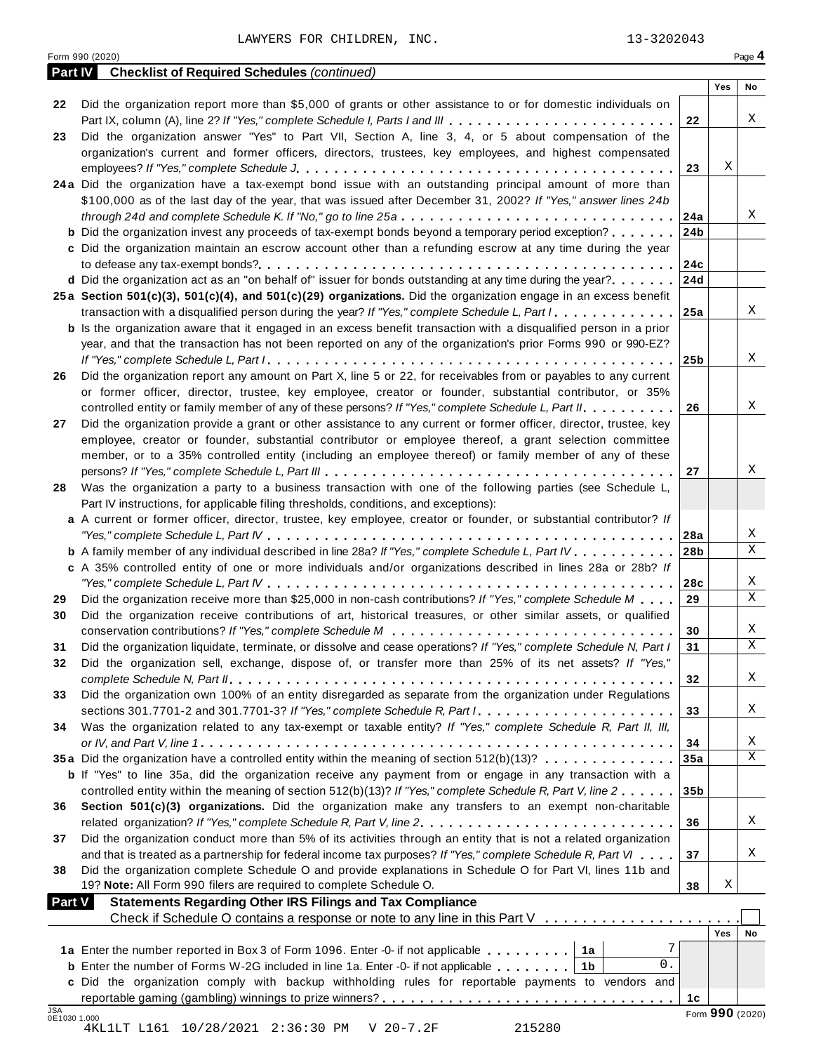LAWYERS FOR CHILDREN, INC. 13-3202043

Form 990 (2020) Page **4**

**Part IV Checklist of Required Schedules** *(continued)*

| | | | Yes | No |
|---|---|---|---|---|
| 22 | Did the organization report more than $5,000 of grants or other assistance to or for domestic individuals on Part IX, column (A), line 2? *If "Yes," complete Schedule I, Parts I and III* | 22 | | X |
| 23 | Did the organization answer "Yes" to Part VII, Section A, line 3, 4, or 5 about compensation of the organization's current and former officers, directors, trustees, key employees, and highest compensated employees? *If "Yes," complete Schedule J* | 23 | X | |
| 24a | Did the organization have a tax-exempt bond issue with an outstanding principal amount of more than $100,000 as of the last day of the year, that was issued after December 31, 2002? *If "Yes," answer lines 24b through 24d and complete Schedule K. If "No," go to line 25a* | 24a | | X |
| b | Did the organization invest any proceeds of tax-exempt bonds beyond a temporary period exception? | 24b | | |
| c | Did the organization maintain an escrow account other than a refunding escrow at any time during the year to defease any tax-exempt bonds? | 24c | | |
| d | Did the organization act as an "on behalf of" issuer for bonds outstanding at any time during the year? | 24d | | |
| 25a | **Section 501(c)(3), 501(c)(4), and 501(c)(29) organizations.** Did the organization engage in an excess benefit transaction with a disqualified person during the year? *If "Yes," complete Schedule L, Part I* | 25a | | X |
| b | Is the organization aware that it engaged in an excess benefit transaction with a disqualified person in a prior year, and that the transaction has not been reported on any of the organization's prior Forms 990 or 990-EZ? *If "Yes," complete Schedule L, Part I* | 25b | | X |
| 26 | Did the organization report any amount on Part X, line 5 or 22, for receivables from or payables to any current or former officer, director, trustee, key employee, creator or founder, substantial contributor, or 35% controlled entity or family member of any of these persons? *If "Yes," complete Schedule L, Part II* | 26 | | X |
| 27 | Did the organization provide a grant or other assistance to any current or former officer, director, trustee, key employee, creator or founder, substantial contributor or employee thereof, a grant selection committee member, or to a 35% controlled entity (including an employee thereof) or family member of any of these persons? *If "Yes," complete Schedule L, Part III* | 27 | | X |
| 28 | Was the organization a party to a business transaction with one of the following parties (see Schedule L, Part IV instructions, for applicable filing thresholds, conditions, and exceptions): | | | |
| a | A current or former officer, director, trustee, key employee, creator or founder, or substantial contributor? *If "Yes," complete Schedule L, Part IV* | 28a | | X |
| b | A family member of any individual described in line 28a? *If "Yes," complete Schedule L, Part IV* | 28b | | X |
| c | A 35% controlled entity of one or more individuals and/or organizations described in lines 28a or 28b? *If "Yes," complete Schedule L, Part IV* | 28c | | X |
| 29 | Did the organization receive more than $25,000 in non-cash contributions? *If "Yes," complete Schedule M* | 29 | | X |
| 30 | Did the organization receive contributions of art, historical treasures, or other similar assets, or qualified conservation contributions? *If "Yes," complete Schedule M* | 30 | | X |
| 31 | Did the organization liquidate, terminate, or dissolve and cease operations? *If "Yes," complete Schedule N, Part I* | 31 | | X |
| 32 | Did the organization sell, exchange, dispose of, or transfer more than 25% of its net assets? *If "Yes," complete Schedule N, Part II* | 32 | | X |
| 33 | Did the organization own 100% of an entity disregarded as separate from the organization under Regulations sections 301.7701-2 and 301.7701-3? *If "Yes," complete Schedule R, Part I* | 33 | | X |
| 34 | Was the organization related to any tax-exempt or taxable entity? *If "Yes," complete Schedule R, Part II, III, or IV, and Part V, line 1* | 34 | | X |
| 35a | Did the organization have a controlled entity within the meaning of section 512(b)(13)? | 35a | | X |
| b | If "Yes" to line 35a, did the organization receive any payment from or engage in any transaction with a controlled entity within the meaning of section 512(b)(13)? *If "Yes," complete Schedule R, Part V, line 2* | 35b | | |
| 36 | **Section 501(c)(3) organizations.** Did the organization make any transfers to an exempt non-charitable related organization? *If "Yes," complete Schedule R, Part V, line 2* | 36 | | X |
| 37 | Did the organization conduct more than 5% of its activities through an entity that is not a related organization and that is treated as a partnership for federal income tax purposes? *If "Yes," complete Schedule R, Part VI* | 37 | | X |
| 38 | Did the organization complete Schedule O and provide explanations in Schedule O for Part VI, lines 11b and 19? **Note:** All Form 990 filers are required to complete Schedule O. | 38 | X | |

**Part V Statements Regarding Other IRS Filings and Tax Compliance**

Check if Schedule O contains a response or note to any line in this Part V ☐

| | | | | | Yes | No |
|---|---|---|---|---|---|---|
| 1a | Enter the number reported in Box 3 of Form 1096. Enter -0- if not applicable | 1a | 7 | | | |
| b | Enter the number of Forms W-2G included in line 1a. Enter -0- if not applicable | 1b | 0. | | | |
| c | Did the organization comply with backup withholding rules for reportable payments to vendors and reportable gaming (gambling) winnings to prize winners? | | | 1c | | |

Form **990** (2020)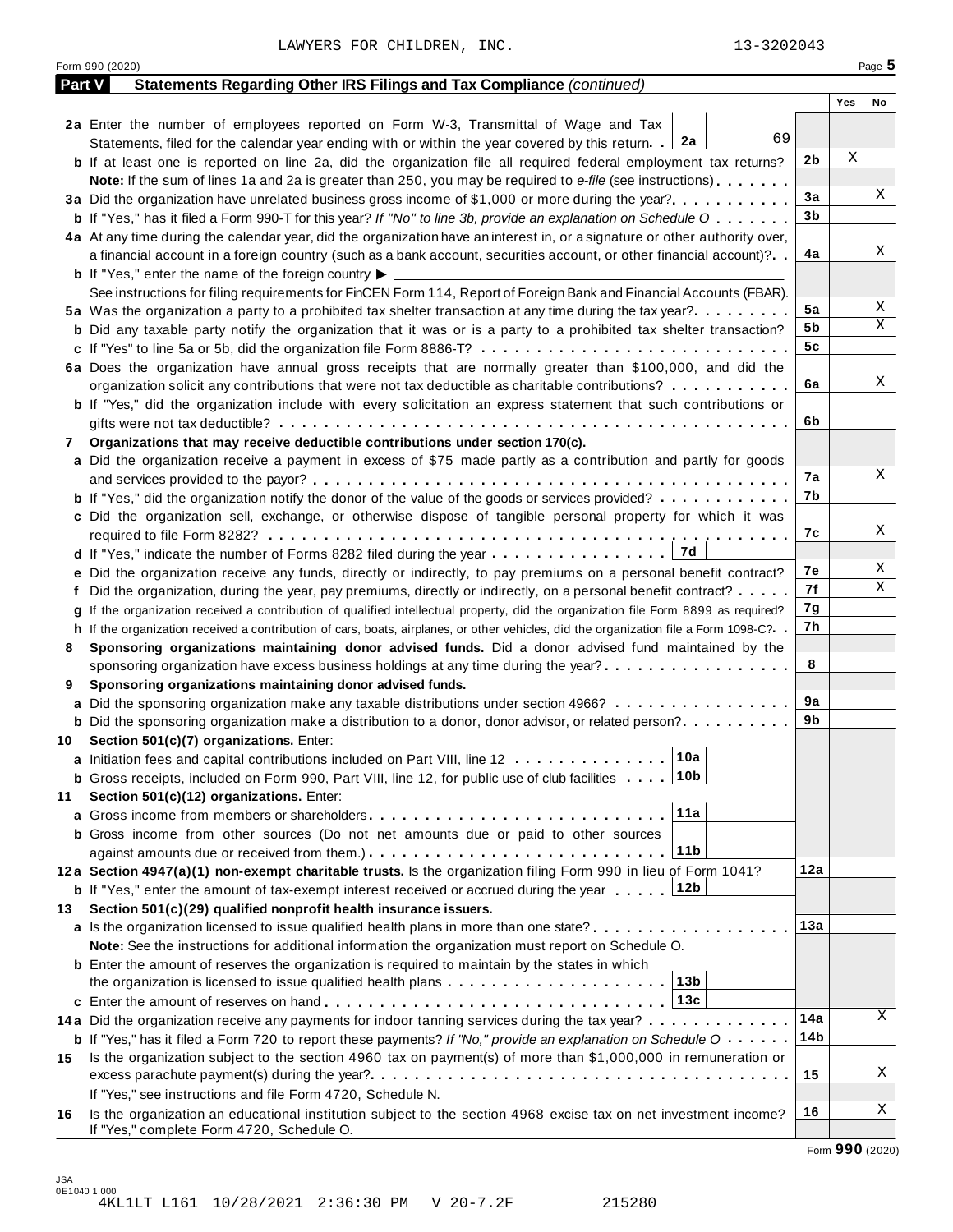LAWYERS FOR CHILDREN, INC. 13-3202043

Form 990 (2020) Page **5**

**Part V Statements Regarding Other IRS Filings and Tax Compliance** *(continued)*

| | | | Yes | No |
|---|---|---|---|---|
| **2a** | Enter the number of employees reported on Form W-3, Transmittal of Wage and Tax Statements, filed for the calendar year ending with or within the year covered by this return . . **2a** 69 | | | |
| **b** | If at least one is reported on line 2a, did the organization file all required federal employment tax returns? | **2b** | X | |
| | **Note:** If the sum of lines 1a and 2a is greater than 250, you may be required to *e-file* (see instructions) | | | |
| **3a** | Did the organization have unrelated business gross income of $1,000 or more during the year? | **3a** | | X |
| **b** | If "Yes," has it filed a Form 990-T for this year? *If "No" to line 3b, provide an explanation on Schedule O* | **3b** | | |
| **4a** | At any time during the calendar year, did the organization have an interest in, or a signature or other authority over, a financial account in a foreign country (such as a bank account, securities account, or other financial account)? | **4a** | | X |
| **b** | If "Yes," enter the name of the foreign country ▶ | | | |
| | See instructions for filing requirements for FinCEN Form 114, Report of Foreign Bank and Financial Accounts (FBAR). | | | |
| **5a** | Was the organization a party to a prohibited tax shelter transaction at any time during the tax year? | **5a** | | X |
| **b** | Did any taxable party notify the organization that it was or is a party to a prohibited tax shelter transaction? | **5b** | | X |
| **c** | If "Yes" to line 5a or 5b, did the organization file Form 8886-T? | **5c** | | |
| **6a** | Does the organization have annual gross receipts that are normally greater than $100,000, and did the organization solicit any contributions that were not tax deductible as charitable contributions? | **6a** | | X |
| **b** | If "Yes," did the organization include with every solicitation an express statement that such contributions or gifts were not tax deductible? | **6b** | | |
| **7** | **Organizations that may receive deductible contributions under section 170(c).** | | | |
| **a** | Did the organization receive a payment in excess of $75 made partly as a contribution and partly for goods and services provided to the payor? | **7a** | | X |
| **b** | If "Yes," did the organization notify the donor of the value of the goods or services provided? | **7b** | | |
| **c** | Did the organization sell, exchange, or otherwise dispose of tangible personal property for which it was required to file Form 8282? | **7c** | | X |
| **d** | If "Yes," indicate the number of Forms 8282 filed during the year . . . **7d** | | | |
| **e** | Did the organization receive any funds, directly or indirectly, to pay premiums on a personal benefit contract? | **7e** | | X |
| **f** | Did the organization, during the year, pay premiums, directly or indirectly, on a personal benefit contract? | **7f** | | X |
| **g** | If the organization received a contribution of qualified intellectual property, did the organization file Form 8899 as required? | **7g** | | |
| **h** | If the organization received a contribution of cars, boats, airplanes, or other vehicles, did the organization file a Form 1098-C? | **7h** | | |
| **8** | **Sponsoring organizations maintaining donor advised funds.** Did a donor advised fund maintained by the sponsoring organization have excess business holdings at any time during the year? | **8** | | |
| **9** | **Sponsoring organizations maintaining donor advised funds.** | | | |
| **a** | Did the sponsoring organization make any taxable distributions under section 4966? | **9a** | | |
| **b** | Did the sponsoring organization make a distribution to a donor, donor advisor, or related person? | **9b** | | |
| **10** | **Section 501(c)(7) organizations.** Enter: | | | |
| **a** | Initiation fees and capital contributions included on Part VIII, line 12 . . . **10a** | | | |
| **b** | Gross receipts, included on Form 990, Part VIII, line 12, for public use of club facilities . . . **10b** | | | |
| **11** | **Section 501(c)(12) organizations.** Enter: | | | |
| **a** | Gross income from members or shareholders . . . **11a** | | | |
| **b** | Gross income from other sources (Do not net amounts due or paid to other sources against amounts due or received from them.) . . . **11b** | | | |
| **12a** | **Section 4947(a)(1) non-exempt charitable trusts.** Is the organization filing Form 990 in lieu of Form 1041? | **12a** | | |
| **b** | If "Yes," enter the amount of tax-exempt interest received or accrued during the year . . . **12b** | | | |
| **13** | **Section 501(c)(29) qualified nonprofit health insurance issuers.** | | | |
| **a** | Is the organization licensed to issue qualified health plans in more than one state? | **13a** | | |
| | **Note:** See the instructions for additional information the organization must report on Schedule O. | | | |
| **b** | Enter the amount of reserves the organization is required to maintain by the states in which the organization is licensed to issue qualified health plans . . . **13b** | | | |
| **c** | Enter the amount of reserves on hand . . . **13c** | | | |
| **14a** | Did the organization receive any payments for indoor tanning services during the tax year? | **14a** | | X |
| **b** | If "Yes," has it filed a Form 720 to report these payments? *If "No," provide an explanation on Schedule O* | **14b** | | |
| **15** | Is the organization subject to the section 4960 tax on payment(s) of more than $1,000,000 in remuneration or excess parachute payment(s) during the year? | **15** | | X |
| | If "Yes," see instructions and file Form 4720, Schedule N. | | | |
| **16** | Is the organization an educational institution subject to the section 4968 excise tax on net investment income? If "Yes," complete Form 4720, Schedule O. | **16** | | X |

Form **990** (2020)

JSA
0E1040 1.000
4KL1LT L161 10/28/2021 2:36:30 PM V 20-7.2F 215280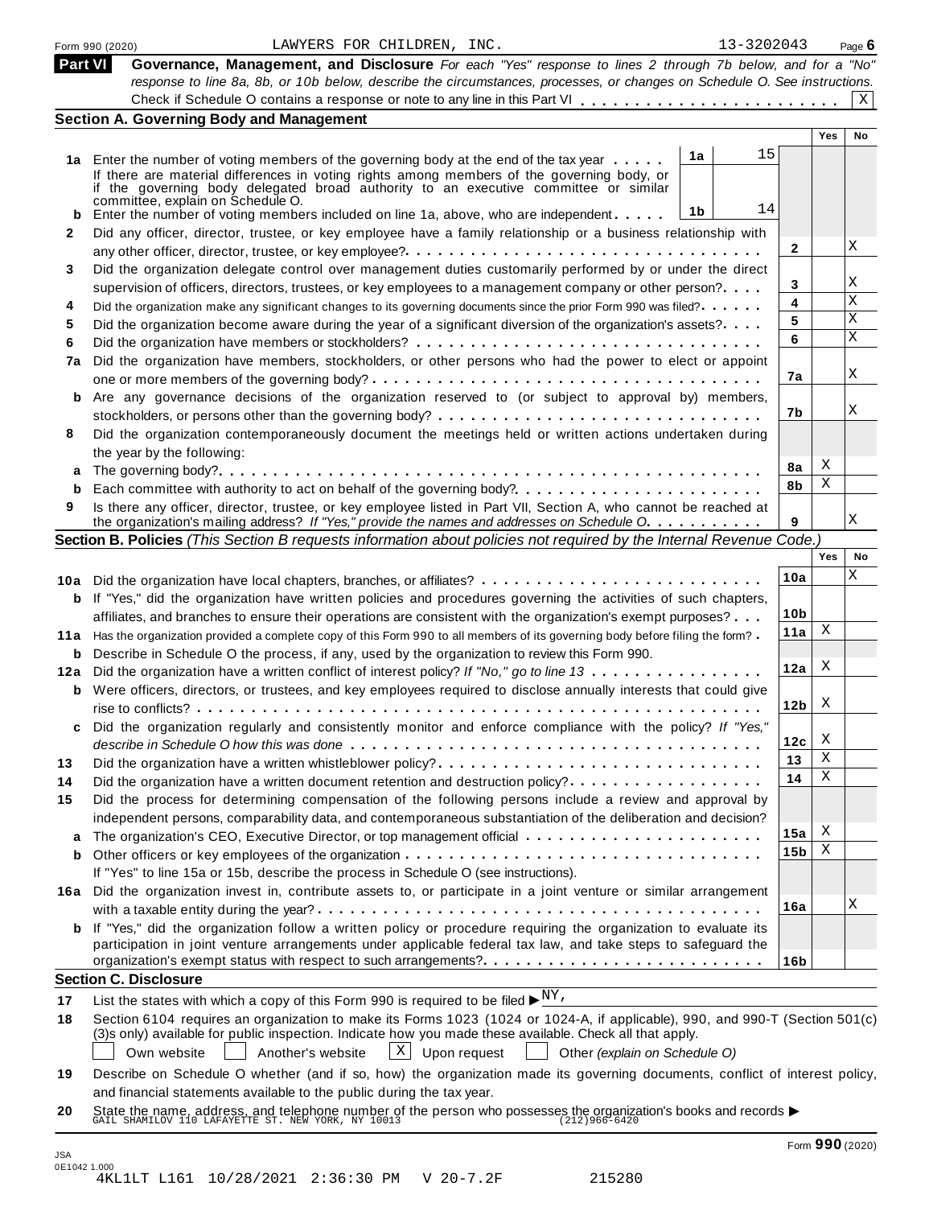Form 990 (2020) LAWYERS FOR CHILDREN, INC. 13-3202043

## Part VI Governance, Management, and Disclosure

*For each "Yes" response to lines 2 through 7b below, and for a "No" response to line 8a, 8b, or 10b below, describe the circumstances, processes, or changes on Schedule O. See instructions.*

Check if Schedule O contains a response or note to any line in this Part VI . . . . . . . . . . . . . . . . . . . . . . . . [X]

### Section A. Governing Body and Management

| | | | | | Yes | No |
|---|---|---|---|---|---|---|
| **1a** | Enter the number of voting members of the governing body at the end of the tax year . . . . . If there are material differences in voting rights among members of the governing body, or if the governing body delegated broad authority to an executive committee or similar committee, explain on Schedule O. | **1a** | 15 | | | |
| **b** | Enter the number of voting members included on line 1a, above, who are independent . . . . . | **1b** | 14 | | | |
| **2** | Did any officer, director, trustee, or key employee have a family relationship or a business relationship with any other officer, director, trustee, or key employee? . . . . . | | | **2** | | X |
| **3** | Did the organization delegate control over management duties customarily performed by or under the direct supervision of officers, directors, trustees, or key employees to a management company or other person? . . . . | | | **3** | | X |
| **4** | Did the organization make any significant changes to its governing documents since the prior Form 990 was filed? . . . . . | | | **4** | | X |
| **5** | Did the organization become aware during the year of a significant diversion of the organization's assets? . . . . | | | **5** | | X |
| **6** | Did the organization have members or stockholders? . . . . . | | | **6** | | X |
| **7a** | Did the organization have members, stockholders, or other persons who had the power to elect or appoint one or more members of the governing body? . . . . . | | | **7a** | | X |
| **b** | Are any governance decisions of the organization reserved to (or subject to approval by) members, stockholders, or persons other than the governing body? . . . . . | | | **7b** | | X |
| **8** | Did the organization contemporaneously document the meetings held or written actions undertaken during the year by the following: | | | | | |
| **a** | The governing body? . . . . . | | | **8a** | X | |
| **b** | Each committee with authority to act on behalf of the governing body? . . . . . | | | **8b** | X | |
| **9** | Is there any officer, director, trustee, or key employee listed in Part VII, Section A, who cannot be reached at the organization's mailing address? *If "Yes," provide the names and addresses on Schedule O.* . . . . . | | | **9** | | X |

### Section B. Policies *(This Section B requests information about policies not required by the Internal Revenue Code.)*

| | | | Yes | No |
|---|---|---|---|---|
| **10a** | Did the organization have local chapters, branches, or affiliates? . . . . . | **10a** | | X |
| **b** | If "Yes," did the organization have written policies and procedures governing the activities of such chapters, affiliates, and branches to ensure their operations are consistent with the organization's exempt purposes? . . . | **10b** | | |
| **11a** | Has the organization provided a complete copy of this Form 990 to all members of its governing body before filing the form? . | **11a** | X | |
| **b** | Describe in Schedule O the process, if any, used by the organization to review this Form 990. | | | |
| **12a** | Did the organization have a written conflict of interest policy? *If "No," go to line 13* . . . . . | **12a** | X | |
| **b** | Were officers, directors, or trustees, and key employees required to disclose annually interests that could give rise to conflicts? . . . . . | **12b** | X | |
| **c** | Did the organization regularly and consistently monitor and enforce compliance with the policy? *If "Yes," describe in Schedule O how this was done* . . . . . | **12c** | X | |
| **13** | Did the organization have a written whistleblower policy? . . . . . | **13** | X | |
| **14** | Did the organization have a written document retention and destruction policy? . . . . . | **14** | X | |
| **15** | Did the process for determining compensation of the following persons include a review and approval by independent persons, comparability data, and contemporaneous substantiation of the deliberation and decision? | | | |
| **a** | The organization's CEO, Executive Director, or top management official . . . . . | **15a** | X | |
| **b** | Other officers or key employees of the organization . . . . . If "Yes" to line 15a or 15b, describe the process in Schedule O (see instructions). | **15b** | X | |
| **16a** | Did the organization invest in, contribute assets to, or participate in a joint venture or similar arrangement with a taxable entity during the year? . . . . . | **16a** | | X |
| **b** | If "Yes," did the organization follow a written policy or procedure requiring the organization to evaluate its participation in joint venture arrangements under applicable federal tax law, and take steps to safeguard the organization's exempt status with respect to such arrangements? . . . . . | **16b** | | |

### Section C. Disclosure

**17** List the states with which a copy of this Form 990 is required to be filed ▶ NY,

**18** Section 6104 requires an organization to make its Forms 1023 (1024 or 1024-A, if applicable), 990, and 990-T (Section 501(c)(3)s only) available for public inspection. Indicate how you made these available. Check all that apply.

[ ] Own website [ ] Another's website [X] Upon request [ ] Other *(explain on Schedule O)*

**19** Describe on Schedule O whether (and if so, how) the organization made its governing documents, conflict of interest policy, and financial statements available to the public during the tax year.

**20** State the name, address, and telephone number of the person who possesses the organization's books and records ▶
GAIL SHAMILOV 110 LAFAYETTE ST. NEW YORK, NY 10013 (212)966-6420

Form **990** (2020)

JSA 0E1042 1.000
4KL1LT L161 10/28/2021 2:36:30 PM V 20-7.2F 215280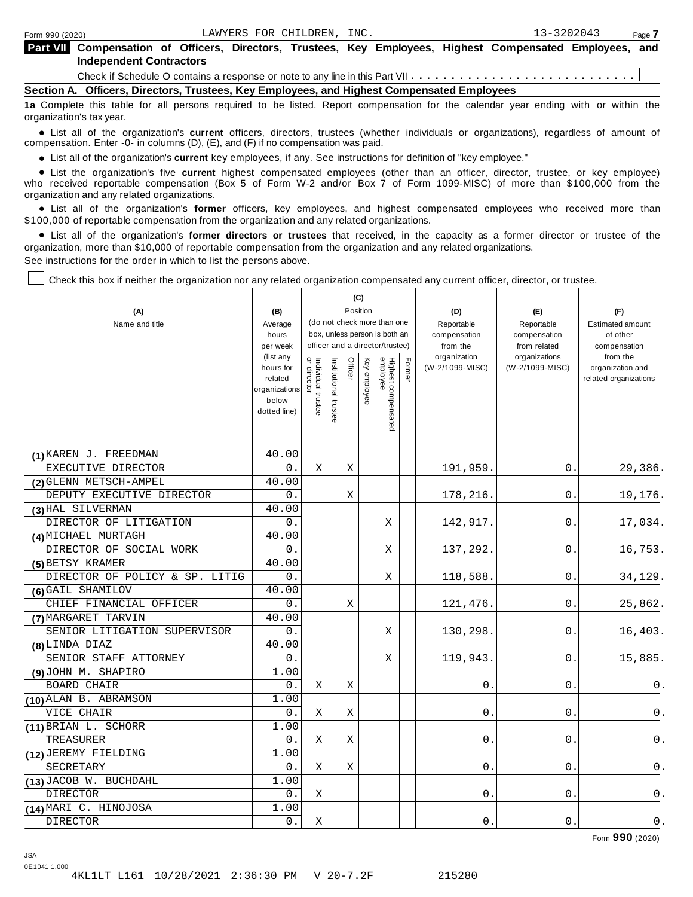Form 990 (2020) LAWYERS FOR CHILDREN, INC. 13-3202043

**Part VII Compensation of Officers, Directors, Trustees, Key Employees, Highest Compensated Employees, and Independent Contractors**

Check if Schedule O contains a response or note to any line in this Part VII . . . . . . . . . . . . . . . . . . . . . . . . . . . ☐

**Section A. Officers, Directors, Trustees, Key Employees, and Highest Compensated Employees**

**1a** Complete this table for all persons required to be listed. Report compensation for the calendar year ending with or within the organization's tax year.

- List all of the organization's **current** officers, directors, trustees (whether individuals or organizations), regardless of amount of compensation. Enter -0- in columns (D), (E), and (F) if no compensation was paid.
- List all of the organization's **current** key employees, if any. See instructions for definition of "key employee."
- List the organization's five **current** highest compensated employees (other than an officer, director, trustee, or key employee) who received reportable compensation (Box 5 of Form W-2 and/or Box 7 of Form 1099-MISC) of more than $100,000 from the organization and any related organizations.
- List all of the organization's **former** officers, key employees, and highest compensated employees who received more than $100,000 of reportable compensation from the organization and any related organizations.
- List all of the organization's **former directors or trustees** that received, in the capacity as a former director or trustee of the organization, more than $10,000 of reportable compensation from the organization and any related organizations.

See instructions for the order in which to list the persons above.

☐ Check this box if neither the organization nor any related organization compensated any current officer, director, or trustee.

| (A) Name and title | (B) Average hours per week (list any hours for related organizations below dotted line) | (C) Position (do not check more than one box, unless person is both an officer and a director/trustee) | | | | | | (D) Reportable compensation from the organization (W-2/1099-MISC) | (E) Reportable compensation from related organizations (W-2/1099-MISC) | (F) Estimated amount of other compensation from the organization and related organizations |
|---|---|---|---|---|---|---|---|---|---|---|
| | | Individual trustee or director | Institutional trustee | Officer | Key employee | Highest compensated employee | Former | | | |
| (1) KAREN J. FREEDMAN<br>EXECUTIVE DIRECTOR | 40.00<br>0. | X | | X | | | | 191,959. | 0. | 29,386. |
| (2) GLENN METSCH-AMPEL<br>DEPUTY EXECUTIVE DIRECTOR | 40.00<br>0. | | | X | | | | 178,216. | 0. | 19,176. |
| (3) HAL SILVERMAN<br>DIRECTOR OF LITIGATION | 40.00<br>0. | | | | | X | | 142,917. | 0. | 17,034. |
| (4) MICHAEL MURTAGH<br>DIRECTOR OF SOCIAL WORK | 40.00<br>0. | | | | | X | | 137,292. | 0. | 16,753. |
| (5) BETSY KRAMER<br>DIRECTOR OF POLICY & SP. LITIG | 40.00<br>0. | | | | | X | | 118,588. | 0. | 34,129. |
| (6) GAIL SHAMILOV<br>CHIEF FINANCIAL OFFICER | 40.00<br>0. | | | X | | | | 121,476. | 0. | 25,862. |
| (7) MARGARET TARVIN<br>SENIOR LITIGATION SUPERVISOR | 40.00<br>0. | | | | | X | | 130,298. | 0. | 16,403. |
| (8) LINDA DIAZ<br>SENIOR STAFF ATTORNEY | 40.00<br>0. | | | | | X | | 119,943. | 0. | 15,885. |
| (9) JOHN M. SHAPIRO<br>BOARD CHAIR | 1.00<br>0. | X | | X | | | | 0. | 0. | 0. |
| (10) ALAN B. ABRAMSON<br>VICE CHAIR | 1.00<br>0. | X | | X | | | | 0. | 0. | 0. |
| (11) BRIAN L. SCHORR<br>TREASURER | 1.00<br>0. | X | | X | | | | 0. | 0. | 0. |
| (12) JEREMY FIELDING<br>SECRETARY | 1.00<br>0. | X | | X | | | | 0. | 0. | 0. |
| (13) JACOB W. BUCHDAHL<br>DIRECTOR | 1.00<br>0. | X | | | | | | 0. | 0. | 0. |
| (14) MARI C. HINOJOSA<br>DIRECTOR | 1.00<br>0. | X | | | | | | 0. | 0. | 0. |

Form **990** (2020)

JSA
0E1041 1.000
4KL1LT L161 10/28/2021 2:36:30 PM V 20-7.2F 215280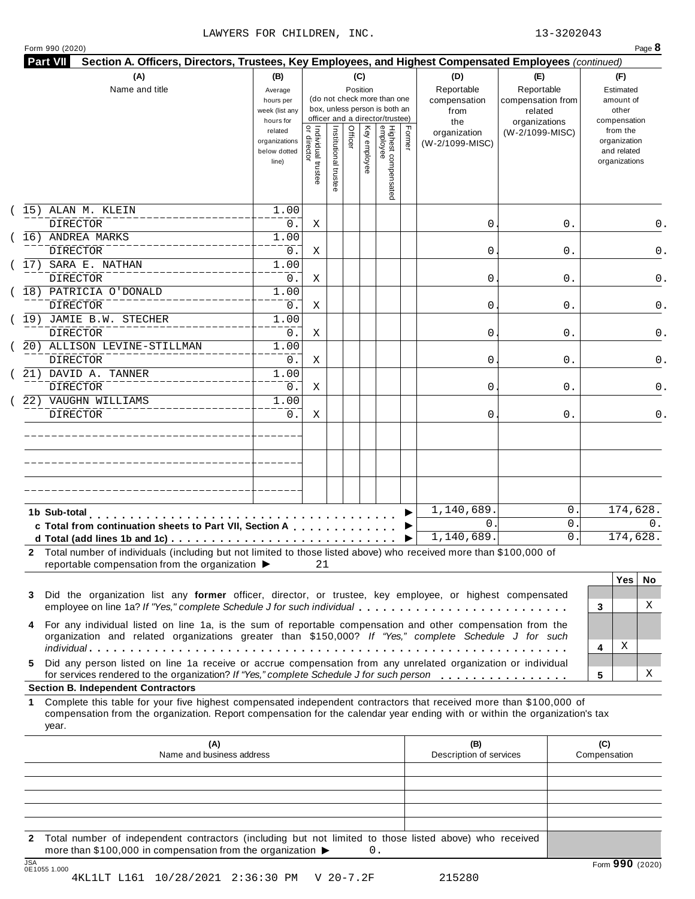LAWYERS FOR CHILDREN, INC. 13-3202043

Form 990 (2020)

**Part VII Section A. Officers, Directors, Trustees, Key Employees, and Highest Compensated Employees** *(continued)*

| (A) Name and title | (B) Average hours per week (list any hours for related organizations below dotted line) | (C) Position: Individual trustee or director | Institutional trustee | Officer | Key employee | Highest compensated employee | Former | (D) Reportable compensation from the organization (W-2/1099-MISC) | (E) Reportable compensation from related organizations (W-2/1099-MISC) | (F) Estimated amount of other compensation from the organization and related organizations |
|---|---|---|---|---|---|---|---|---|---|---|
| (15) ALAN M. KLEIN DIRECTOR | 1.00 / 0. | X | | | | | | 0. | 0. | 0. |
| (16) ANDREA MARKS DIRECTOR | 1.00 / 0. | X | | | | | | 0. | 0. | 0. |
| (17) SARA E. NATHAN DIRECTOR | 1.00 / 0. | X | | | | | | 0. | 0. | 0. |
| (18) PATRICIA O'DONALD DIRECTOR | 1.00 / 0. | X | | | | | | 0. | 0. | 0. |
| (19) JAMIE B.W. STECHER DIRECTOR | 1.00 / 0. | X | | | | | | 0. | 0. | 0. |
| (20) ALLISON LEVINE-STILLMAN DIRECTOR | 1.00 / 0. | X | | | | | | 0. | 0. | 0. |
| (21) DAVID A. TANNER DIRECTOR | 1.00 / 0. | X | | | | | | 0. | 0. | 0. |
| (22) VAUGHN WILLIAMS DIRECTOR | 1.00 / 0. | X | | | | | | 0. | 0. | 0. |
| | | | | | | | | | | |
| | | | | | | | | | | |
| | | | | | | | | | | |
| **1b Sub-total** | | | | | | | | 1,140,689. | 0. | 174,628. |
| **c Total from continuation sheets to Part VII, Section A** | | | | | | | | 0. | 0. | 0. |
| **d Total (add lines 1b and 1c)** | | | | | | | | 1,140,689. | 0. | 174,628. |

**2** Total number of individuals (including but not limited to those listed above) who received more than $100,000 of reportable compensation from the organization ▶ 21

| | | Yes | No |
|---|---|---|---|
| **3** Did the organization list any **former** officer, director, or trustee, key employee, or highest compensated employee on line 1a? *If "Yes," complete Schedule J for such individual* | 3 | | X |
| **4** For any individual listed on line 1a, is the sum of reportable compensation and other compensation from the organization and related organizations greater than $150,000? *If "Yes," complete Schedule J for such individual* | 4 | X | |
| **5** Did any person listed on line 1a receive or accrue compensation from any unrelated organization or individual for services rendered to the organization? *If "Yes," complete Schedule J for such person* | 5 | | X |

**Section B. Independent Contractors**

**1** Complete this table for your five highest compensated independent contractors that received more than $100,000 of compensation from the organization. Report compensation for the calendar year ending with or within the organization's tax year.

| (A) Name and business address | (B) Description of services | (C) Compensation |
|---|---|---|
| | | |
| | | |
| | | |
| | | |
| | | |

**2** Total number of independent contractors (including but not limited to those listed above) who received more than $100,000 in compensation from the organization ▶ 0.

JSA 0E1055 1.000

4KL1LT L161 10/28/2021 2:36:30 PM V 20-7.2F 215280

Form **990** (2020)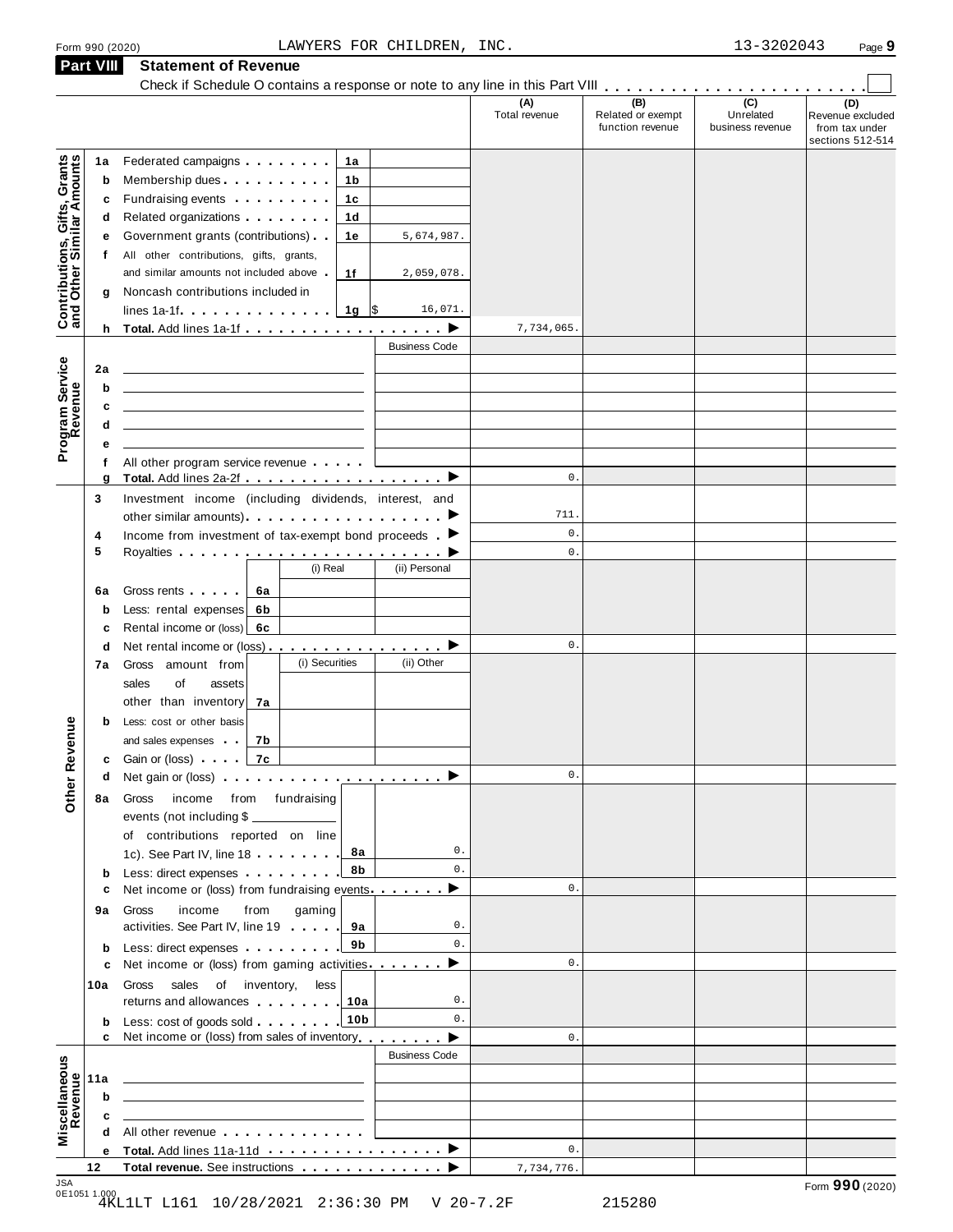Form 990 (2020) LAWYERS FOR CHILDREN, INC. 13-3202043 Page 9

## Part VIII Statement of Revenue

Check if Schedule O contains a response or note to any line in this Part VIII . . . . . . . . . . . . . . . . . . . . . . . ☐

| | | | | (A) Total revenue | (B) Related or exempt function revenue | (C) Unrelated business revenue | (D) Revenue excluded from tax under sections 512-514 |
|---|---|---|---|---|---|---|---|
| **Contributions, Gifts, Grants and Other Similar Amounts** | 1a | Federated campaigns . . . . . . . . 1a | | | | | |
| | b | Membership dues . . . . . . . . . . 1b | | | | | |
| | c | Fundraising events . . . . . . . . . 1c | | | | | |
| | d | Related organizations . . . . . . . . 1d | | | | | |
| | e | Government grants (contributions) . . 1e | 5,674,987. | | | | |
| | f | All other contributions, gifts, grants, and similar amounts not included above . 1f | 2,059,078. | | | | |
| | g | Noncash contributions included in lines 1a-1f . . . . . . . . . . . . . 1g | $ 16,071. | | | | |
| | h | **Total.** Add lines 1a-1f . . . . . . . . . . . . . . . . . ▶ | | 7,734,065. | | | |
| **Program Service Revenue** | | | Business Code | | | | |
| | 2a | | | | | | |
| | b | | | | | | |
| | c | | | | | | |
| | d | | | | | | |
| | e | | | | | | |
| | f | All other program service revenue . . . . . | | | | | |
| | g | **Total.** Add lines 2a-2f . . . . . . . . . . . . . . . . . ▶ | | 0. | | | |
| **Other Revenue** | 3 | Investment income (including dividends, interest, and other similar amounts) . . . . . . . . . . . . . . . . . ▶ | | 711. | | | |
| | 4 | Income from investment of tax-exempt bond proceeds . ▶ | | 0. | | | |
| | 5 | Royalties . . . . . . . . . . . . . . . . . . . . . . . ▶ | | 0. | | | |
| | | | (i) Real / (ii) Personal | | | | |
| | 6a | Gross rents . . . . . 6a | | | | | |
| | b | Less: rental expenses 6b | | | | | |
| | c | Rental income or (loss) 6c | | | | | |
| | d | Net rental income or (loss) . . . . . . . . . . . . . . . ▶ | | 0. | | | |
| | | | (i) Securities / (ii) Other | | | | |
| | 7a | Gross amount from sales of assets other than inventory 7a | | | | | |
| | b | Less: cost or other basis and sales expenses . . 7b | | | | | |
| | c | Gain or (loss) . . . . 7c | | | | | |
| | d | Net gain or (loss) . . . . . . . . . . . . . . . . . . . ▶ | | 0. | | | |
| | 8a | Gross income from fundraising events (not including $ ____ of contributions reported on line 1c). See Part IV, line 18 . . . . . . . 8a | 0. | | | | |
| | b | Less: direct expenses . . . . . . . . . 8b | 0. | | | | |
| | c | Net income or (loss) from fundraising events . . . . . . . ▶ | | 0. | | | |
| | 9a | Gross income from gaming activities. See Part IV, line 19 . . . . . 9a | 0. | | | | |
| | b | Less: direct expenses . . . . . . . . . 9b | 0. | | | | |
| | c | Net income or (loss) from gaming activities . . . . . . . ▶ | | 0. | | | |
| | 10a | Gross sales of inventory, less returns and allowances . . . . . . . . 10a | 0. | | | | |
| | b | Less: cost of goods sold . . . . . . . . 10b | 0. | | | | |
| | c | Net income or (loss) from sales of inventory . . . . . . . ▶ | | 0. | | | |
| **Miscellaneous Revenue** | | | Business Code | | | | |
| | 11a | | | | | | |
| | b | | | | | | |
| | c | | | | | | |
| | d | All other revenue . . . . . . . . . . . . . | | | | | |
| | e | **Total.** Add lines 11a-11d . . . . . . . . . . . . . . . . ▶ | | 0. | | | |
| | 12 | **Total revenue.** See instructions . . . . . . . . . . . . . ▶ | | 7,734,776. | | | |

JSA 0E1051 1.000

4KL1LT L161 10/28/2021 2:36:30 PM V 20-7.2F 215280

Form **990** (2020)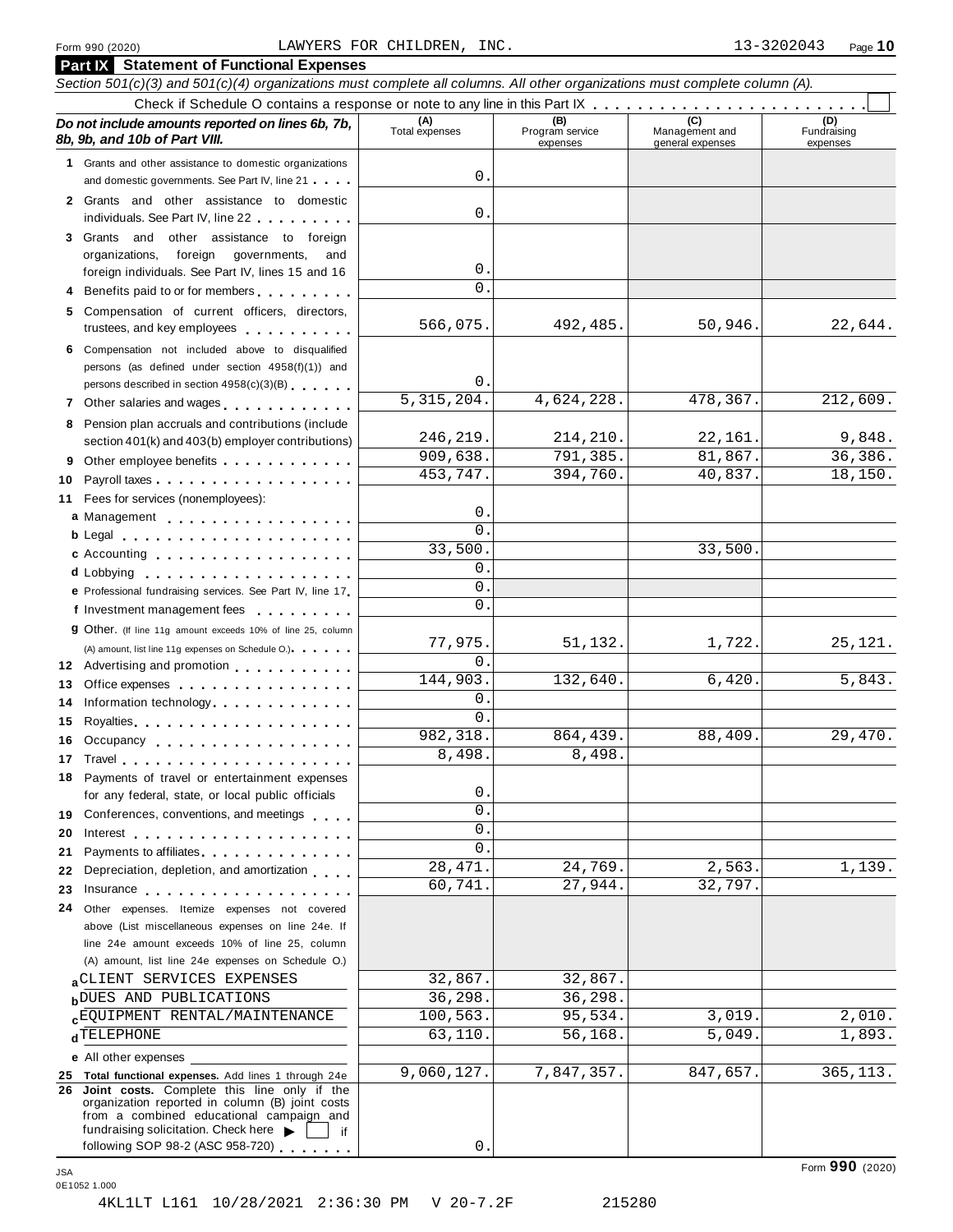Form 990 (2020) LAWYERS FOR CHILDREN, INC. 13-3202043

## Part IX Statement of Functional Expenses

*Section 501(c)(3) and 501(c)(4) organizations must complete all columns. All other organizations must complete column (A).*

Check if Schedule O contains a response or note to any line in this Part IX

| ***Do not include amounts reported on lines 6b, 7b, 8b, 9b, and 10b of Part VIII.*** | (A) Total expenses | (B) Program service expenses | (C) Management and general expenses | (D) Fundraising expenses |
|---|---|---|---|---|
| **1** Grants and other assistance to domestic organizations and domestic governments. See Part IV, line 21 | 0. | | | |
| **2** Grants and other assistance to domestic individuals. See Part IV, line 22 | 0. | | | |
| **3** Grants and other assistance to foreign organizations, foreign governments, and foreign individuals. See Part IV, lines 15 and 16 | 0. | | | |
| **4** Benefits paid to or for members | 0. | | | |
| **5** Compensation of current officers, directors, trustees, and key employees | 566,075. | 492,485. | 50,946. | 22,644. |
| **6** Compensation not included above to disqualified persons (as defined under section 4958(f)(1)) and persons described in section 4958(c)(3)(B) | 0. | | | |
| **7** Other salaries and wages | 5,315,204. | 4,624,228. | 478,367. | 212,609. |
| **8** Pension plan accruals and contributions (include section 401(k) and 403(b) employer contributions) | 246,219. | 214,210. | 22,161. | 9,848. |
| **9** Other employee benefits | 909,638. | 791,385. | 81,867. | 36,386. |
| **10** Payroll taxes | 453,747. | 394,760. | 40,837. | 18,150. |
| **11** Fees for services (nonemployees): | | | | |
| **a** Management | 0. | | | |
| **b** Legal | 0. | | | |
| **c** Accounting | 33,500. | | 33,500. | |
| **d** Lobbying | 0. | | | |
| **e** Professional fundraising services. See Part IV, line 17 | 0. | | | |
| **f** Investment management fees | 0. | | | |
| **g** Other. (If line 11g amount exceeds 10% of line 25, column (A) amount, list line 11g expenses on Schedule O.) | 77,975. | 51,132. | 1,722. | 25,121. |
| **12** Advertising and promotion | 0. | | | |
| **13** Office expenses | 144,903. | 132,640. | 6,420. | 5,843. |
| **14** Information technology | 0. | | | |
| **15** Royalties | 0. | | | |
| **16** Occupancy | 982,318. | 864,439. | 88,409. | 29,470. |
| **17** Travel | 8,498. | 8,498. | | |
| **18** Payments of travel or entertainment expenses for any federal, state, or local public officials | 0. | | | |
| **19** Conferences, conventions, and meetings | 0. | | | |
| **20** Interest | 0. | | | |
| **21** Payments to affiliates | 0. | | | |
| **22** Depreciation, depletion, and amortization | 28,471. | 24,769. | 2,563. | 1,139. |
| **23** Insurance | 60,741. | 27,944. | 32,797. | |
| **24** Other expenses. Itemize expenses not covered above (List miscellaneous expenses on line 24e. If line 24e amount exceeds 10% of line 25, column (A) amount, list line 24e expenses on Schedule O.) | | | | |
| **a** CLIENT SERVICES EXPENSES | 32,867. | 32,867. | | |
| **b** DUES AND PUBLICATIONS | 36,298. | 36,298. | | |
| **c** EQUIPMENT RENTAL/MAINTENANCE | 100,563. | 95,534. | 3,019. | 2,010. |
| **d** TELEPHONE | 63,110. | 56,168. | 5,049. | 1,893. |
| **e** All other expenses | | | | |
| **25 Total functional expenses.** Add lines 1 through 24e | 9,060,127. | 7,847,357. | 847,657. | 365,113. |
| **26 Joint costs.** Complete this line only if the organization reported in column (B) joint costs from a combined educational campaign and fundraising solicitation. Check here ▶ ☐ if following SOP 98-2 (ASC 958-720) | 0. | | | |

Form **990** (2020)

JSA 0E1052 1.000

4KL1LT L161 10/28/2021 2:36:30 PM V 20-7.2F 215280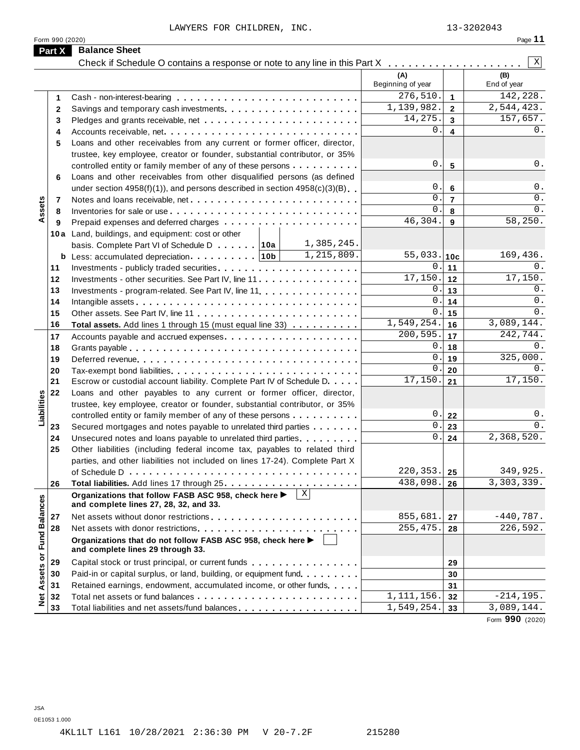LAWYERS FOR CHILDREN, INC. 13-3202043

Form 990 (2020)

## Part X Balance Sheet

Check if Schedule O contains a response or note to any line in this Part X . . . . . . . . . . . . . . . . . . . X

| Section | Line | Description | (A) Beginning of year | Line | (B) End of year |
|---|---|---|---|---|---|
| Assets | 1 | Cash - non-interest-bearing | 276,510. | 1 | 142,228. |
| | 2 | Savings and temporary cash investments | 1,139,982. | 2 | 2,544,423. |
| | 3 | Pledges and grants receivable, net | 14,275. | 3 | 157,657. |
| | 4 | Accounts receivable, net | 0. | 4 | 0. |
| | 5 | Loans and other receivables from any current or former officer, director, trustee, key employee, creator or founder, substantial contributor, or 35% controlled entity or family member of any of these persons | 0. | 5 | 0. |
| | 6 | Loans and other receivables from other disqualified persons (as defined under section 4958(f)(1)), and persons described in section 4958(c)(3)(B) | 0. | 6 | 0. |
| | 7 | Notes and loans receivable, net | 0. | 7 | 0. |
| | 8 | Inventories for sale or use | 0. | 8 | 0. |
| | 9 | Prepaid expenses and deferred charges | 46,304. | 9 | 58,250. |
| | 10a | Land, buildings, and equipment: cost or other basis. Complete Part VI of Schedule D . . . 10a 1,385,245. | | | |
| | b | Less: accumulated depreciation . . . 10b 1,215,809. | 55,033. | 10c | 169,436. |
| | 11 | Investments - publicly traded securities | 0. | 11 | 0. |
| | 12 | Investments - other securities. See Part IV, line 11 | 17,150. | 12 | 17,150. |
| | 13 | Investments - program-related. See Part IV, line 11 | 0. | 13 | 0. |
| | 14 | Intangible assets | 0. | 14 | 0. |
| | 15 | Other assets. See Part IV, line 11 | 0. | 15 | 0. |
| | 16 | **Total assets.** Add lines 1 through 15 (must equal line 33) | 1,549,254. | 16 | 3,089,144. |
| Liabilities | 17 | Accounts payable and accrued expenses | 200,595. | 17 | 242,744. |
| | 18 | Grants payable | 0. | 18 | 0. |
| | 19 | Deferred revenue | 0. | 19 | 325,000. |
| | 20 | Tax-exempt bond liabilities | 0. | 20 | 0. |
| | 21 | Escrow or custodial account liability. Complete Part IV of Schedule D | 17,150. | 21 | 17,150. |
| | 22 | Loans and other payables to any current or former officer, director, trustee, key employee, creator or founder, substantial contributor, or 35% controlled entity or family member of any of these persons | 0. | 22 | 0. |
| | 23 | Secured mortgages and notes payable to unrelated third parties | 0. | 23 | 0. |
| | 24 | Unsecured notes and loans payable to unrelated third parties | 0. | 24 | 2,368,520. |
| | 25 | Other liabilities (including federal income tax, payables to related third parties, and other liabilities not included on lines 17-24). Complete Part X of Schedule D | 220,353. | 25 | 349,925. |
| | 26 | **Total liabilities.** Add lines 17 through 25 | 438,098. | 26 | 3,303,339. |
| Net Assets or Fund Balances | | **Organizations that follow FASB ASC 958, check here ▶** X **and complete lines 27, 28, 32, and 33.** | | | |
| | 27 | Net assets without donor restrictions | 855,681. | 27 | -440,787. |
| | 28 | Net assets with donor restrictions | 255,475. | 28 | 226,592. |
| | | **Organizations that do not follow FASB ASC 958, check here ▶** ☐ **and complete lines 29 through 33.** | | | |
| | 29 | Capital stock or trust principal, or current funds | | 29 | |
| | 30 | Paid-in or capital surplus, or land, building, or equipment fund | | 30 | |
| | 31 | Retained earnings, endowment, accumulated income, or other funds | | 31 | |
| | 32 | Total net assets or fund balances | 1,111,156. | 32 | -214,195. |
| | 33 | Total liabilities and net assets/fund balances | 1,549,254. | 33 | 3,089,144. |

Form **990** (2020)

JSA
0E1053 1.000

4KL1LT L161 10/28/2021 2:36:30 PM V 20-7.2F 215280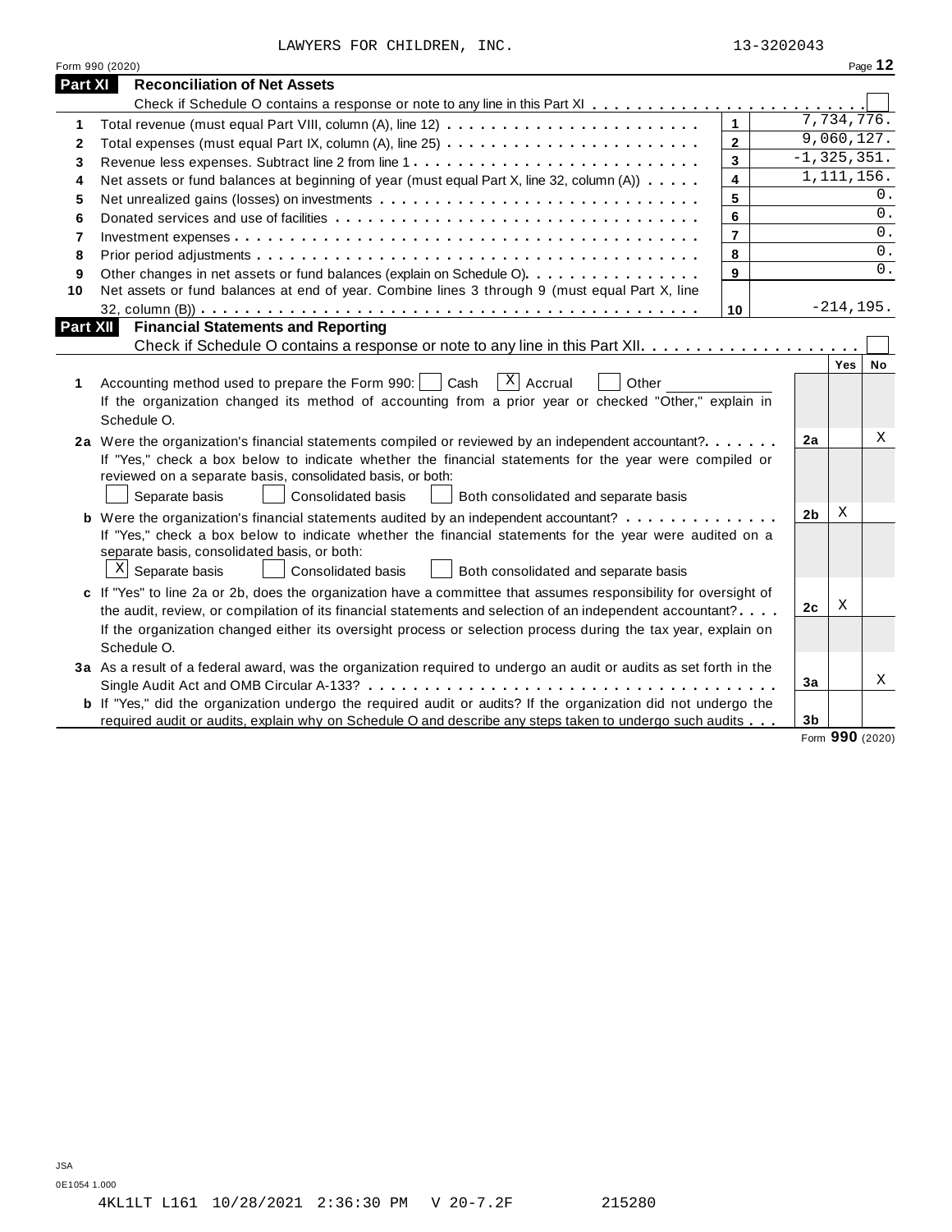LAWYERS FOR CHILDREN, INC. 13-3202043

Form 990 (2020) Page **12**

## Part XI Reconciliation of Net Assets

Check if Schedule O contains a response or note to any line in this Part XI . . . . . . . . . . . . . . . . . . . . . . . . ☐

| | | | |
|---|---|---|---|
| 1 | Total revenue (must equal Part VIII, column (A), line 12) | 1 | 7,734,776. |
| 2 | Total expenses (must equal Part IX, column (A), line 25) | 2 | 9,060,127. |
| 3 | Revenue less expenses. Subtract line 2 from line 1 | 3 | -1,325,351. |
| 4 | Net assets or fund balances at beginning of year (must equal Part X, line 32, column (A)) | 4 | 1,111,156. |
| 5 | Net unrealized gains (losses) on investments | 5 | 0. |
| 6 | Donated services and use of facilities | 6 | 0. |
| 7 | Investment expenses | 7 | 0. |
| 8 | Prior period adjustments | 8 | 0. |
| 9 | Other changes in net assets or fund balances (explain on Schedule O) | 9 | 0. |
| 10 | Net assets or fund balances at end of year. Combine lines 3 through 9 (must equal Part X, line 32, column (B)) | 10 | -214,195. |

## Part XII Financial Statements and Reporting

Check if Schedule O contains a response or note to any line in this Part XII . . . . . . . . . . . . . . . . . . . . ☐

| | | | Yes | No |
|---|---|---|---|---|
| 1 | Accounting method used to prepare the Form 990: ☐ Cash ☒ Accrual ☐ Other ____________ <br> If the organization changed its method of accounting from a prior year or checked "Other," explain in Schedule O. | | | |
| 2a | Were the organization's financial statements compiled or reviewed by an independent accountant? <br> If "Yes," check a box below to indicate whether the financial statements for the year were compiled or reviewed on a separate basis, consolidated basis, or both: <br> ☐ Separate basis ☐ Consolidated basis ☐ Both consolidated and separate basis | 2a | | X |
| b | Were the organization's financial statements audited by an independent accountant? <br> If "Yes," check a box below to indicate whether the financial statements for the year were audited on a separate basis, consolidated basis, or both: <br> ☒ Separate basis ☐ Consolidated basis ☐ Both consolidated and separate basis | 2b | X | |
| c | If "Yes" to line 2a or 2b, does the organization have a committee that assumes responsibility for oversight of the audit, review, or compilation of its financial statements and selection of an independent accountant? <br> If the organization changed either its oversight process or selection process during the tax year, explain on Schedule O. | 2c | X | |
| 3a | As a result of a federal award, was the organization required to undergo an audit or audits as set forth in the Single Audit Act and OMB Circular A-133? | 3a | | X |
| b | If "Yes," did the organization undergo the required audit or audits? If the organization did not undergo the required audit or audits, explain why on Schedule O and describe any steps taken to undergo such audits | 3b | | |

Form **990** (2020)

JSA
0E1054 1.000
4KL1LT L161 10/28/2021 2:36:30 PM V 20-7.2F 215280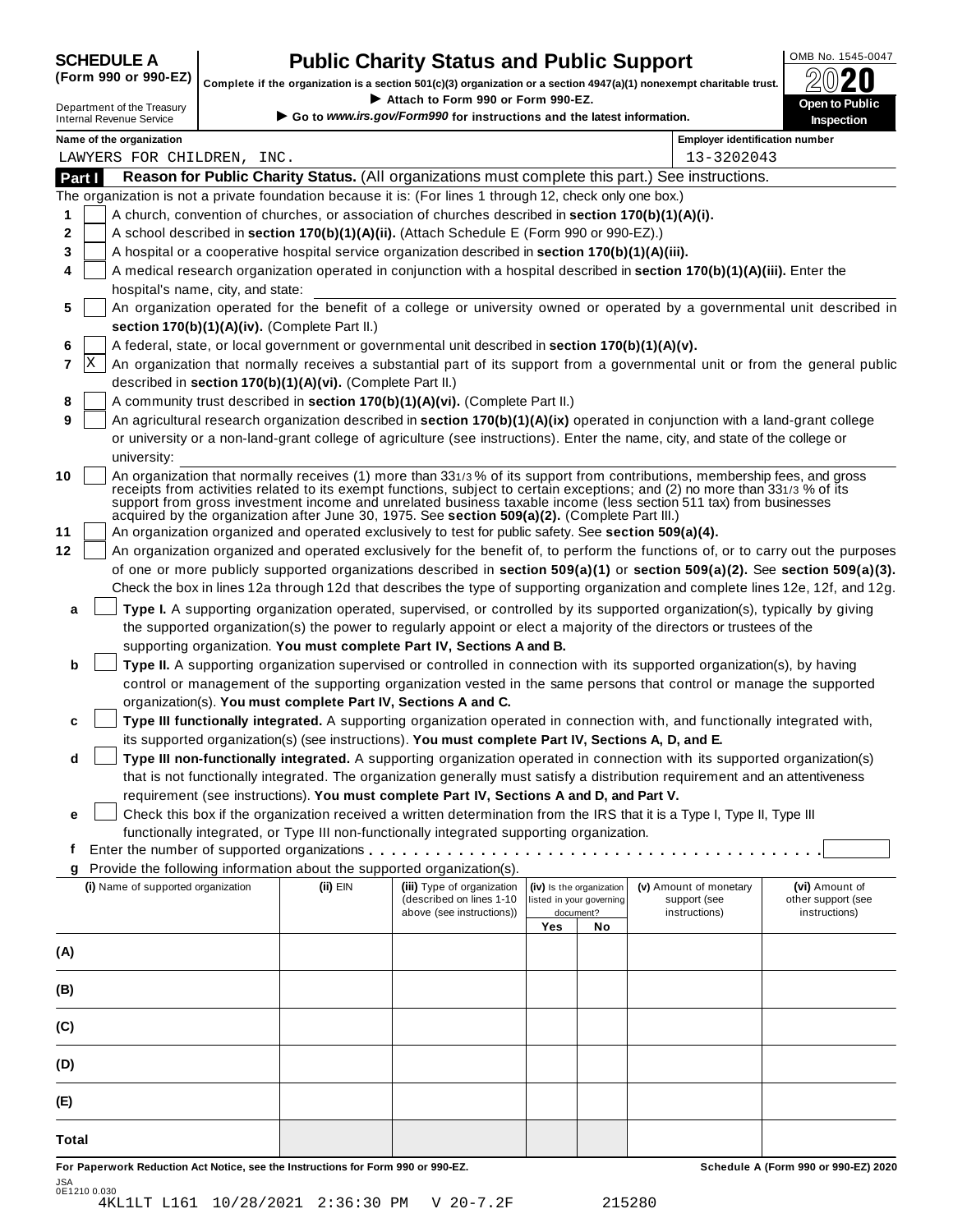**SCHEDULE A (Form 990 or 990-EZ)**

Department of the Treasury
Internal Revenue Service

# Public Charity Status and Public Support

**Complete if the organization is a section 501(c)(3) organization or a section 4947(a)(1) nonexempt charitable trust.**

▶ Attach to Form 990 or Form 990-EZ.

▶ Go to *www.irs.gov/Form990* for instructions and the latest information.

OMB No. 1545-0047

**2020**

**Open to Public Inspection**

**Name of the organization:** LAWYERS FOR CHILDREN, INC.

**Employer identification number:** 13-3202043

## Part I — Reason for Public Charity Status. (All organizations must complete this part.) See instructions.

The organization is not a private foundation because it is: (For lines 1 through 12, check only one box.)

1. [ ] A church, convention of churches, or association of churches described in **section 170(b)(1)(A)(i).**
2. [ ] A school described in **section 170(b)(1)(A)(ii).** (Attach Schedule E (Form 990 or 990-EZ).)
3. [ ] A hospital or a cooperative hospital service organization described in **section 170(b)(1)(A)(iii).**
4. [ ] A medical research organization operated in conjunction with a hospital described in **section 170(b)(1)(A)(iii).** Enter the hospital's name, city, and state:
5. [ ] An organization operated for the benefit of a college or university owned or operated by a governmental unit described in **section 170(b)(1)(A)(iv).** (Complete Part II.)
6. [ ] A federal, state, or local government or governmental unit described in **section 170(b)(1)(A)(v).**
7. [X] An organization that normally receives a substantial part of its support from a governmental unit or from the general public described in **section 170(b)(1)(A)(vi).** (Complete Part II.)
8. [ ] A community trust described in **section 170(b)(1)(A)(vi).** (Complete Part II.)
9. [ ] An agricultural research organization described in **section 170(b)(1)(A)(ix)** operated in conjunction with a land-grant college or university or a non-land-grant college of agriculture (see instructions). Enter the name, city, and state of the college or university:
10. [ ] An organization that normally receives (1) more than 33 1/3 % of its support from contributions, membership fees, and gross receipts from activities related to its exempt functions, subject to certain exceptions; and (2) no more than 33 1/3 % of its support from gross investment income and unrelated business taxable income (less section 511 tax) from businesses acquired by the organization after June 30, 1975. See **section 509(a)(2).** (Complete Part III.)
11. [ ] An organization organized and operated exclusively to test for public safety. See **section 509(a)(4).**
12. [ ] An organization organized and operated exclusively for the benefit of, to perform the functions of, or to carry out the purposes of one or more publicly supported organizations described in **section 509(a)(1)** or **section 509(a)(2).** See **section 509(a)(3).** Check the box in lines 12a through 12d that describes the type of supporting organization and complete lines 12e, 12f, and 12g.
   - **a** [ ] **Type I.** A supporting organization operated, supervised, or controlled by its supported organization(s), typically by giving the supported organization(s) the power to regularly appoint or elect a majority of the directors or trustees of the supporting organization. **You must complete Part IV, Sections A and B.**
   - **b** [ ] **Type II.** A supporting organization supervised or controlled in connection with its supported organization(s), by having control or management of the supporting organization vested in the same persons that control or manage the supported organization(s). **You must complete Part IV, Sections A and C.**
   - **c** [ ] **Type III functionally integrated.** A supporting organization operated in connection with, and functionally integrated with, its supported organization(s) (see instructions). **You must complete Part IV, Sections A, D, and E.**
   - **d** [ ] **Type III non-functionally integrated.** A supporting organization operated in connection with its supported organization(s) that is not functionally integrated. The organization generally must satisfy a distribution requirement and an attentiveness requirement (see instructions). **You must complete Part IV, Sections A and D, and Part V.**
   - **e** [ ] Check this box if the organization received a written determination from the IRS that it is a Type I, Type II, Type III functionally integrated, or Type III non-functionally integrated supporting organization.
   - **f** Enter the number of supported organizations
   - **g** Provide the following information about the supported organization(s).

| (i) Name of supported organization | (ii) EIN | (iii) Type of organization (described on lines 1-10 above (see instructions)) | (iv) Is the organization listed in your governing document? Yes | No | (v) Amount of monetary support (see instructions) | (vi) Amount of other support (see instructions) |
|---|---|---|---|---|---|---|
| (A) | | | | | | |
| (B) | | | | | | |
| (C) | | | | | | |
| (D) | | | | | | |
| (E) | | | | | | |
| Total | | | | | | |

**For Paperwork Reduction Act Notice, see the Instructions for Form 990 or 990-EZ.** **Schedule A (Form 990 or 990-EZ) 2020**

JSA
0E1210 0.030
4KL1LT L161 10/28/2021 2:36:30 PM V 20-7.2F 215280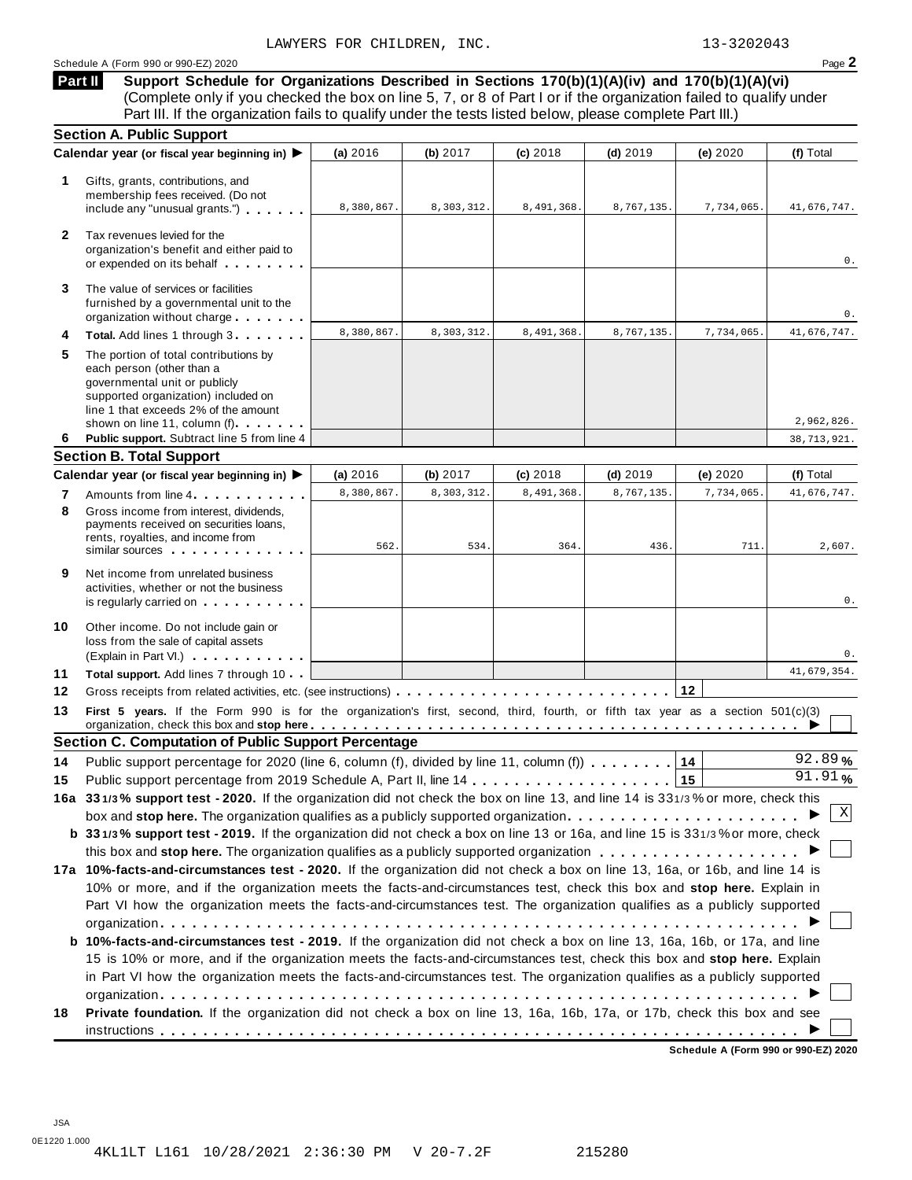LAWYERS FOR CHILDREN, INC. 13-3202043

Schedule A (Form 990 or 990-EZ) 2020

## Part II Support Schedule for Organizations Described in Sections 170(b)(1)(A)(iv) and 170(b)(1)(A)(vi)

(Complete only if you checked the box on line 5, 7, or 8 of Part I or if the organization failed to qualify under Part III. If the organization fails to qualify under the tests listed below, please complete Part III.)

### Section A. Public Support

| | Calendar year (or fiscal year beginning in) ▶ | (a) 2016 | (b) 2017 | (c) 2018 | (d) 2019 | (e) 2020 | (f) Total |
|---|---|---|---|---|---|---|---|
| 1 | Gifts, grants, contributions, and membership fees received. (Do not include any "unusual grants.") | 8,380,867. | 8,303,312. | 8,491,368. | 8,767,135. | 7,734,065. | 41,676,747. |
| 2 | Tax revenues levied for the organization's benefit and either paid to or expended on its behalf | | | | | | 0. |
| 3 | The value of services or facilities furnished by a governmental unit to the organization without charge | | | | | | 0. |
| 4 | **Total.** Add lines 1 through 3 | 8,380,867. | 8,303,312. | 8,491,368. | 8,767,135. | 7,734,065. | 41,676,747. |
| 5 | The portion of total contributions by each person (other than a governmental unit or publicly supported organization) included on line 1 that exceeds 2% of the amount shown on line 11, column (f) | | | | | | 2,962,826. |
| 6 | **Public support.** Subtract line 5 from line 4 | | | | | | 38,713,921. |

### Section B. Total Support

| | Calendar year (or fiscal year beginning in) ▶ | (a) 2016 | (b) 2017 | (c) 2018 | (d) 2019 | (e) 2020 | (f) Total |
|---|---|---|---|---|---|---|---|
| 7 | Amounts from line 4 | 8,380,867. | 8,303,312. | 8,491,368. | 8,767,135. | 7,734,065. | 41,676,747. |
| 8 | Gross income from interest, dividends, payments received on securities loans, rents, royalties, and income from similar sources | 562. | 534. | 364. | 436. | 711. | 2,607. |
| 9 | Net income from unrelated business activities, whether or not the business is regularly carried on | | | | | | 0. |
| 10 | Other income. Do not include gain or loss from the sale of capital assets (Explain in Part VI.) | | | | | | 0. |
| 11 | **Total support.** Add lines 7 through 10 | | | | | | 41,679,354. |

**12** Gross receipts from related activities, etc. (see instructions) . . . **12**

**13** **First 5 years.** If the Form 990 is for the organization's first, second, third, fourth, or fifth tax year as a section 501(c)(3) organization, check this box and **stop here** ▶ ☐

### Section C. Computation of Public Support Percentage

**14** Public support percentage for 2020 (line 6, column (f), divided by line 11, column (f)) . . . **14** 92.89 %

**15** Public support percentage from 2019 Schedule A, Part II, line 14 . . . **15** 91.91 %

**16a** **33 1/3 % support test - 2020.** If the organization did not check the box on line 13, and line 14 is 33 1/3 % or more, check this box and **stop here.** The organization qualifies as a publicly supported organization ▶ ☒

**b** **33 1/3 % support test - 2019.** If the organization did not check a box on line 13 or 16a, and line 15 is 33 1/3 % or more, check this box and **stop here.** The organization qualifies as a publicly supported organization ▶ ☐

**17a** **10%-facts-and-circumstances test - 2020.** If the organization did not check a box on line 13, 16a, or 16b, and line 14 is 10% or more, and if the organization meets the facts-and-circumstances test, check this box and **stop here.** Explain in Part VI how the organization meets the facts-and-circumstances test. The organization qualifies as a publicly supported organization ▶ ☐

**b** **10%-facts-and-circumstances test - 2019.** If the organization did not check a box on line 13, 16a, 16b, or 17a, and line 15 is 10% or more, and if the organization meets the facts-and-circumstances test, check this box and **stop here.** Explain in Part VI how the organization meets the facts-and-circumstances test. The organization qualifies as a publicly supported organization ▶ ☐

**18** **Private foundation.** If the organization did not check a box on line 13, 16a, 16b, 17a, or 17b, check this box and see instructions ▶ ☐

**Schedule A (Form 990 or 990-EZ) 2020**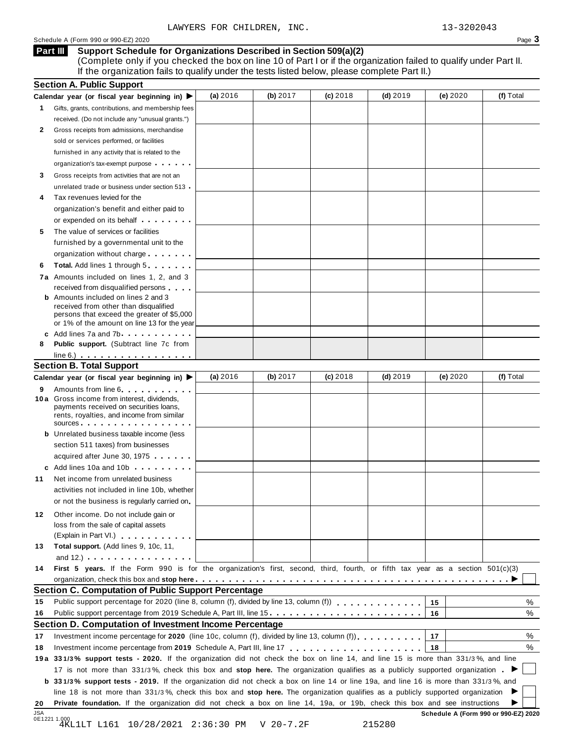LAWYERS FOR CHILDREN, INC. 13-3202043

Schedule A (Form 990 or 990-EZ) 2020

## Part III Support Schedule for Organizations Described in Section 509(a)(2)

(Complete only if you checked the box on line 10 of Part I or if the organization failed to qualify under Part II. If the organization fails to qualify under the tests listed below, please complete Part II.)

### Section A. Public Support

| Calendar year (or fiscal year beginning in) ▶ | (a) 2016 | (b) 2017 | (c) 2018 | (d) 2019 | (e) 2020 | (f) Total |
|---|---|---|---|---|---|---|
| 1 Gifts, grants, contributions, and membership fees received. (Do not include any "unusual grants.") | | | | | | |
| 2 Gross receipts from admissions, merchandise sold or services performed, or facilities furnished in any activity that is related to the organization's tax-exempt purpose | | | | | | |
| 3 Gross receipts from activities that are not an unrelated trade or business under section 513 | | | | | | |
| 4 Tax revenues levied for the organization's benefit and either paid to or expended on its behalf | | | | | | |
| 5 The value of services or facilities furnished by a governmental unit to the organization without charge | | | | | | |
| 6 **Total.** Add lines 1 through 5 | | | | | | |
| 7a Amounts included on lines 1, 2, and 3 received from disqualified persons | | | | | | |
| b Amounts included on lines 2 and 3 received from other than disqualified persons that exceed the greater of $5,000 or 1% of the amount on line 13 for the year | | | | | | |
| c Add lines 7a and 7b | | | | | | |
| 8 **Public support.** (Subtract line 7c from line 6.) | | | | | | |

### Section B. Total Support

| Calendar year (or fiscal year beginning in) ▶ | (a) 2016 | (b) 2017 | (c) 2018 | (d) 2019 | (e) 2020 | (f) Total |
|---|---|---|---|---|---|---|
| 9 Amounts from line 6 | | | | | | |
| 10a Gross income from interest, dividends, payments received on securities loans, rents, royalties, and income from similar sources | | | | | | |
| b Unrelated business taxable income (less section 511 taxes) from businesses acquired after June 30, 1975 | | | | | | |
| c Add lines 10a and 10b | | | | | | |
| 11 Net income from unrelated business activities not included in line 10b, whether or not the business is regularly carried on | | | | | | |
| 12 Other income. Do not include gain or loss from the sale of capital assets (Explain in Part VI.) | | | | | | |
| 13 **Total support.** (Add lines 9, 10c, 11, and 12.) | | | | | | |

14 **First 5 years.** If the Form 990 is for the organization's first, second, third, fourth, or fifth tax year as a section 501(c)(3) organization, check this box and **stop here** ▶ ☐

### Section C. Computation of Public Support Percentage

| | | | |
|---|---|---|---|
| 15 | Public support percentage for 2020 (line 8, column (f), divided by line 13, column (f)) | 15 | % |
| 16 | Public support percentage from 2019 Schedule A, Part III, line 15 | 16 | % |

### Section D. Computation of Investment Income Percentage

| | | | |
|---|---|---|---|
| 17 | Investment income percentage for **2020** (line 10c, column (f), divided by line 13, column (f)) | 17 | % |
| 18 | Investment income percentage from **2019** Schedule A, Part III, line 17 | 18 | % |

19a **33 1/3% support tests - 2020.** If the organization did not check the box on line 14, and line 15 is more than 33 1/3%, and line 17 is not more than 33 1/3%, check this box and **stop here.** The organization qualifies as a publicly supported organization ▶ ☐

b **33 1/3% support tests - 2019.** If the organization did not check a box on line 14 or line 19a, and line 16 is more than 33 1/3%, and line 18 is not more than 33 1/3%, check this box and **stop here.** The organization qualifies as a publicly supported organization ▶ ☐

20 **Private foundation.** If the organization did not check a box on line 14, 19a, or 19b, check this box and see instructions ▶ ☐

JSA 0E1221 1.000 4KL1LT L161 10/28/2021 2:36:30 PM V 20-7.2F 215280

Schedule A (Form 990 or 990-EZ) 2020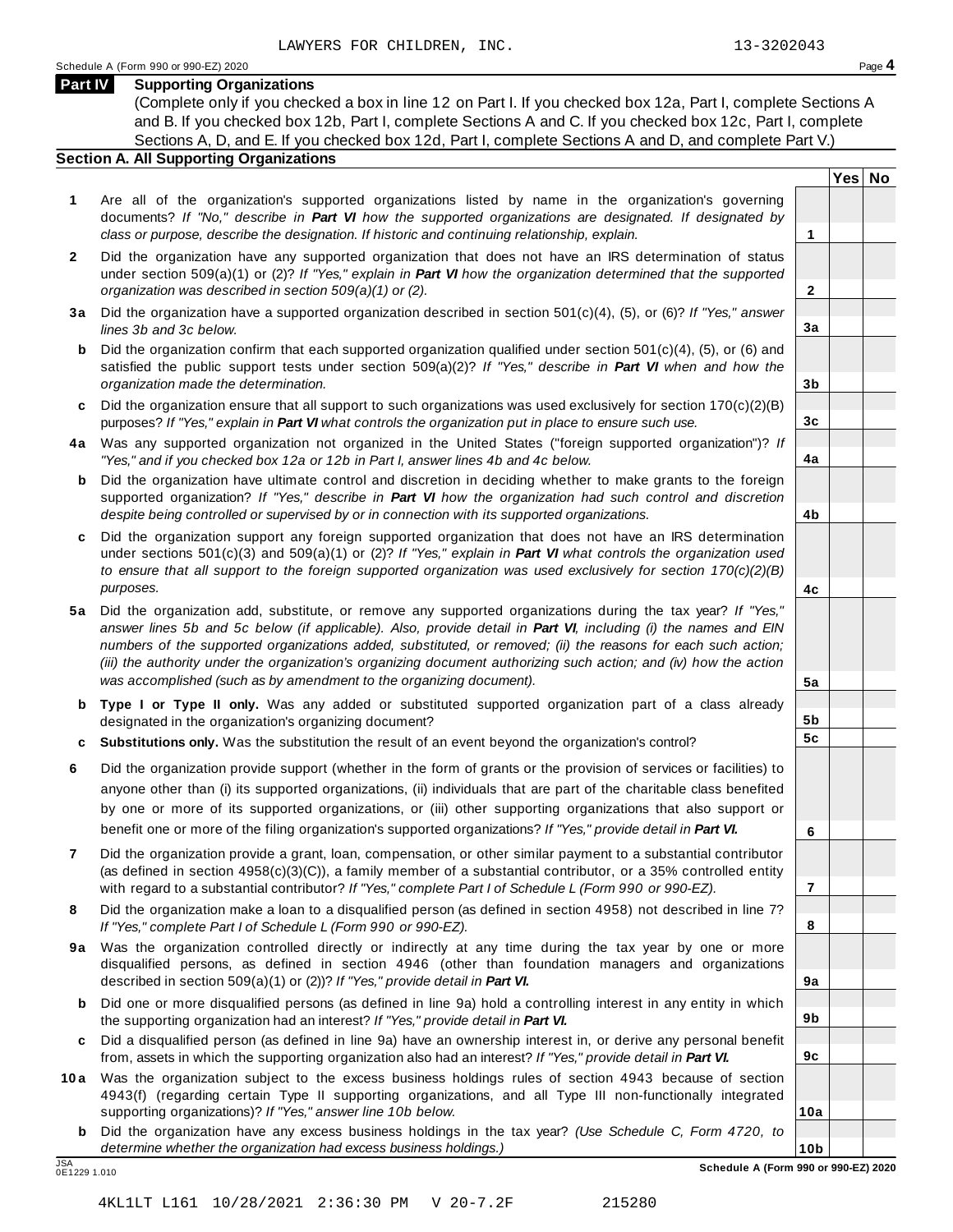LAWYERS FOR CHILDREN, INC. 13-3202043

Schedule A (Form 990 or 990-EZ) 2020 Page **4**

## Part IV Supporting Organizations

(Complete only if you checked a box in line 12 on Part I. If you checked box 12a, Part I, complete Sections A and B. If you checked box 12b, Part I, complete Sections A and C. If you checked box 12c, Part I, complete Sections A, D, and E. If you checked box 12d, Part I, complete Sections A and D, and complete Part V.)

### Section A. All Supporting Organizations

| | | | Yes | No |
|---|---|---|---|---|
| **1** | Are all of the organization's supported organizations listed by name in the organization's governing documents? *If "No," describe in **Part VI** how the supported organizations are designated. If designated by class or purpose, describe the designation. If historic and continuing relationship, explain.* | **1** | | |
| **2** | Did the organization have any supported organization that does not have an IRS determination of status under section 509(a)(1) or (2)? *If "Yes," explain in **Part VI** how the organization determined that the supported organization was described in section 509(a)(1) or (2).* | **2** | | |
| **3a** | Did the organization have a supported organization described in section 501(c)(4), (5), or (6)? *If "Yes," answer lines 3b and 3c below.* | **3a** | | |
| **b** | Did the organization confirm that each supported organization qualified under section 501(c)(4), (5), or (6) and satisfied the public support tests under section 509(a)(2)? *If "Yes," describe in **Part VI** when and how the organization made the determination.* | **3b** | | |
| **c** | Did the organization ensure that all support to such organizations was used exclusively for section 170(c)(2)(B) purposes? *If "Yes," explain in **Part VI** what controls the organization put in place to ensure such use.* | **3c** | | |
| **4a** | Was any supported organization not organized in the United States ("foreign supported organization")? *If "Yes," and if you checked box 12a or 12b in Part I, answer lines 4b and 4c below.* | **4a** | | |
| **b** | Did the organization have ultimate control and discretion in deciding whether to make grants to the foreign supported organization? *If "Yes," describe in **Part VI** how the organization had such control and discretion despite being controlled or supervised by or in connection with its supported organizations.* | **4b** | | |
| **c** | Did the organization support any foreign supported organization that does not have an IRS determination under sections 501(c)(3) and 509(a)(1) or (2)? *If "Yes," explain in **Part VI** what controls the organization used to ensure that all support to the foreign supported organization was used exclusively for section 170(c)(2)(B) purposes.* | **4c** | | |
| **5a** | Did the organization add, substitute, or remove any supported organizations during the tax year? *If "Yes," answer lines 5b and 5c below (if applicable). Also, provide detail in **Part VI**, including (i) the names and EIN numbers of the supported organizations added, substituted, or removed; (ii) the reasons for each such action; (iii) the authority under the organization's organizing document authorizing such action; and (iv) how the action was accomplished (such as by amendment to the organizing document).* | **5a** | | |
| **b** | **Type I or Type II only.** Was any added or substituted supported organization part of a class already designated in the organization's organizing document? | **5b** | | |
| **c** | **Substitutions only.** Was the substitution the result of an event beyond the organization's control? | **5c** | | |
| **6** | Did the organization provide support (whether in the form of grants or the provision of services or facilities) to anyone other than (i) its supported organizations, (ii) individuals that are part of the charitable class benefited by one or more of its supported organizations, or (iii) other supporting organizations that also support or benefit one or more of the filing organization's supported organizations? *If "Yes," provide detail in **Part VI.*** | **6** | | |
| **7** | Did the organization provide a grant, loan, compensation, or other similar payment to a substantial contributor (as defined in section 4958(c)(3)(C)), a family member of a substantial contributor, or a 35% controlled entity with regard to a substantial contributor? *If "Yes," complete Part I of Schedule L (Form 990 or 990-EZ).* | **7** | | |
| **8** | Did the organization make a loan to a disqualified person (as defined in section 4958) not described in line 7? *If "Yes," complete Part I of Schedule L (Form 990 or 990-EZ).* | **8** | | |
| **9a** | Was the organization controlled directly or indirectly at any time during the tax year by one or more disqualified persons, as defined in section 4946 (other than foundation managers and organizations described in section 509(a)(1) or (2))? *If "Yes," provide detail in **Part VI.*** | **9a** | | |
| **b** | Did one or more disqualified persons (as defined in line 9a) hold a controlling interest in any entity in which the supporting organization had an interest? *If "Yes," provide detail in **Part VI.*** | **9b** | | |
| **c** | Did a disqualified person (as defined in line 9a) have an ownership interest in, or derive any personal benefit from, assets in which the supporting organization also had an interest? *If "Yes," provide detail in **Part VI.*** | **9c** | | |
| **10a** | Was the organization subject to the excess business holdings rules of section 4943 because of section 4943(f) (regarding certain Type II supporting organizations, and all Type III non-functionally integrated supporting organizations)? *If "Yes," answer line 10b below.* | **10a** | | |
| **b** | Did the organization have any excess business holdings in the tax year? *(Use Schedule C, Form 4720, to determine whether the organization had excess business holdings.)* | **10b** | | |

JSA 0E1229 1.010 **Schedule A (Form 990 or 990-EZ) 2020**

4KL1LT L161 10/28/2021 2:36:30 PM V 20-7.2F 215280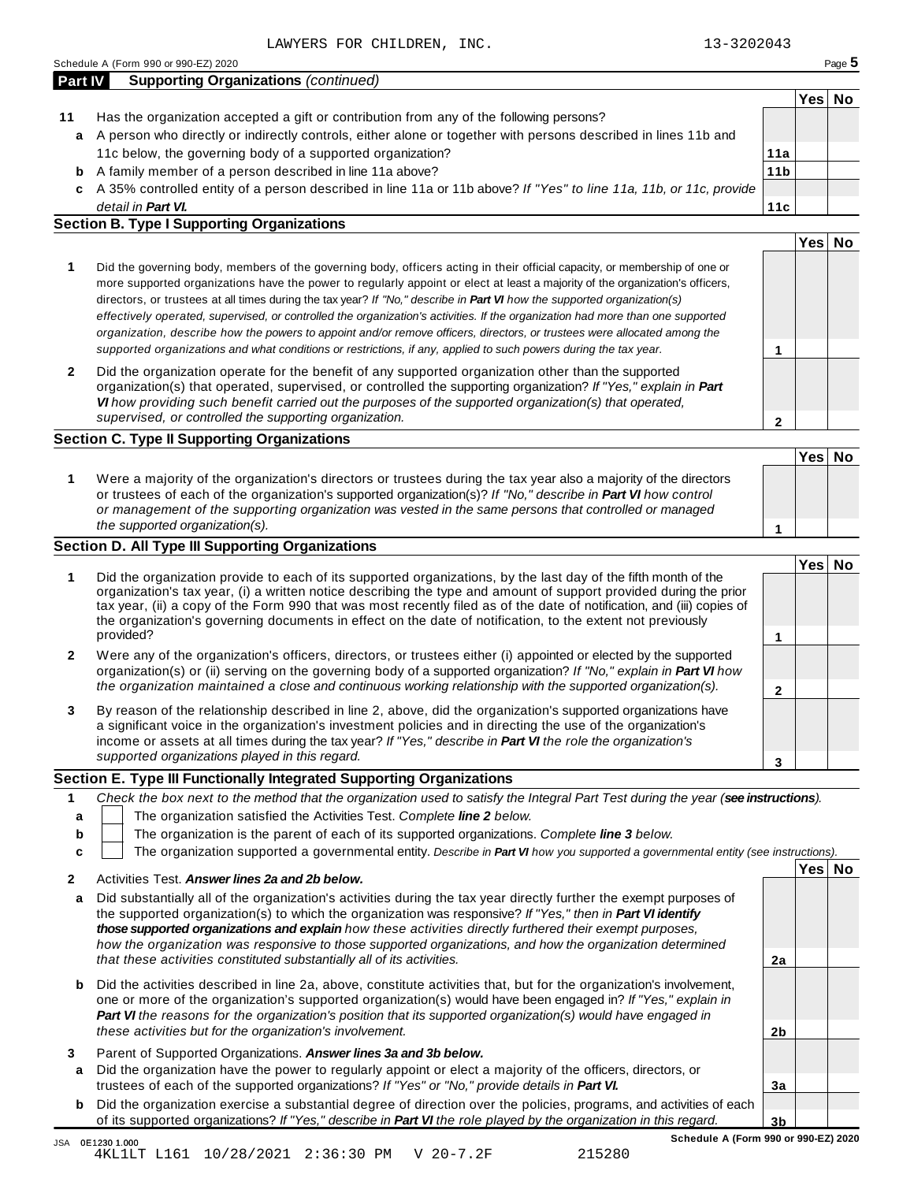LAWYERS FOR CHILDREN, INC. 13-3202043

Schedule A (Form 990 or 990-EZ) 2020

## Part IV Supporting Organizations *(continued)*

| | | | Yes | No |
|---|---|---|---|---|
| **11** | Has the organization accepted a gift or contribution from any of the following persons? | | | |
| **a** | A person who directly or indirectly controls, either alone or together with persons described in lines 11b and 11c below, the governing body of a supported organization? | **11a** | | |
| **b** | A family member of a person described in line 11a above? | **11b** | | |
| **c** | A 35% controlled entity of a person described in line 11a or 11b above? *If "Yes" to line 11a, 11b, or 11c, provide detail in **Part VI.*** | **11c** | | |

### Section B. Type I Supporting Organizations

| | | | Yes | No |
|---|---|---|---|---|
| **1** | Did the governing body, members of the governing body, officers acting in their official capacity, or membership of one or more supported organizations have the power to regularly appoint or elect at least a majority of the organization's officers, directors, or trustees at all times during the tax year? *If "No," describe in **Part VI** how the supported organization(s) effectively operated, supervised, or controlled the organization's activities. If the organization had more than one supported organization, describe how the powers to appoint and/or remove officers, directors, or trustees were allocated among the supported organizations and what conditions or restrictions, if any, applied to such powers during the tax year.* | **1** | | |
| **2** | Did the organization operate for the benefit of any supported organization other than the supported organization(s) that operated, supervised, or controlled the supporting organization? *If "Yes," explain in **Part VI** how providing such benefit carried out the purposes of the supported organization(s) that operated, supervised, or controlled the supporting organization.* | **2** | | |

### Section C. Type II Supporting Organizations

| | | | Yes | No |
|---|---|---|---|---|
| **1** | Were a majority of the organization's directors or trustees during the tax year also a majority of the directors or trustees of each of the organization's supported organization(s)? *If "No," describe in **Part VI** how control or management of the supporting organization was vested in the same persons that controlled or managed the supported organization(s).* | **1** | | |

### Section D. All Type III Supporting Organizations

| | | | Yes | No |
|---|---|---|---|---|
| **1** | Did the organization provide to each of its supported organizations, by the last day of the fifth month of the organization's tax year, (i) a written notice describing the type and amount of support provided during the prior tax year, (ii) a copy of the Form 990 that was most recently filed as of the date of notification, and (iii) copies of the organization's governing documents in effect on the date of notification, to the extent not previously provided? | **1** | | |
| **2** | Were any of the organization's officers, directors, or trustees either (i) appointed or elected by the supported organization(s) or (ii) serving on the governing body of a supported organization? *If "No," explain in **Part VI** how the organization maintained a close and continuous working relationship with the supported organization(s).* | **2** | | |
| **3** | By reason of the relationship described in line 2, above, did the organization's supported organizations have a significant voice in the organization's investment policies and in directing the use of the organization's income or assets at all times during the tax year? *If "Yes," describe in **Part VI** the role the organization's supported organizations played in this regard.* | **3** | | |

### Section E. Type III Functionally Integrated Supporting Organizations

**1** *Check the box next to the method that the organization used to satisfy the Integral Part Test during the year (**see instructions**).*

- **a** ☐ The organization satisfied the Activities Test. *Complete **line 2** below.*
- **b** ☐ The organization is the parent of each of its supported organizations. *Complete **line 3** below.*
- **c** ☐ The organization supported a governmental entity. *Describe in **Part VI** how you supported a governmental entity (see instructions).*

| | | | Yes | No |
|---|---|---|---|---|
| **2** | Activities Test. ***Answer lines 2a and 2b below.*** | | | |
| **a** | Did substantially all of the organization's activities during the tax year directly further the exempt purposes of the supported organization(s) to which the organization was responsive? *If "Yes," then in **Part VI identify those supported organizations and explain** how these activities directly furthered their exempt purposes, how the organization was responsive to those supported organizations, and how the organization determined that these activities constituted substantially all of its activities.* | **2a** | | |
| **b** | Did the activities described in line 2a, above, constitute activities that, but for the organization's involvement, one or more of the organization's supported organization(s) would have been engaged in? *If "Yes," explain in **Part VI** the reasons for the organization's position that its supported organization(s) would have engaged in these activities but for the organization's involvement.* | **2b** | | |
| **3** | Parent of Supported Organizations. ***Answer lines 3a and 3b below.*** | | | |
| **a** | Did the organization have the power to regularly appoint or elect a majority of the officers, directors, or trustees of each of the supported organizations? *If "Yes" or "No," provide details in **Part VI.*** | **3a** | | |
| **b** | Did the organization exercise a substantial degree of direction over the policies, programs, and activities of each of its supported organizations? *If "Yes," describe in **Part VI** the role played by the organization in this regard.* | **3b** | | |

**Schedule A (Form 990 or 990-EZ) 2020**

JSA 0E1230 1.000
4KL1LT L161 10/28/2021 2:36:30 PM V 20-7.2F 215280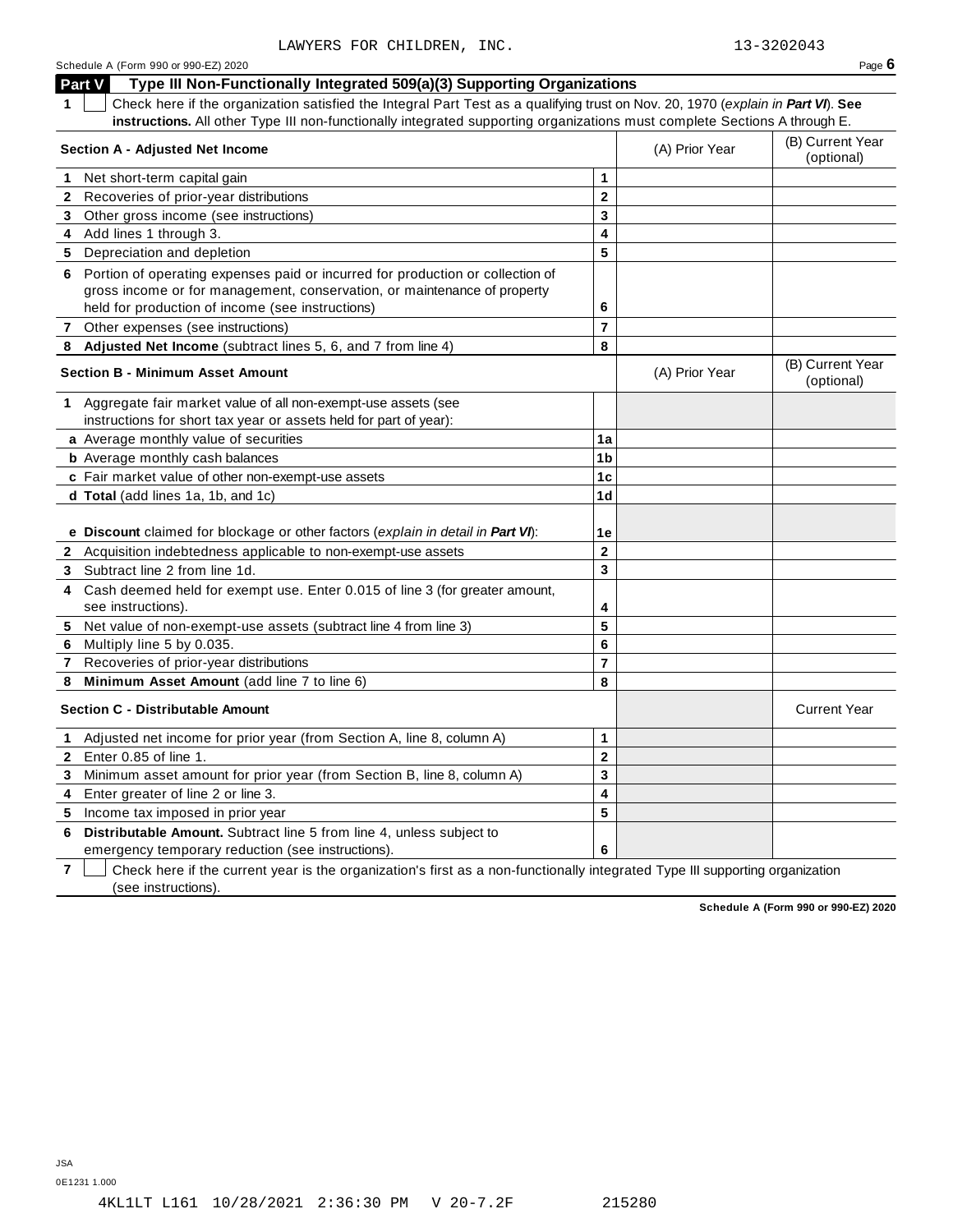LAWYERS FOR CHILDREN, INC. 13-3202043

Schedule A (Form 990 or 990-EZ) 2020 Page **6**

## Part V Type III Non-Functionally Integrated 509(a)(3) Supporting Organizations

**1** ☐ Check here if the organization satisfied the Integral Part Test as a qualifying trust on Nov. 20, 1970 (*explain in* ***Part VI***). **See instructions.** All other Type III non-functionally integrated supporting organizations must complete Sections A through E.

| **Section A - Adjusted Net Income** | | (A) Prior Year | (B) Current Year (optional) |
|---|---|---|---|
| **1** Net short-term capital gain | **1** | | |
| **2** Recoveries of prior-year distributions | **2** | | |
| **3** Other gross income (see instructions) | **3** | | |
| **4** Add lines 1 through 3. | **4** | | |
| **5** Depreciation and depletion | **5** | | |
| **6** Portion of operating expenses paid or incurred for production or collection of gross income or for management, conservation, or maintenance of property held for production of income (see instructions) | **6** | | |
| **7** Other expenses (see instructions) | **7** | | |
| **8** **Adjusted Net Income** (subtract lines 5, 6, and 7 from line 4) | **8** | | |

| **Section B - Minimum Asset Amount** | | (A) Prior Year | (B) Current Year (optional) |
|---|---|---|---|
| **1** Aggregate fair market value of all non-exempt-use assets (see instructions for short tax year or assets held for part of year): | | | |
| **a** Average monthly value of securities | **1a** | | |
| **b** Average monthly cash balances | **1b** | | |
| **c** Fair market value of other non-exempt-use assets | **1c** | | |
| **d Total** (add lines 1a, 1b, and 1c) | **1d** | | |
| **e Discount** claimed for blockage or other factors (*explain in detail in* ***Part VI***): | **1e** | | |
| **2** Acquisition indebtedness applicable to non-exempt-use assets | **2** | | |
| **3** Subtract line 2 from line 1d. | **3** | | |
| **4** Cash deemed held for exempt use. Enter 0.015 of line 3 (for greater amount, see instructions). | **4** | | |
| **5** Net value of non-exempt-use assets (subtract line 4 from line 3) | **5** | | |
| **6** Multiply line 5 by 0.035. | **6** | | |
| **7** Recoveries of prior-year distributions | **7** | | |
| **8** **Minimum Asset Amount** (add line 7 to line 6) | **8** | | |

| **Section C - Distributable Amount** | | | Current Year |
|---|---|---|---|
| **1** Adjusted net income for prior year (from Section A, line 8, column A) | **1** | | |
| **2** Enter 0.85 of line 1. | **2** | | |
| **3** Minimum asset amount for prior year (from Section B, line 8, column A) | **3** | | |
| **4** Enter greater of line 2 or line 3. | **4** | | |
| **5** Income tax imposed in prior year | **5** | | |
| **6** **Distributable Amount.** Subtract line 5 from line 4, unless subject to emergency temporary reduction (see instructions). | **6** | | |

**7** ☐ Check here if the current year is the organization's first as a non-functionally integrated Type III supporting organization (see instructions).

**Schedule A (Form 990 or 990-EZ) 2020**

JSA
0E1231 1.000

4KL1LT L161 10/28/2021 2:36:30 PM V 20-7.2F 215280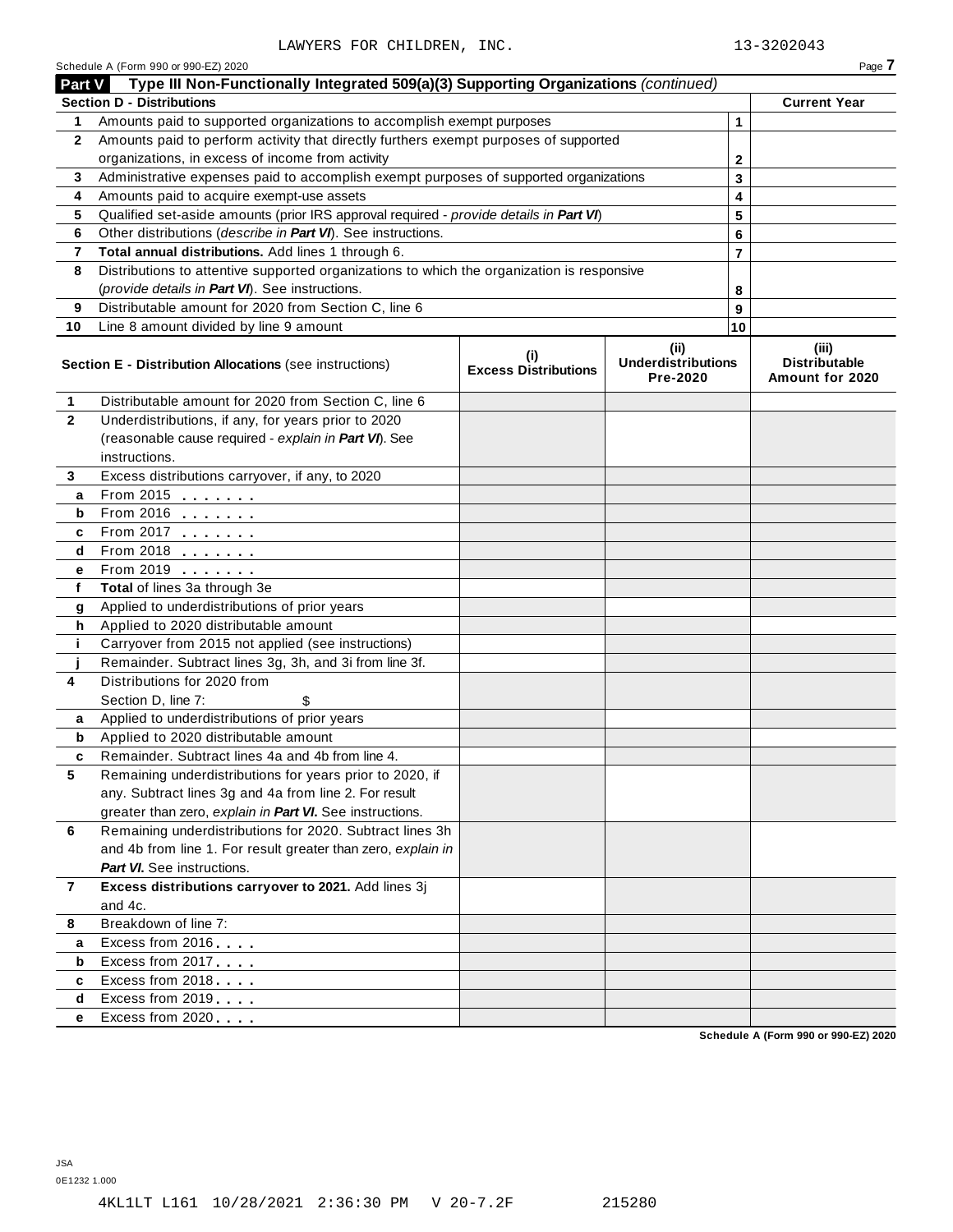LAWYERS FOR CHILDREN, INC. 13-3202043

Schedule A (Form 990 or 990-EZ) 2020

## Part V Type III Non-Functionally Integrated 509(a)(3) Supporting Organizations *(continued)*

| Section D - Distributions | | | Current Year |
|---|---|---|---|
| 1 | Amounts paid to supported organizations to accomplish exempt purposes | 1 | |
| 2 | Amounts paid to perform activity that directly furthers exempt purposes of supported organizations, in excess of income from activity | 2 | |
| 3 | Administrative expenses paid to accomplish exempt purposes of supported organizations | 3 | |
| 4 | Amounts paid to acquire exempt-use assets | 4 | |
| 5 | Qualified set-aside amounts (prior IRS approval required - *provide details in **Part VI***) | 5 | |
| 6 | Other distributions (*describe in **Part VI***). See instructions. | 6 | |
| 7 | **Total annual distributions.** Add lines 1 through 6. | 7 | |
| 8 | Distributions to attentive supported organizations to which the organization is responsive (*provide details in **Part VI***). See instructions. | 8 | |
| 9 | Distributable amount for 2020 from Section C, line 6 | 9 | |
| 10 | Line 8 amount divided by line 9 amount | 10 | |

| | Section E - Distribution Allocations (see instructions) | (i) Excess Distributions | (ii) Underdistributions Pre-2020 | (iii) Distributable Amount for 2020 |
|---|---|---|---|---|
| 1 | Distributable amount for 2020 from Section C, line 6 | | | |
| 2 | Underdistributions, if any, for years prior to 2020 (reasonable cause required - *explain in **Part VI***). See instructions. | | | |
| 3 | Excess distributions carryover, if any, to 2020 | | | |
| a | From 2015 | | | |
| b | From 2016 | | | |
| c | From 2017 | | | |
| d | From 2018 | | | |
| e | From 2019 | | | |
| f | **Total** of lines 3a through 3e | | | |
| g | Applied to underdistributions of prior years | | | |
| h | Applied to 2020 distributable amount | | | |
| i | Carryover from 2015 not applied (see instructions) | | | |
| j | Remainder. Subtract lines 3g, 3h, and 3i from line 3f. | | | |
| 4 | Distributions for 2020 from Section D, line 7: $ | | | |
| a | Applied to underdistributions of prior years | | | |
| b | Applied to 2020 distributable amount | | | |
| c | Remainder. Subtract lines 4a and 4b from line 4. | | | |
| 5 | Remaining underdistributions for years prior to 2020, if any. Subtract lines 3g and 4a from line 2. For result greater than zero, *explain in **Part VI***. See instructions. | | | |
| 6 | Remaining underdistributions for 2020. Subtract lines 3h and 4b from line 1. For result greater than zero, *explain in **Part VI***. See instructions. | | | |
| 7 | **Excess distributions carryover to 2021.** Add lines 3j and 4c. | | | |
| 8 | Breakdown of line 7: | | | |
| a | Excess from 2016 | | | |
| b | Excess from 2017 | | | |
| c | Excess from 2018 | | | |
| d | Excess from 2019 | | | |
| e | Excess from 2020 | | | |

Schedule A (Form 990 or 990-EZ) 2020

JSA
0E1232 1.000

4KL1LT L161 10/28/2021 2:36:30 PM V 20-7.2F 215280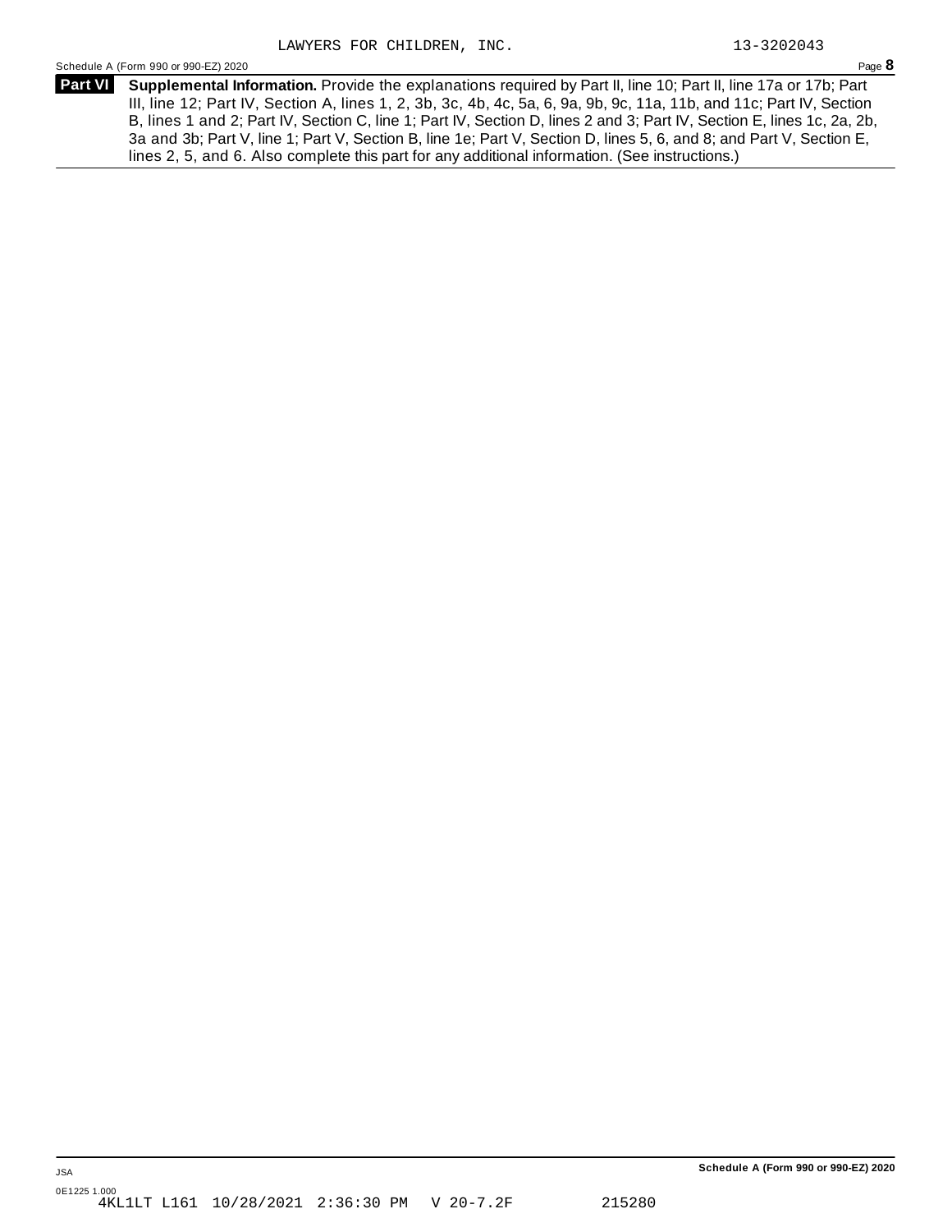LAWYERS FOR CHILDREN, INC. 13-3202043

**Part VI** **Supplemental Information.** Provide the explanations required by Part II, line 10; Part II, line 17a or 17b; Part III, line 12; Part IV, Section A, lines 1, 2, 3b, 3c, 4b, 4c, 5a, 6, 9a, 9b, 9c, 11a, 11b, and 11c; Part IV, Section B, lines 1 and 2; Part IV, Section C, line 1; Part IV, Section D, lines 2 and 3; Part IV, Section E, lines 1c, 2a, 2b, 3a and 3b; Part V, line 1; Part V, Section B, line 1e; Part V, Section D, lines 5, 6, and 8; and Part V, Section E, lines 2, 5, and 6. Also complete this part for any additional information. (See instructions.)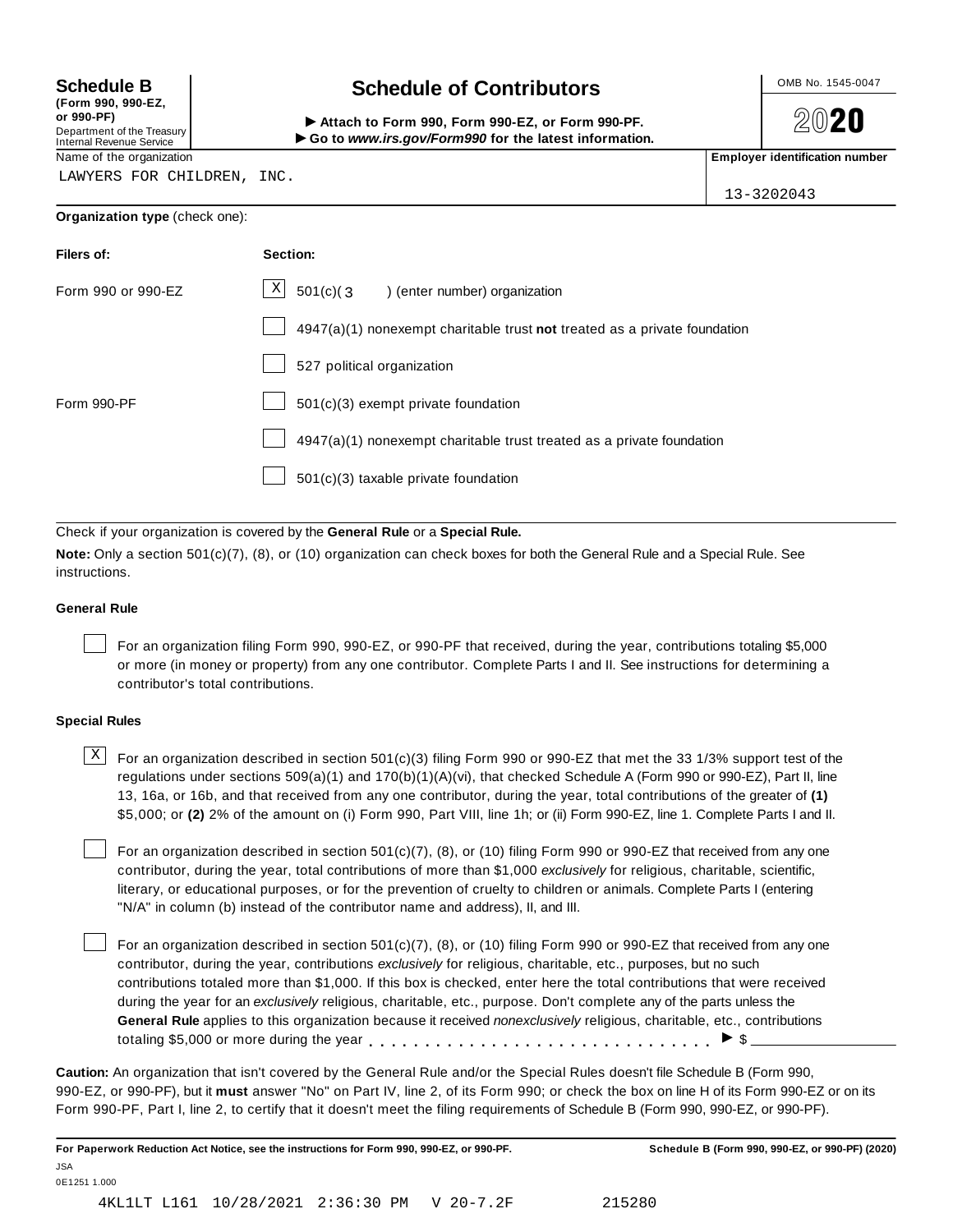**Schedule B**
**(Form 990, 990-EZ, or 990-PF)**
Department of the Treasury
Internal Revenue Service

# Schedule of Contributors

► **Attach to Form 990, Form 990-EZ, or Form 990-PF.**
► **Go to *www.irs.gov/Form990* for the latest information.**

OMB No. 1545-0047

**2020**

| Name of the organization | **Employer identification number** |
|---|---|
| LAWYERS FOR CHILDREN, INC. | 13-3202043 |

**Organization type** (check one):

| **Filers of:** | **Section:** |
|---|---|
| Form 990 or 990-EZ | [X] 501(c)( 3 ) (enter number) organization |
| | [ ] 4947(a)(1) nonexempt charitable trust **not** treated as a private foundation |
| | [ ] 527 political organization |
| Form 990-PF | [ ] 501(c)(3) exempt private foundation |
| | [ ] 4947(a)(1) nonexempt charitable trust treated as a private foundation |
| | [ ] 501(c)(3) taxable private foundation |

Check if your organization is covered by the **General Rule** or a **Special Rule.**

**Note:** Only a section 501(c)(7), (8), or (10) organization can check boxes for both the General Rule and a Special Rule. See instructions.

### General Rule

[ ] For an organization filing Form 990, 990-EZ, or 990-PF that received, during the year, contributions totaling $5,000 or more (in money or property) from any one contributor. Complete Parts I and II. See instructions for determining a contributor's total contributions.

### Special Rules

[X] For an organization described in section 501(c)(3) filing Form 990 or 990-EZ that met the 33 1/3% support test of the regulations under sections 509(a)(1) and 170(b)(1)(A)(vi), that checked Schedule A (Form 990 or 990-EZ), Part II, line 13, 16a, or 16b, and that received from any one contributor, during the year, total contributions of the greater of **(1)** $5,000; or **(2)** 2% of the amount on (i) Form 990, Part VIII, line 1h; or (ii) Form 990-EZ, line 1. Complete Parts I and II.

[ ] For an organization described in section 501(c)(7), (8), or (10) filing Form 990 or 990-EZ that received from any one contributor, during the year, total contributions of more than $1,000 *exclusively* for religious, charitable, scientific, literary, or educational purposes, or for the prevention of cruelty to children or animals. Complete Parts I (entering "N/A" in column (b) instead of the contributor name and address), II, and III.

[ ] For an organization described in section 501(c)(7), (8), or (10) filing Form 990 or 990-EZ that received from any one contributor, during the year, contributions *exclusively* for religious, charitable, etc., purposes, but no such contributions totaled more than $1,000. If this box is checked, enter here the total contributions that were received during the year for an *exclusively* religious, charitable, etc., purpose. Don't complete any of the parts unless the **General Rule** applies to this organization because it received *nonexclusively* religious, charitable, etc., contributions totaling $5,000 or more during the year . . . . . . . . . . . . . . . . . . . . . . . . . . . . . ► $ ______

**Caution:** An organization that isn't covered by the General Rule and/or the Special Rules doesn't file Schedule B (Form 990, 990-EZ, or 990-PF), but it **must** answer "No" on Part IV, line 2, of its Form 990; or check the box on line H of its Form 990-EZ or on its Form 990-PF, Part I, line 2, to certify that it doesn't meet the filing requirements of Schedule B (Form 990, 990-EZ, or 990-PF).

**For Paperwork Reduction Act Notice, see the instructions for Form 990, 990-EZ, or 990-PF.** **Schedule B (Form 990, 990-EZ, or 990-PF) (2020)**

JSA
0E1251 1.000

4KL1LT L161 10/28/2021 2:36:30 PM V 20-7.2F 215280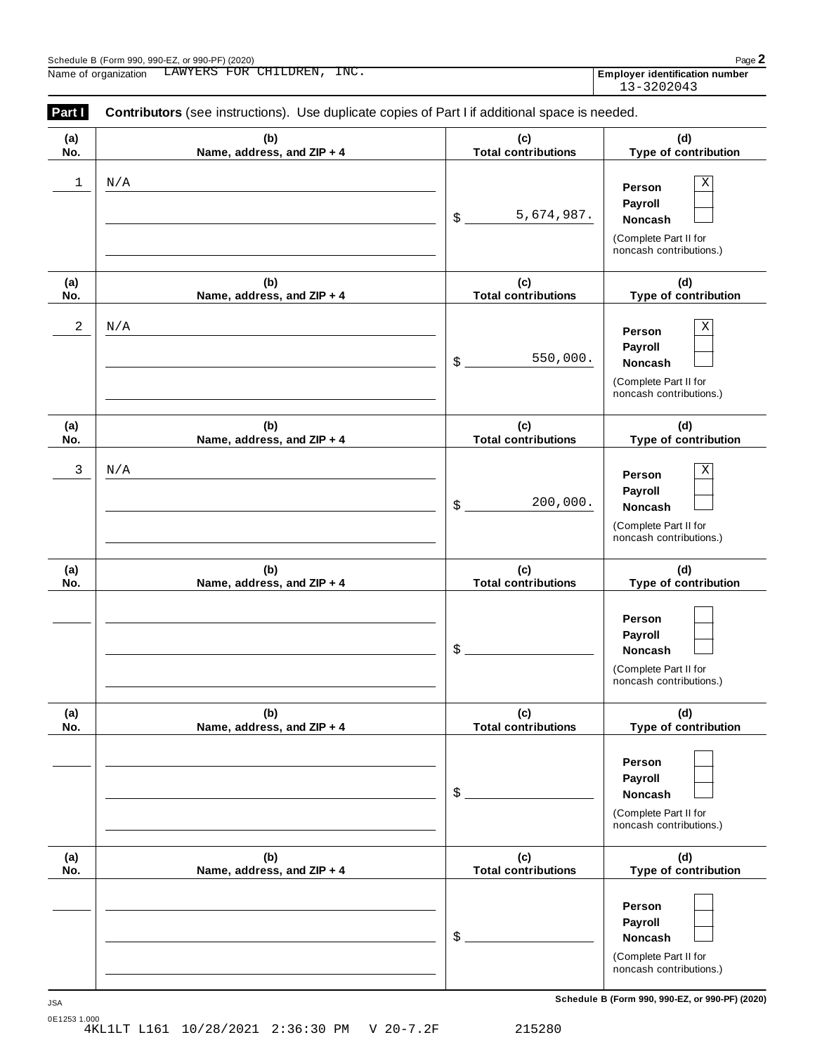Name of organization LAWYERS FOR CHILDREN, INC.

**Employer identification number** 13-3202043

**Part I** **Contributors** (see instructions). Use duplicate copies of Part I if additional space is needed.

| (a) No. | (b) Name, address, and ZIP + 4 | (c) Total contributions | (d) Type of contribution |
|---|---|---|---|
| 1 | N/A | $ 5,674,987. | Person [X] Payroll [ ] Noncash [ ] (Complete Part II for noncash contributions.) |
| 2 | N/A | $ 550,000. | Person [X] Payroll [ ] Noncash [ ] (Complete Part II for noncash contributions.) |
| 3 | N/A | $ 200,000. | Person [X] Payroll [ ] Noncash [ ] (Complete Part II for noncash contributions.) |
| | | $ | Person [ ] Payroll [ ] Noncash [ ] (Complete Part II for noncash contributions.) |
| | | $ | Person [ ] Payroll [ ] Noncash [ ] (Complete Part II for noncash contributions.) |
| | | $ | Person [ ] Payroll [ ] Noncash [ ] (Complete Part II for noncash contributions.) |

JSA

0E1253 1.000

4KL1LT L161 10/28/2021 2:36:30 PM V 20-7.2F 215280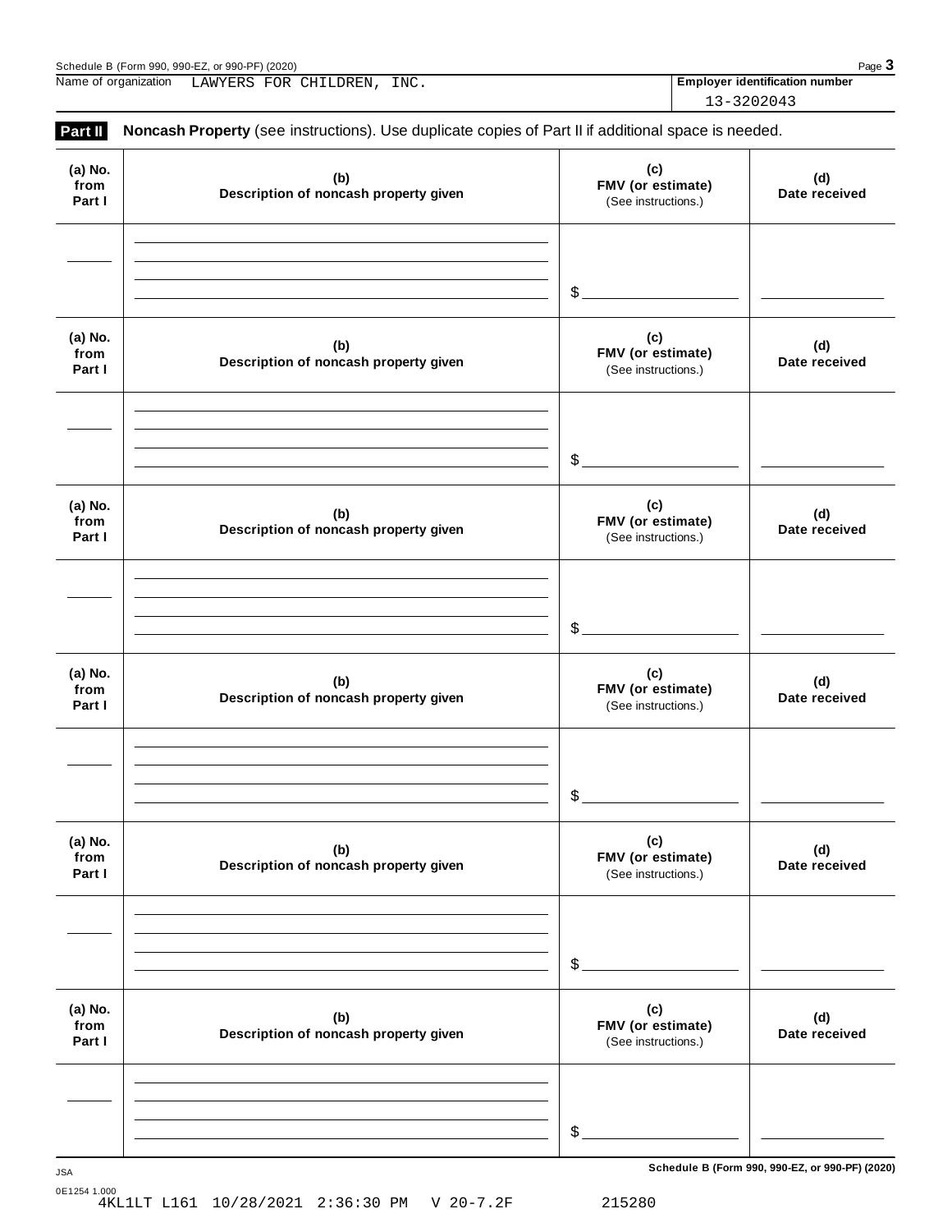Name of organization LAWYERS FOR CHILDREN, INC.

**Employer identification number** 13-3202043

**Part II** **Noncash Property** (see instructions). Use duplicate copies of Part II if additional space is needed.

| (a) No. from Part I | (b) Description of noncash property given | (c) FMV (or estimate) (See instructions.) | (d) Date received |
|---|---|---|---|
| | | $ | |

| (a) No. from Part I | (b) Description of noncash property given | (c) FMV (or estimate) (See instructions.) | (d) Date received |
|---|---|---|---|
| | | $ | |

| (a) No. from Part I | (b) Description of noncash property given | (c) FMV (or estimate) (See instructions.) | (d) Date received |
|---|---|---|---|
| | | $ | |

| (a) No. from Part I | (b) Description of noncash property given | (c) FMV (or estimate) (See instructions.) | (d) Date received |
|---|---|---|---|
| | | $ | |

| (a) No. from Part I | (b) Description of noncash property given | (c) FMV (or estimate) (See instructions.) | (d) Date received |
|---|---|---|---|
| | | $ | |

| (a) No. from Part I | (b) Description of noncash property given | (c) FMV (or estimate) (See instructions.) | (d) Date received |
|---|---|---|---|
| | | $ | |

JSA

**Schedule B (Form 990, 990-EZ, or 990-PF) (2020)**

0E1254 1.000
4KL1LT L161 10/28/2021 2:36:30 PM V 20-7.2F 215280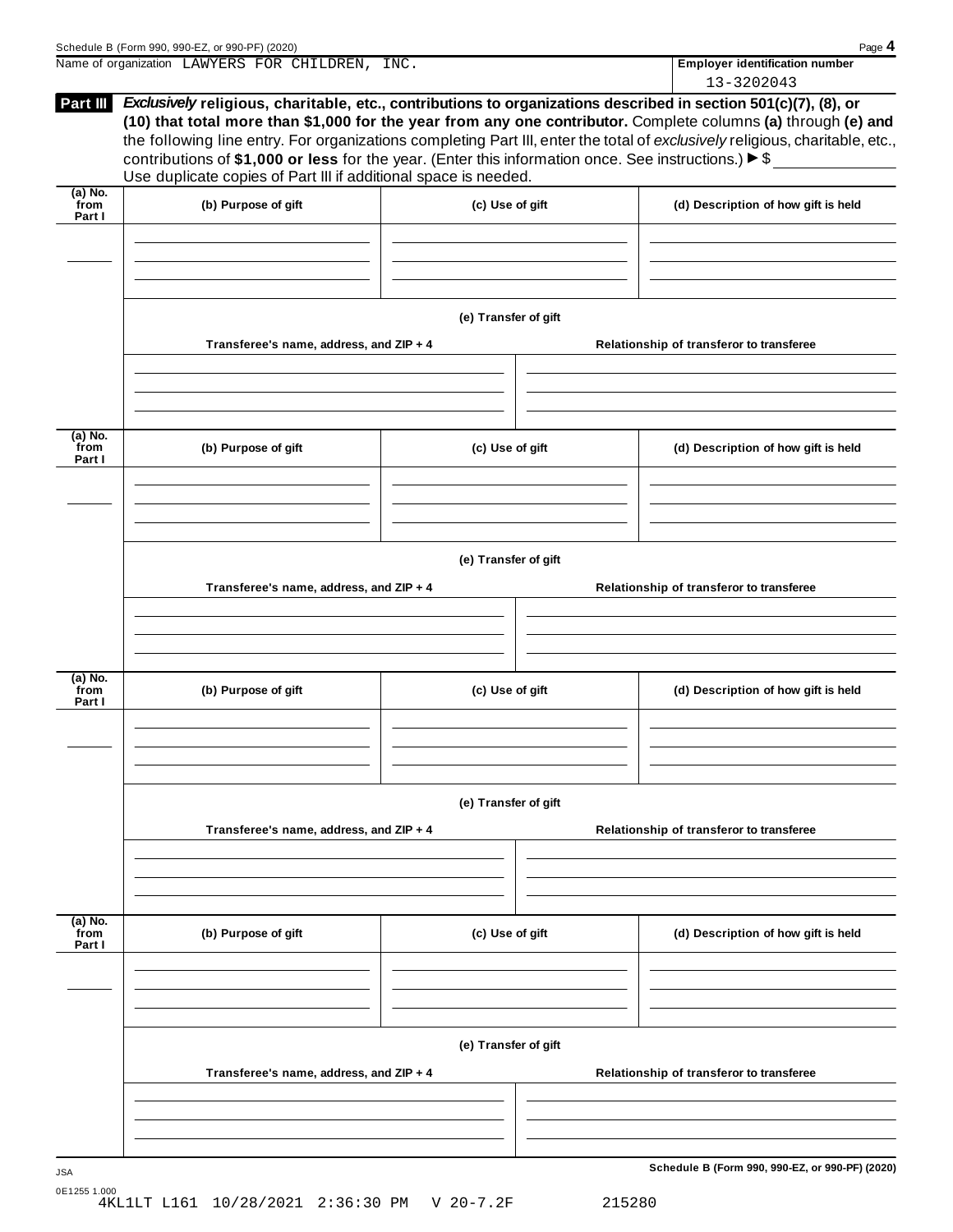Name of organization LAWYERS FOR CHILDREN, INC.

**Employer identification number** 13-3202043

## Part III

***Exclusively*** **religious, charitable, etc., contributions to organizations described in section 501(c)(7), (8), or (10) that total more than \$1,000 for the year from any one contributor.** Complete columns **(a)** through **(e)** and the following line entry. For organizations completing Part III, enter the total of *exclusively* religious, charitable, etc., contributions of **\$1,000 or less** for the year. (Enter this information once. See instructions.) ► \$ ____________

Use duplicate copies of Part III if additional space is needed.

| (a) No. from Part I | (b) Purpose of gift | (c) Use of gift | (d) Description of how gift is held |
|---|---|---|---|
| | | | |

**(e) Transfer of gift**

| Transferee's name, address, and ZIP + 4 | Relationship of transferor to transferee |
|---|---|
| | |

| (a) No. from Part I | (b) Purpose of gift | (c) Use of gift | (d) Description of how gift is held |
|---|---|---|---|
| | | | |

**(e) Transfer of gift**

| Transferee's name, address, and ZIP + 4 | Relationship of transferor to transferee |
|---|---|
| | |

| (a) No. from Part I | (b) Purpose of gift | (c) Use of gift | (d) Description of how gift is held |
|---|---|---|---|
| | | | |

**(e) Transfer of gift**

| Transferee's name, address, and ZIP + 4 | Relationship of transferor to transferee |
|---|---|
| | |

| (a) No. from Part I | (b) Purpose of gift | (c) Use of gift | (d) Description of how gift is held |
|---|---|---|---|
| | | | |

**(e) Transfer of gift**

| Transferee's name, address, and ZIP + 4 | Relationship of transferor to transferee |
|---|---|
| | |

JSA
0E1255 1.000
4KL1LT L161 10/28/2021 2:36:30 PM V 20-7.2F 215280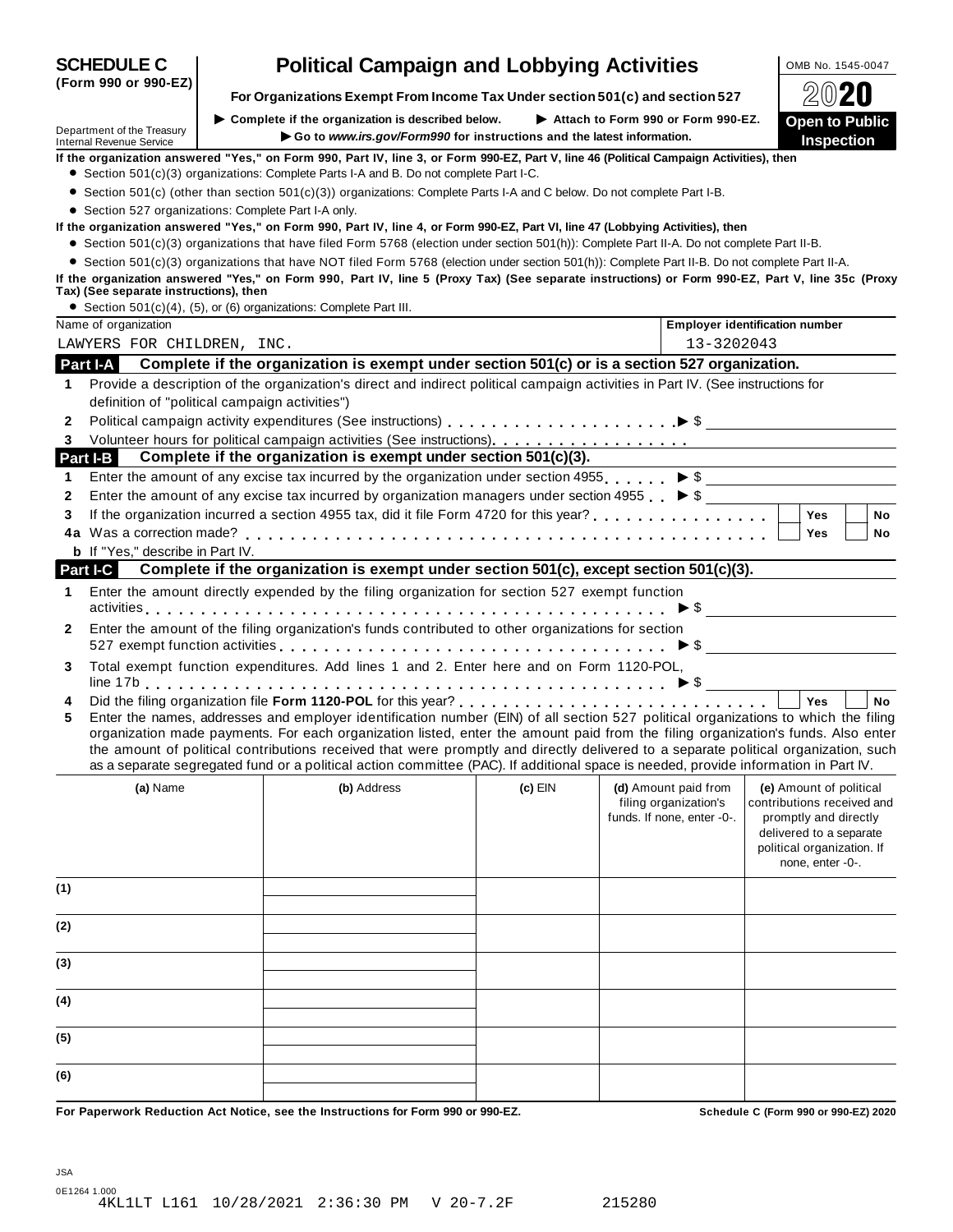**SCHEDULE C (Form 990 or 990-EZ)**

# Political Campaign and Lobbying Activities

**For Organizations Exempt From Income Tax Under section 501(c) and section 527**

▶ Complete if the organization is described below. ▶ Attach to Form 990 or Form 990-EZ.

▶ Go to *www.irs.gov/Form990* for instructions and the latest information.

Department of the Treasury
Internal Revenue Service

OMB No. 1545-0047

**2020**

**Open to Public Inspection**

**If the organization answered "Yes," on Form 990, Part IV, line 3, or Form 990-EZ, Part V, line 46 (Political Campaign Activities), then**

- Section 501(c)(3) organizations: Complete Parts I-A and B. Do not complete Part I-C.
- Section 501(c) (other than section 501(c)(3)) organizations: Complete Parts I-A and C below. Do not complete Part I-B.
- Section 527 organizations: Complete Part I-A only.

**If the organization answered "Yes," on Form 990, Part IV, line 4, or Form 990-EZ, Part VI, line 47 (Lobbying Activities), then**

- Section 501(c)(3) organizations that have filed Form 5768 (election under section 501(h)): Complete Part II-A. Do not complete Part II-B.
- Section 501(c)(3) organizations that have NOT filed Form 5768 (election under section 501(h)): Complete Part II-B. Do not complete Part II-A.

**If the organization answered "Yes," on Form 990, Part IV, line 5 (Proxy Tax) (See separate instructions) or Form 990-EZ, Part V, line 35c (Proxy Tax) (See separate instructions), then**

- Section 501(c)(4), (5), or (6) organizations: Complete Part III.

| Name of organization | Employer identification number |
|---|---|
| LAWYERS FOR CHILDREN, INC. | 13-3202043 |

## Part I-A Complete if the organization is exempt under section 501(c) or is a section 527 organization.

1 Provide a description of the organization's direct and indirect political campaign activities in Part IV. (See instructions for definition of "political campaign activities")

2 Political campaign activity expenditures (See instructions) ▶ $

3 Volunteer hours for political campaign activities (See instructions)

## Part I-B Complete if the organization is exempt under section 501(c)(3).

1 Enter the amount of any excise tax incurred by the organization under section 4955 ▶ $

2 Enter the amount of any excise tax incurred by organization managers under section 4955 ▶ $

3 If the organization incurred a section 4955 tax, did it file Form 4720 for this year? ☐ Yes ☐ No

4a Was a correction made? ☐ Yes ☐ No

b If "Yes," describe in Part IV.

## Part I-C Complete if the organization is exempt under section 501(c), except section 501(c)(3).

1 Enter the amount directly expended by the filing organization for section 527 exempt function activities ▶ $

2 Enter the amount of the filing organization's funds contributed to other organizations for section 527 exempt function activities ▶ $

3 Total exempt function expenditures. Add lines 1 and 2. Enter here and on Form 1120-POL, line 17b ▶ $

4 Did the filing organization file **Form 1120-POL** for this year? ☐ Yes ☐ No

5 Enter the names, addresses and employer identification number (EIN) of all section 527 political organizations to which the filing organization made payments. For each organization listed, enter the amount paid from the filing organization's funds. Also enter the amount of political contributions received that were promptly and directly delivered to a separate political organization, such as a separate segregated fund or a political action committee (PAC). If additional space is needed, provide information in Part IV.

| | (a) Name | (b) Address | (c) EIN | (d) Amount paid from filing organization's funds. If none, enter -0-. | (e) Amount of political contributions received and promptly and directly delivered to a separate political organization. If none, enter -0-. |
|---|---|---|---|---|---|
| (1) | | | | | |
| (2) | | | | | |
| (3) | | | | | |
| (4) | | | | | |
| (5) | | | | | |
| (6) | | | | | |

**For Paperwork Reduction Act Notice, see the Instructions for Form 990 or 990-EZ.** **Schedule C (Form 990 or 990-EZ) 2020**

JSA
0E1264 1.000
4KL1LT L161 10/28/2021 2:36:30 PM V 20-7.2F 215280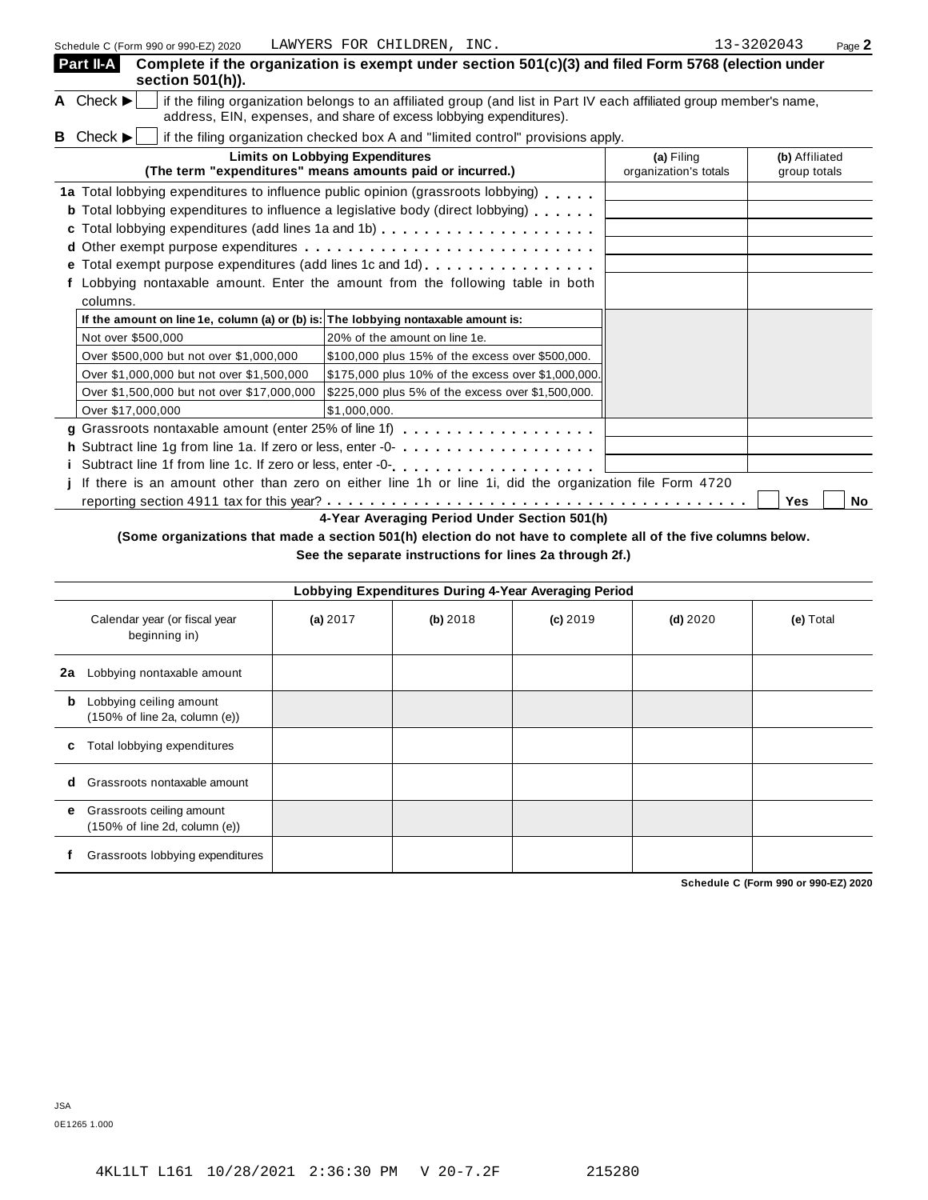Schedule C (Form 990 or 990-EZ) 2020 LAWYERS FOR CHILDREN, INC. 13-3202043 Page **2**

## Part II-A Complete if the organization is exempt under section 501(c)(3) and filed Form 5768 (election under section 501(h)).

**A** Check ▶ ☐ if the filing organization belongs to an affiliated group (and list in Part IV each affiliated group member's name, address, EIN, expenses, and share of excess lobbying expenditures).

**B** Check ▶ ☐ if the filing organization checked box A and "limited control" provisions apply.

| Limits on Lobbying Expenditures (The term "expenditures" means amounts paid or incurred.) | (a) Filing organization's totals | (b) Affiliated group totals |
|---|---|---|
| **1a** Total lobbying expenditures to influence public opinion (grassroots lobbying) | | |
| **b** Total lobbying expenditures to influence a legislative body (direct lobbying) | | |
| **c** Total lobbying expenditures (add lines 1a and 1b) | | |
| **d** Other exempt purpose expenditures | | |
| **e** Total exempt purpose expenditures (add lines 1c and 1d) | | |
| **f** Lobbying nontaxable amount. Enter the amount from the following table in both columns. | | |

| If the amount on line 1e, column (a) or (b) is: | The lobbying nontaxable amount is: |
|---|---|
| Not over $500,000 | 20% of the amount on line 1e. |
| Over $500,000 but not over $1,000,000 | $100,000 plus 15% of the excess over $500,000. |
| Over $1,000,000 but not over $1,500,000 | $175,000 plus 10% of the excess over $1,000,000. |
| Over $1,500,000 but not over $17,000,000 | $225,000 plus 5% of the excess over $1,500,000. |
| Over $17,000,000 | $1,000,000. |

| | (a) Filing organization's totals | (b) Affiliated group totals |
|---|---|---|
| **g** Grassroots nontaxable amount (enter 25% of line 1f) | | |
| **h** Subtract line 1g from line 1a. If zero or less, enter -0- | | |
| **i** Subtract line 1f from line 1c. If zero or less, enter -0- | | |

**j** If there is an amount other than zero on either line 1h or line 1i, did the organization file Form 4720 reporting section 4911 tax for this year? ☐ Yes ☐ No

### 4-Year Averaging Period Under Section 501(h)

**(Some organizations that made a section 501(h) election do not have to complete all of the five columns below. See the separate instructions for lines 2a through 2f.)**

| Lobbying Expenditures During 4-Year Averaging Period | | | | | |
|---|---|---|---|---|---|
| Calendar year (or fiscal year beginning in) | **(a)** 2017 | **(b)** 2018 | **(c)** 2019 | **(d)** 2020 | **(e)** Total |
| **2a** Lobbying nontaxable amount | | | | | |
| **b** Lobbying ceiling amount (150% of line 2a, column (e)) | | | | | |
| **c** Total lobbying expenditures | | | | | |
| **d** Grassroots nontaxable amount | | | | | |
| **e** Grassroots ceiling amount (150% of line 2d, column (e)) | | | | | |
| **f** Grassroots lobbying expenditures | | | | | |

**Schedule C (Form 990 or 990-EZ) 2020**

JSA
0E1265 1.000

4KL1LT L161 10/28/2021 2:36:30 PM V 20-7.2F 215280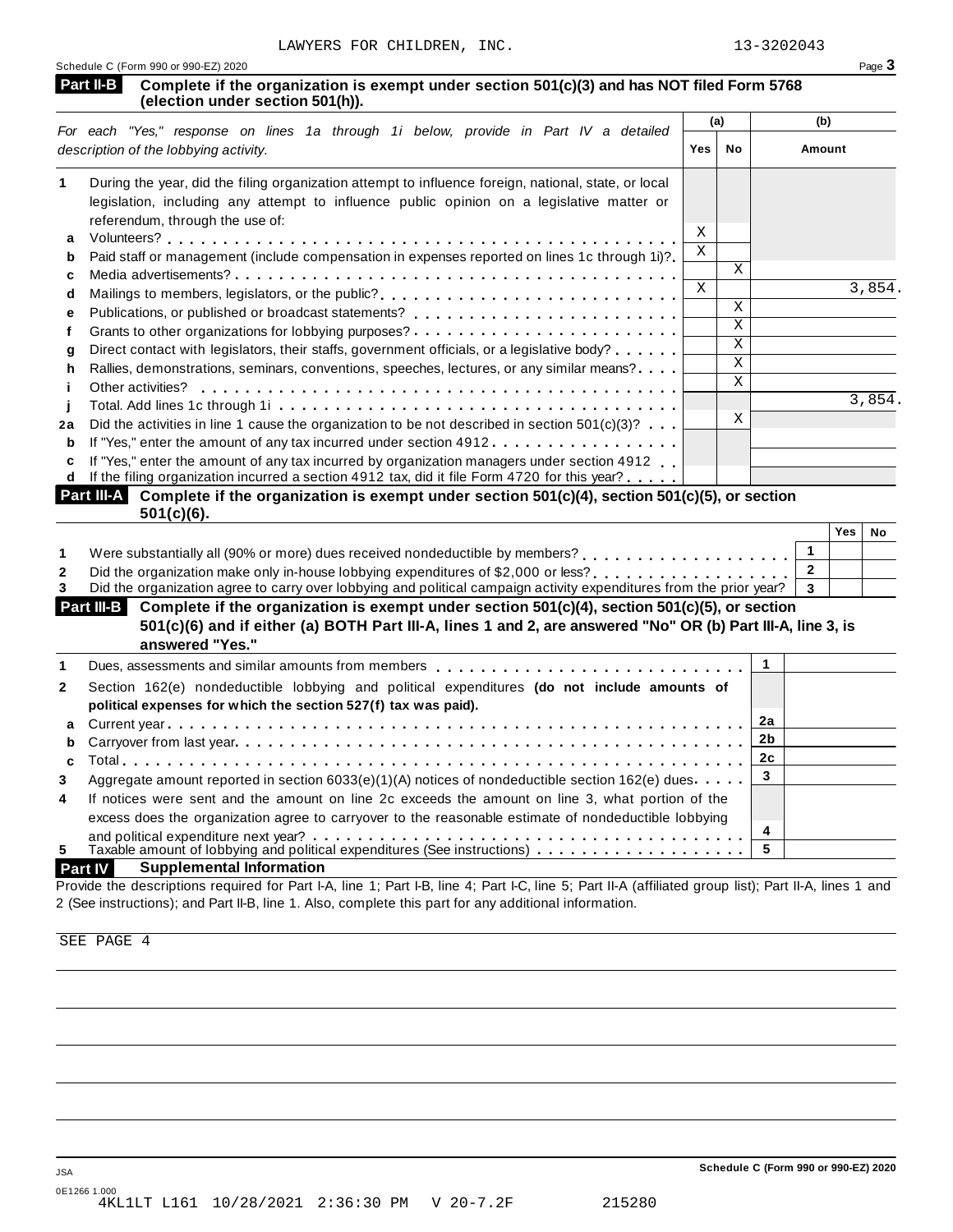LAWYERS FOR CHILDREN, INC. 13-3202043

Schedule C (Form 990 or 990-EZ) 2020

**Part II-B** **Complete if the organization is exempt under section 501(c)(3) and has NOT filed Form 5768 (election under section 501(h)).**

| *For each "Yes," response on lines 1a through 1i below, provide in Part IV a detailed description of the lobbying activity.* | (a) Yes | (a) No | (b) Amount |
|---|---|---|---|
| **1** During the year, did the filing organization attempt to influence foreign, national, state, or local legislation, including any attempt to influence public opinion on a legislative matter or referendum, through the use of: | | | |
| **a** Volunteers? | X | | |
| **b** Paid staff or management (include compensation in expenses reported on lines 1c through 1i)? | X | | |
| **c** Media advertisements? | | X | |
| **d** Mailings to members, legislators, or the public? | X | | 3,854. |
| **e** Publications, or published or broadcast statements? | | X | |
| **f** Grants to other organizations for lobbying purposes? | | X | |
| **g** Direct contact with legislators, their staffs, government officials, or a legislative body? | | X | |
| **h** Rallies, demonstrations, seminars, conventions, speeches, lectures, or any similar means? | | X | |
| **i** Other activities? | | X | |
| **j** Total. Add lines 1c through 1i | | | 3,854. |
| **2a** Did the activities in line 1 cause the organization to be not described in section 501(c)(3)? | | X | |
| **b** If "Yes," enter the amount of any tax incurred under section 4912 | | | |
| **c** If "Yes," enter the amount of any tax incurred by organization managers under section 4912 | | | |
| **d** If the filing organization incurred a section 4912 tax, did it file Form 4720 for this year? | | | |

**Part III-A** **Complete if the organization is exempt under section 501(c)(4), section 501(c)(5), or section 501(c)(6).**

| | | Yes | No |
|---|---|---|---|
| **1** Were substantially all (90% or more) dues received nondeductible by members? | 1 | | |
| **2** Did the organization make only in-house lobbying expenditures of $2,000 or less? | 2 | | |
| **3** Did the organization agree to carry over lobbying and political campaign activity expenditures from the prior year? | 3 | | |

**Part III-B** **Complete if the organization is exempt under section 501(c)(4), section 501(c)(5), or section 501(c)(6) and if either (a) BOTH Part III-A, lines 1 and 2, are answered "No" OR (b) Part III-A, line 3, is answered "Yes."**

| | | |
|---|---|---|
| **1** Dues, assessments and similar amounts from members | 1 | |
| **2** Section 162(e) nondeductible lobbying and political expenditures **(do not include amounts of political expenses for which the section 527(f) tax was paid).** | | |
| **a** Current year | 2a | |
| **b** Carryover from last year | 2b | |
| **c** Total | 2c | |
| **3** Aggregate amount reported in section 6033(e)(1)(A) notices of nondeductible section 162(e) dues | 3 | |
| **4** If notices were sent and the amount on line 2c exceeds the amount on line 3, what portion of the excess does the organization agree to carryover to the reasonable estimate of nondeductible lobbying and political expenditure next year? | 4 | |
| **5** Taxable amount of lobbying and political expenditures (See instructions) | 5 | |

**Part IV** **Supplemental Information**

Provide the descriptions required for Part I-A, line 1; Part I-B, line 4; Part I-C, line 5; Part II-A (affiliated group list); Part II-A, lines 1 and 2 (See instructions); and Part II-B, line 1. Also, complete this part for any additional information.

SEE PAGE 4

Schedule C (Form 990 or 990-EZ) 2020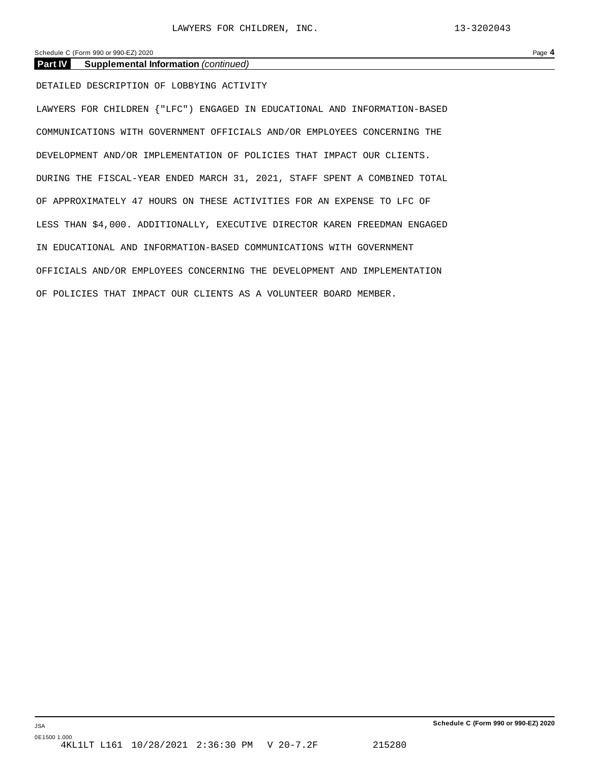**Part IV Supplemental Information** *(continued)*

DETAILED DESCRIPTION OF LOBBYING ACTIVITY

LAWYERS FOR CHILDREN {"LFC") ENGAGED IN EDUCATIONAL AND INFORMATION-BASED COMMUNICATIONS WITH GOVERNMENT OFFICIALS AND/OR EMPLOYEES CONCERNING THE DEVELOPMENT AND/OR IMPLEMENTATION OF POLICIES THAT IMPACT OUR CLIENTS. DURING THE FISCAL-YEAR ENDED MARCH 31, 2021, STAFF SPENT A COMBINED TOTAL OF APPROXIMATELY 47 HOURS ON THESE ACTIVITIES FOR AN EXPENSE TO LFC OF LESS THAN $4,000. ADDITIONALLY, EXECUTIVE DIRECTOR KAREN FREEDMAN ENGAGED IN EDUCATIONAL AND INFORMATION-BASED COMMUNICATIONS WITH GOVERNMENT OFFICIALS AND/OR EMPLOYEES CONCERNING THE DEVELOPMENT AND IMPLEMENTATION OF POLICIES THAT IMPACT OUR CLIENTS AS A VOLUNTEER BOARD MEMBER.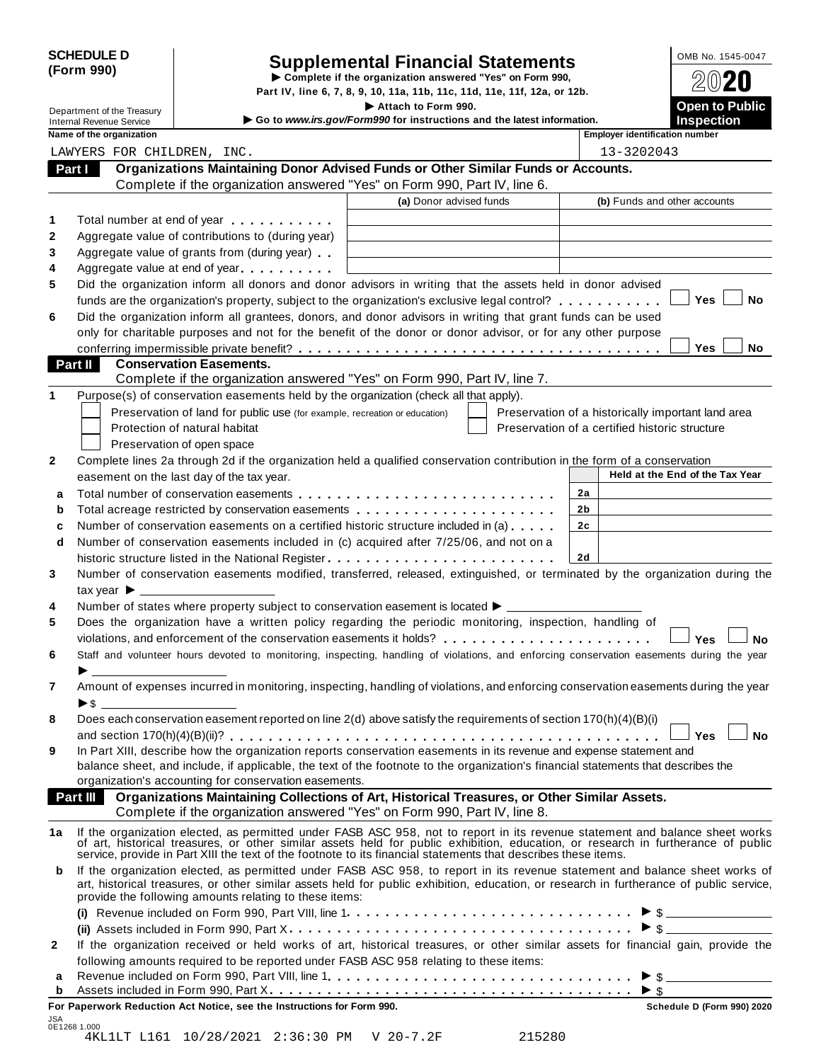**SCHEDULE D (Form 990)**

Department of the Treasury
Internal Revenue Service

# Supplemental Financial Statements

▶ Complete if the organization answered "Yes" on Form 990, Part IV, line 6, 7, 8, 9, 10, 11a, 11b, 11c, 11d, 11e, 11f, 12a, or 12b.
▶ Attach to Form 990.
▶ Go to *www.irs.gov/Form990* for instructions and the latest information.

OMB No. 1545-0047
2020
**Open to Public Inspection**

| Name of the organization | Employer identification number |
|---|---|
| LAWYERS FOR CHILDREN, INC. | 13-3202043 |

## Part I Organizations Maintaining Donor Advised Funds or Other Similar Funds or Accounts.

Complete if the organization answered "Yes" on Form 990, Part IV, line 6.

| | | (a) Donor advised funds | (b) Funds and other accounts |
|---|---|---|---|
| 1 | Total number at end of year | | |
| 2 | Aggregate value of contributions to (during year) | | |
| 3 | Aggregate value of grants from (during year) | | |
| 4 | Aggregate value at end of year | | |

5 Did the organization inform all donors and donor advisors in writing that the assets held in donor advised funds are the organization's property, subject to the organization's exclusive legal control? ☐ Yes ☐ No

6 Did the organization inform all grantees, donors, and donor advisors in writing that grant funds can be used only for charitable purposes and not for the benefit of the donor or donor advisor, or for any other purpose conferring impermissible private benefit? ☐ Yes ☐ No

## Part II Conservation Easements.

Complete if the organization answered "Yes" on Form 990, Part IV, line 7.

1 Purpose(s) of conservation easements held by the organization (check all that apply).

☐ Preservation of land for public use (for example, recreation or education)
☐ Protection of natural habitat
☐ Preservation of open space
☐ Preservation of a historically important land area
☐ Preservation of a certified historic structure

2 Complete lines 2a through 2d if the organization held a qualified conservation contribution in the form of a conservation easement on the last day of the tax year.

| | | | Held at the End of the Tax Year |
|---|---|---|---|
| a | Total number of conservation easements | 2a | |
| b | Total acreage restricted by conservation easements | 2b | |
| c | Number of conservation easements on a certified historic structure included in (a) | 2c | |
| d | Number of conservation easements included in (c) acquired after 7/25/06, and not on a historic structure listed in the National Register | 2d | |

3 Number of conservation easements modified, transferred, released, extinguished, or terminated by the organization during the tax year ▶ ____

4 Number of states where property subject to conservation easement is located ▶ ____

5 Does the organization have a written policy regarding the periodic monitoring, inspection, handling of violations, and enforcement of the conservation easements it holds? ☐ Yes ☐ No

6 Staff and volunteer hours devoted to monitoring, inspecting, handling of violations, and enforcing conservation easements during the year ▶ ____

7 Amount of expenses incurred in monitoring, inspecting, handling of violations, and enforcing conservation easements during the year ▶ $ ____

8 Does each conservation easement reported on line 2(d) above satisfy the requirements of section 170(h)(4)(B)(i) and section 170(h)(4)(B)(ii)? ☐ Yes ☐ No

9 In Part XIII, describe how the organization reports conservation easements in its revenue and expense statement and balance sheet, and include, if applicable, the text of the footnote to the organization's financial statements that describes the organization's accounting for conservation easements.

## Part III Organizations Maintaining Collections of Art, Historical Treasures, or Other Similar Assets.

Complete if the organization answered "Yes" on Form 990, Part IV, line 8.

1a If the organization elected, as permitted under FASB ASC 958, not to report in its revenue statement and balance sheet works of art, historical treasures, or other similar assets held for public exhibition, education, or research in furtherance of public service, provide in Part XIII the text of the footnote to its financial statements that describes these items.

b If the organization elected, as permitted under FASB ASC 958, to report in its revenue statement and balance sheet works of art, historical treasures, or other similar assets held for public exhibition, education, or research in furtherance of public service, provide the following amounts relating to these items:

(i) Revenue included on Form 990, Part VIII, line 1 ▶ $ ____

(ii) Assets included in Form 990, Part X ▶ $ ____

2 If the organization received or held works of art, historical treasures, or other similar assets for financial gain, provide the following amounts required to be reported under FASB ASC 958 relating to these items:

a Revenue included on Form 990, Part VIII, line 1 ▶ $ ____

b Assets included in Form 990, Part X ▶ $ ____

**For Paperwork Reduction Act Notice, see the Instructions for Form 990.** **Schedule D (Form 990) 2020**

JSA
0E1268 1.000
4KL1LT L161 10/28/2021 2:36:30 PM V 20-7.2F 215280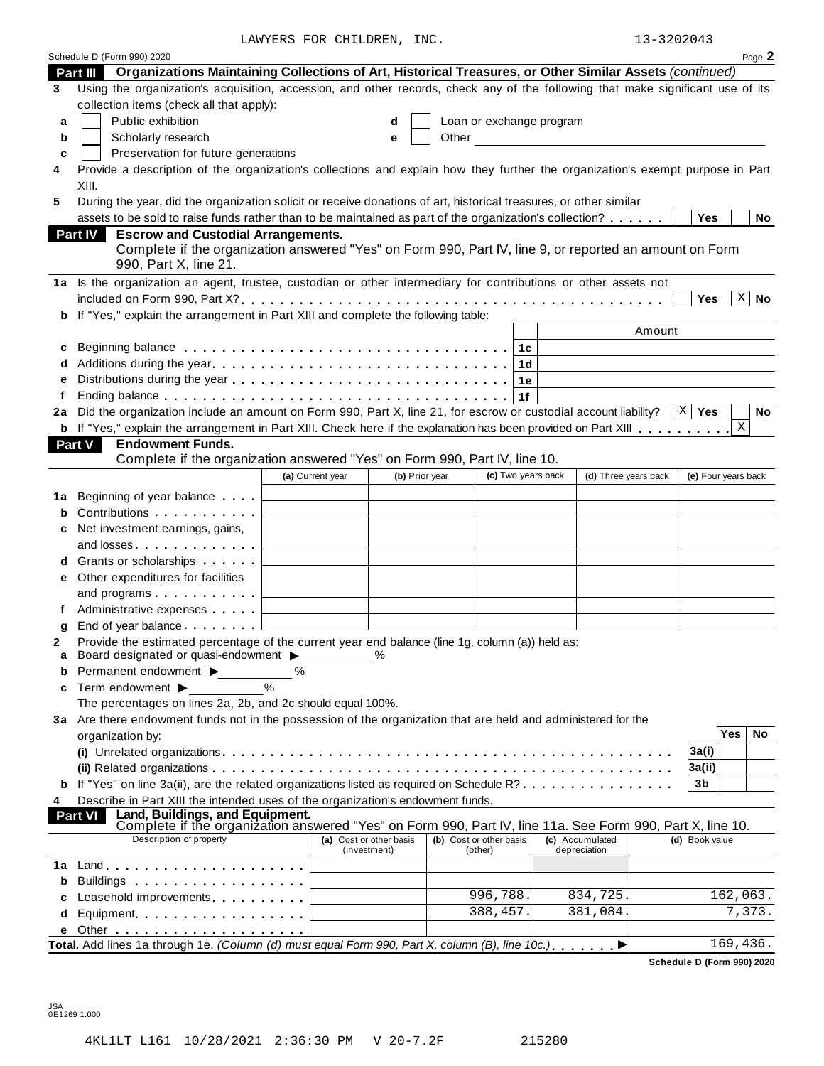LAWYERS FOR CHILDREN, INC. 13-3202043

Schedule D (Form 990) 2020 Page **2**

**Part III — Organizations Maintaining Collections of Art, Historical Treasures, or Other Similar Assets** *(continued)*

**3** Using the organization's acquisition, accession, and other records, check any of the following that make significant use of its collection items (check all that apply):

- **a** ☐ Public exhibition
- **b** ☐ Scholarly research
- **c** ☐ Preservation for future generations
- **d** ☐ Loan or exchange program
- **e** ☐ Other

**4** Provide a description of the organization's collections and explain how they further the organization's exempt purpose in Part XIII.

**5** During the year, did the organization solicit or receive donations of art, historical treasures, or other similar assets to be sold to raise funds rather than to be maintained as part of the organization's collection? ☐ Yes ☐ No

**Part IV — Escrow and Custodial Arrangements.**
Complete if the organization answered "Yes" on Form 990, Part IV, line 9, or reported an amount on Form 990, Part X, line 21.

**1a** Is the organization an agent, trustee, custodian or other intermediary for contributions or other assets not included on Form 990, Part X? ☐ Yes ☒ No

**b** If "Yes," explain the arrangement in Part XIII and complete the following table:

| | | | Amount |
|---|---|---|---|
| **c** | Beginning balance | 1c | |
| **d** | Additions during the year | 1d | |
| **e** | Distributions during the year | 1e | |
| **f** | Ending balance | 1f | |

**2a** Did the organization include an amount on Form 990, Part X, line 21, for escrow or custodial account liability? ☒ Yes ☐ No

**b** If "Yes," explain the arrangement in Part XIII. Check here if the explanation has been provided on Part XIII ☒

**Part V — Endowment Funds.**
Complete if the organization answered "Yes" on Form 990, Part IV, line 10.

| | | (a) Current year | (b) Prior year | (c) Two years back | (d) Three years back | (e) Four years back |
|---|---|---|---|---|---|---|
| **1a** | Beginning of year balance | | | | | |
| **b** | Contributions | | | | | |
| **c** | Net investment earnings, gains, and losses | | | | | |
| **d** | Grants or scholarships | | | | | |
| **e** | Other expenditures for facilities and programs | | | | | |
| **f** | Administrative expenses | | | | | |
| **g** | End of year balance | | | | | |

**2** Provide the estimated percentage of the current year end balance (line 1g, column (a)) held as:

- **a** Board designated or quasi-endowment ▶ ______ %
- **b** Permanent endowment ▶ ______ %
- **c** Term endowment ▶ ______ %

The percentages on lines 2a, 2b, and 2c should equal 100%.

**3a** Are there endowment funds not in the possession of the organization that are held and administered for the organization by:

| | | | Yes | No |
|---|---|---|---|---|
| | (i) Unrelated organizations | 3a(i) | | |
| | (ii) Related organizations | 3a(ii) | | |
| **b** | If "Yes" on line 3a(ii), are the related organizations listed as required on Schedule R? | 3b | | |

**4** Describe in Part XIII the intended uses of the organization's endowment funds.

**Part VI — Land, Buildings, and Equipment.**
Complete if the organization answered "Yes" on Form 990, Part IV, line 11a. See Form 990, Part X, line 10.

| | Description of property | (a) Cost or other basis (investment) | (b) Cost or other basis (other) | (c) Accumulated depreciation | (d) Book value |
|---|---|---|---|---|---|
| **1a** | Land | | | | |
| **b** | Buildings | | | | |
| **c** | Leasehold improvements | | 996,788. | 834,725. | 162,063. |
| **d** | Equipment | | 388,457. | 381,084. | 7,373. |
| **e** | Other | | | | |
| | **Total.** Add lines 1a through 1e. *(Column (d) must equal Form 990, Part X, column (B), line 10c.)* ▶ | | | | 169,436. |

**Schedule D (Form 990) 2020**

JSA
0E1269 1.000

4KL1LT L161 10/28/2021 2:36:30 PM V 20-7.2F 215280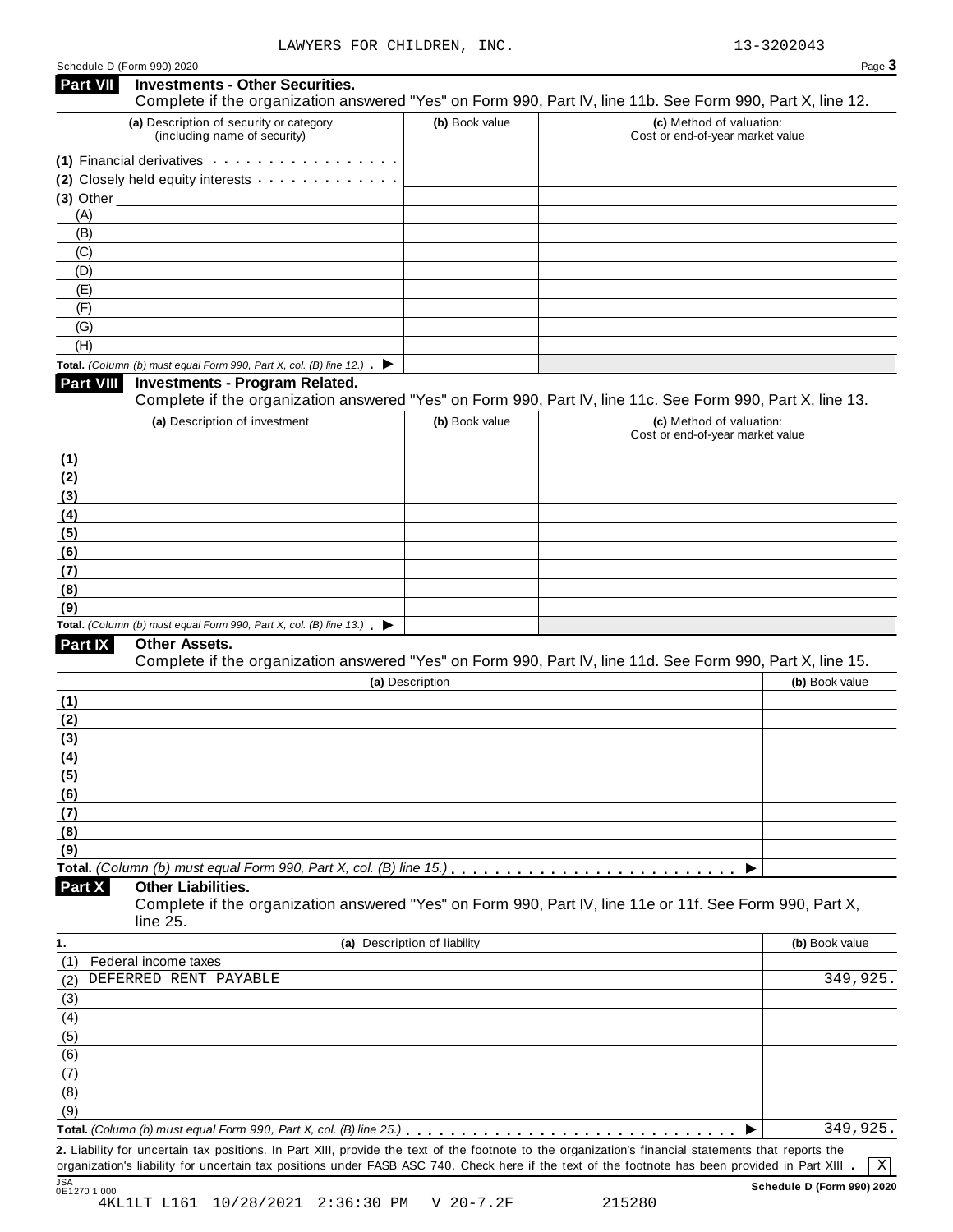LAWYERS FOR CHILDREN, INC. 13-3202043

Schedule D (Form 990) 2020

## Part VII Investments - Other Securities.

Complete if the organization answered "Yes" on Form 990, Part IV, line 11b. See Form 990, Part X, line 12.

| (a) Description of security or category (including name of security) | (b) Book value | (c) Method of valuation: Cost or end-of-year market value |
|---|---|---|
| (1) Financial derivatives | | |
| (2) Closely held equity interests | | |
| (3) Other | | |
| (A) | | |
| (B) | | |
| (C) | | |
| (D) | | |
| (E) | | |
| (F) | | |
| (G) | | |
| (H) | | |
| **Total.** *(Column (b) must equal Form 990, Part X, col. (B) line 12.)* ▶ | | |

## Part VIII Investments - Program Related.

Complete if the organization answered "Yes" on Form 990, Part IV, line 11c. See Form 990, Part X, line 13.

| (a) Description of investment | (b) Book value | (c) Method of valuation: Cost or end-of-year market value |
|---|---|---|
| (1) | | |
| (2) | | |
| (3) | | |
| (4) | | |
| (5) | | |
| (6) | | |
| (7) | | |
| (8) | | |
| (9) | | |
| **Total.** *(Column (b) must equal Form 990, Part X, col. (B) line 13.)* ▶ | | |

## Part IX Other Assets.

Complete if the organization answered "Yes" on Form 990, Part IV, line 11d. See Form 990, Part X, line 15.

| (a) Description | (b) Book value |
|---|---|
| (1) | |
| (2) | |
| (3) | |
| (4) | |
| (5) | |
| (6) | |
| (7) | |
| (8) | |
| (9) | |
| **Total.** *(Column (b) must equal Form 990, Part X, col. (B) line 15.)* ▶ | |

## Part X Other Liabilities.

Complete if the organization answered "Yes" on Form 990, Part IV, line 11e or 11f. See Form 990, Part X, line 25.

| 1. (a) Description of liability | (b) Book value |
|---|---|
| (1) Federal income taxes | |
| (2) DEFERRED RENT PAYABLE | 349,925. |
| (3) | |
| (4) | |
| (5) | |
| (6) | |
| (7) | |
| (8) | |
| (9) | |
| **Total.** *(Column (b) must equal Form 990, Part X, col. (B) line 25.)* ▶ | 349,925. |

**2.** Liability for uncertain tax positions. In Part XIII, provide the text of the footnote to the organization's financial statements that reports the organization's liability for uncertain tax positions under FASB ASC 740. Check here if the text of the footnote has been provided in Part XIII . [X]

JSA
0E1270 1.000
4KL1LT L161 10/28/2021 2:36:30 PM V 20-7.2F 215280

**Schedule D (Form 990) 2020**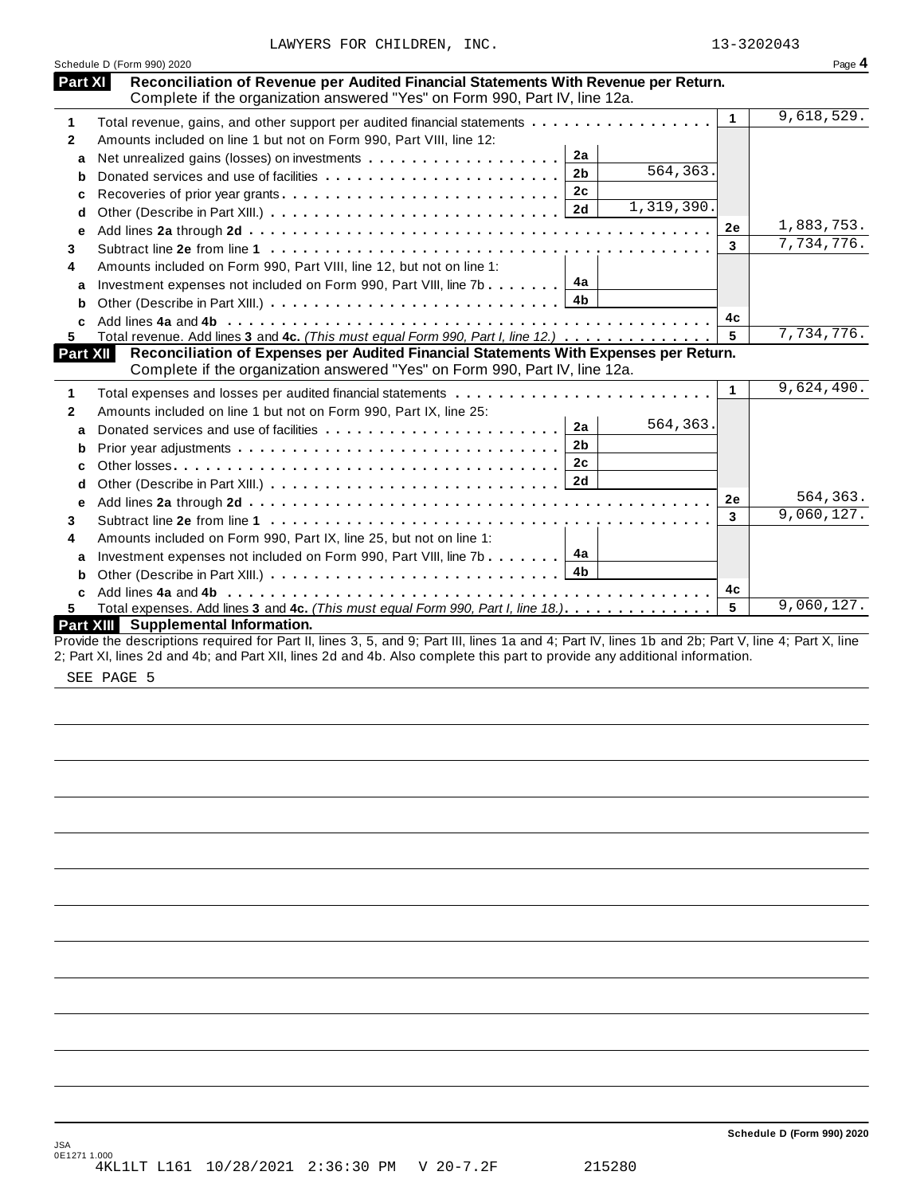LAWYERS FOR CHILDREN, INC. 13-3202043

Schedule D (Form 990) 2020 Page **4**

## Part XI Reconciliation of Revenue per Audited Financial Statements With Revenue per Return.

Complete if the organization answered "Yes" on Form 990, Part IV, line 12a.

| | | | | | |
|---|---|---|---|---|---|
| **1** | Total revenue, gains, and other support per audited financial statements | | | 1 | 9,618,529. |
| **2** | Amounts included on line 1 but not on Form 990, Part VIII, line 12: | | | | |
| **a** | Net unrealized gains (losses) on investments | 2a | | | |
| **b** | Donated services and use of facilities | 2b | 564,363. | | |
| **c** | Recoveries of prior year grants | 2c | | | |
| **d** | Other (Describe in Part XIII.) | 2d | 1,319,390. | | |
| **e** | Add lines **2a** through **2d** | | | 2e | 1,883,753. |
| **3** | Subtract line **2e** from line **1** | | | 3 | 7,734,776. |
| **4** | Amounts included on Form 990, Part VIII, line 12, but not on line 1: | | | | |
| **a** | Investment expenses not included on Form 990, Part VIII, line 7b | 4a | | | |
| **b** | Other (Describe in Part XIII.) | 4b | | | |
| **c** | Add lines **4a** and **4b** | | | 4c | |
| **5** | Total revenue. Add lines **3** and **4c.** *(This must equal Form 990, Part I, line 12.)* | | | 5 | 7,734,776. |

## Part XII Reconciliation of Expenses per Audited Financial Statements With Expenses per Return.

Complete if the organization answered "Yes" on Form 990, Part IV, line 12a.

| | | | | | |
|---|---|---|---|---|---|
| **1** | Total expenses and losses per audited financial statements | | | 1 | 9,624,490. |
| **2** | Amounts included on line 1 but not on Form 990, Part IX, line 25: | | | | |
| **a** | Donated services and use of facilities | 2a | 564,363. | | |
| **b** | Prior year adjustments | 2b | | | |
| **c** | Other losses | 2c | | | |
| **d** | Other (Describe in Part XIII.) | 2d | | | |
| **e** | Add lines **2a** through **2d** | | | 2e | 564,363. |
| **3** | Subtract line **2e** from line **1** | | | 3 | 9,060,127. |
| **4** | Amounts included on Form 990, Part IX, line 25, but not on line 1: | | | | |
| **a** | Investment expenses not included on Form 990, Part VIII, line 7b | 4a | | | |
| **b** | Other (Describe in Part XIII.) | 4b | | | |
| **c** | Add lines **4a** and **4b** | | | 4c | |
| **5** | Total expenses. Add lines **3** and **4c.** *(This must equal Form 990, Part I, line 18.)* | | | 5 | 9,060,127. |

## Part XIII Supplemental Information.

Provide the descriptions required for Part II, lines 3, 5, and 9; Part III, lines 1a and 4; Part IV, lines 1b and 2b; Part V, line 4; Part X, line 2; Part XI, lines 2d and 4b; and Part XII, lines 2d and 4b. Also complete this part to provide any additional information.

SEE PAGE 5

**Schedule D (Form 990) 2020**

JSA
0E1271 1.000
4KL1LT L161 10/28/2021 2:36:30 PM V 20-7.2F 215280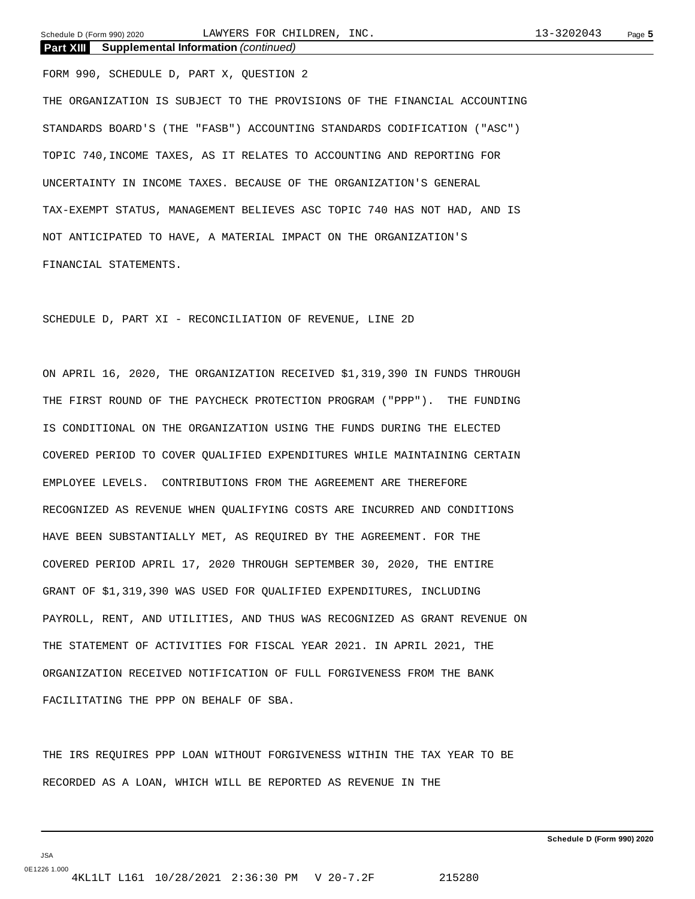**Part XIII Supplemental Information** *(continued)*

FORM 990, SCHEDULE D, PART X, QUESTION 2

THE ORGANIZATION IS SUBJECT TO THE PROVISIONS OF THE FINANCIAL ACCOUNTING STANDARDS BOARD'S (THE "FASB") ACCOUNTING STANDARDS CODIFICATION ("ASC") TOPIC 740,INCOME TAXES, AS IT RELATES TO ACCOUNTING AND REPORTING FOR UNCERTAINTY IN INCOME TAXES. BECAUSE OF THE ORGANIZATION'S GENERAL TAX-EXEMPT STATUS, MANAGEMENT BELIEVES ASC TOPIC 740 HAS NOT HAD, AND IS NOT ANTICIPATED TO HAVE, A MATERIAL IMPACT ON THE ORGANIZATION'S FINANCIAL STATEMENTS.

SCHEDULE D, PART XI - RECONCILIATION OF REVENUE, LINE 2D

ON APRIL 16, 2020, THE ORGANIZATION RECEIVED $1,319,390 IN FUNDS THROUGH THE FIRST ROUND OF THE PAYCHECK PROTECTION PROGRAM ("PPP"). THE FUNDING IS CONDITIONAL ON THE ORGANIZATION USING THE FUNDS DURING THE ELECTED COVERED PERIOD TO COVER QUALIFIED EXPENDITURES WHILE MAINTAINING CERTAIN EMPLOYEE LEVELS. CONTRIBUTIONS FROM THE AGREEMENT ARE THEREFORE RECOGNIZED AS REVENUE WHEN QUALIFYING COSTS ARE INCURRED AND CONDITIONS HAVE BEEN SUBSTANTIALLY MET, AS REQUIRED BY THE AGREEMENT. FOR THE COVERED PERIOD APRIL 17, 2020 THROUGH SEPTEMBER 30, 2020, THE ENTIRE GRANT OF $1,319,390 WAS USED FOR QUALIFIED EXPENDITURES, INCLUDING PAYROLL, RENT, AND UTILITIES, AND THUS WAS RECOGNIZED AS GRANT REVENUE ON THE STATEMENT OF ACTIVITIES FOR FISCAL YEAR 2021. IN APRIL 2021, THE ORGANIZATION RECEIVED NOTIFICATION OF FULL FORGIVENESS FROM THE BANK FACILITATING THE PPP ON BEHALF OF SBA.

THE IRS REQUIRES PPP LOAN WITHOUT FORGIVENESS WITHIN THE TAX YEAR TO BE RECORDED AS A LOAN, WHICH WILL BE REPORTED AS REVENUE IN THE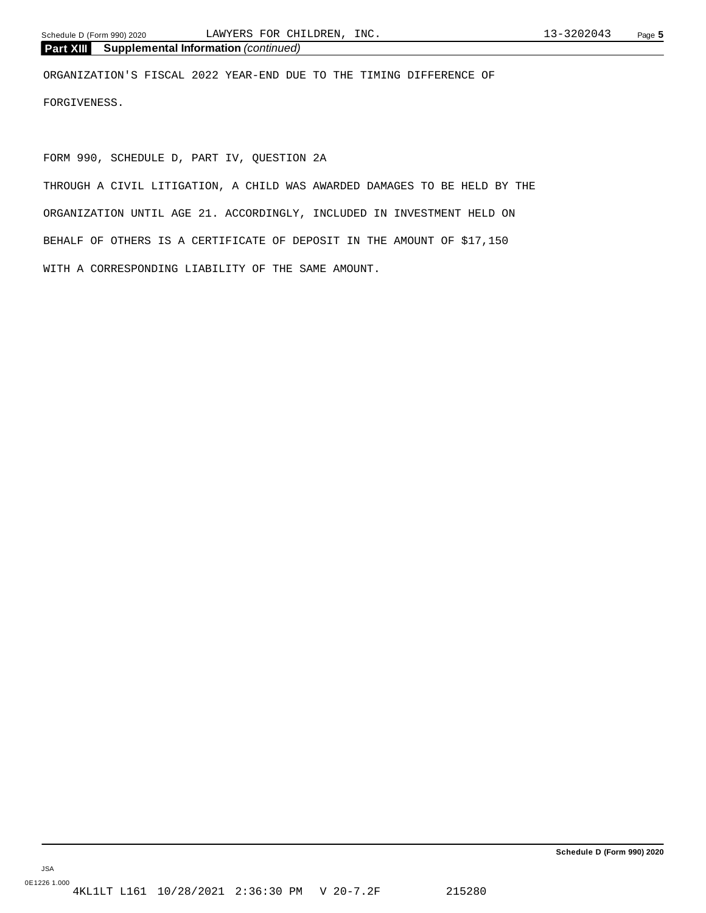## Part XIII Supplemental Information *(continued)*

ORGANIZATION'S FISCAL 2022 YEAR-END DUE TO THE TIMING DIFFERENCE OF FORGIVENESS.

FORM 990, SCHEDULE D, PART IV, QUESTION 2A

THROUGH A CIVIL LITIGATION, A CHILD WAS AWARDED DAMAGES TO BE HELD BY THE ORGANIZATION UNTIL AGE 21. ACCORDINGLY, INCLUDED IN INVESTMENT HELD ON BEHALF OF OTHERS IS A CERTIFICATE OF DEPOSIT IN THE AMOUNT OF $17,150 WITH A CORRESPONDING LIABILITY OF THE SAME AMOUNT.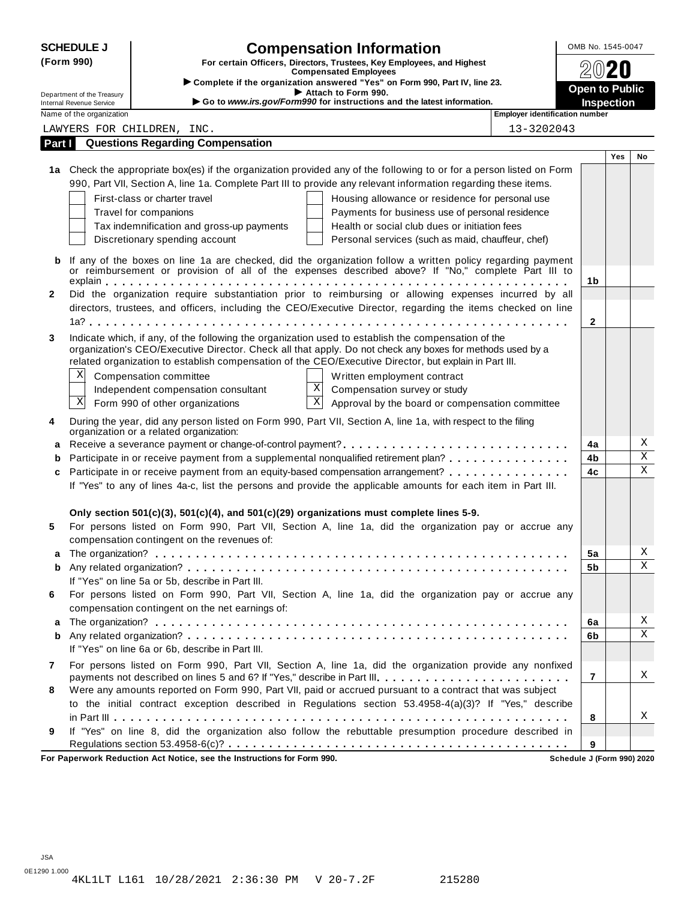**SCHEDULE J (Form 990)**

Department of the Treasury
Internal Revenue Service

# Compensation Information

**For certain Officers, Directors, Trustees, Key Employees, and Highest Compensated Employees**

▶ **Complete if the organization answered "Yes" on Form 990, Part IV, line 23.**
▶ **Attach to Form 990.**
▶ **Go to *www.irs.gov/Form990* for instructions and the latest information.**

OMB No. 1545-0047

**2020**

**Open to Public Inspection**

Name of the organization: LAWYERS FOR CHILDREN, INC.

Employer identification number: 13-3202043

## Part I Questions Regarding Compensation

| | | | Yes | No |
|---|---|---|---|---|
| **1a** | Check the appropriate box(es) if the organization provided any of the following to or for a person listed on Form 990, Part VII, Section A, line 1a. Complete Part III to provide any relevant information regarding these items.<br>☐ First-class or charter travel ☐ Housing allowance or residence for personal use<br>☐ Travel for companions ☐ Payments for business use of personal residence<br>☐ Tax indemnification and gross-up payments ☐ Health or social club dues or initiation fees<br>☐ Discretionary spending account ☐ Personal services (such as maid, chauffeur, chef) | | | |
| **b** | If any of the boxes on line 1a are checked, did the organization follow a written policy regarding payment or reimbursement or provision of all of the expenses described above? If "No," complete Part III to explain | 1b | | |
| **2** | Did the organization require substantiation prior to reimbursing or allowing expenses incurred by all directors, trustees, and officers, including the CEO/Executive Director, regarding the items checked on line 1a? | 2 | | |
| **3** | Indicate which, if any, of the following the organization used to establish the compensation of the organization's CEO/Executive Director. Check all that apply. Do not check any boxes for methods used by a related organization to establish compensation of the CEO/Executive Director, but explain in Part III.<br>☒ Compensation committee ☐ Written employment contract<br>☐ Independent compensation consultant ☒ Compensation survey or study<br>☒ Form 990 of other organizations ☒ Approval by the board or compensation committee | | | |
| **4** | During the year, did any person listed on Form 990, Part VII, Section A, line 1a, with respect to the filing organization or a related organization: | | | |
| **a** | Receive a severance payment or change-of-control payment? | 4a | | X |
| **b** | Participate in or receive payment from a supplemental nonqualified retirement plan? | 4b | | X |
| **c** | Participate in or receive payment from an equity-based compensation arrangement? | 4c | | X |
| | If "Yes" to any of lines 4a-c, list the persons and provide the applicable amounts for each item in Part III. | | | |
| | **Only section 501(c)(3), 501(c)(4), and 501(c)(29) organizations must complete lines 5-9.** | | | |
| **5** | For persons listed on Form 990, Part VII, Section A, line 1a, did the organization pay or accrue any compensation contingent on the revenues of: | | | |
| **a** | The organization? | 5a | | X |
| **b** | Any related organization? | 5b | | X |
| | If "Yes" on line 5a or 5b, describe in Part III. | | | |
| **6** | For persons listed on Form 990, Part VII, Section A, line 1a, did the organization pay or accrue any compensation contingent on the net earnings of: | | | |
| **a** | The organization? | 6a | | X |
| **b** | Any related organization? | 6b | | X |
| | If "Yes" on line 6a or 6b, describe in Part III. | | | |
| **7** | For persons listed on Form 990, Part VII, Section A, line 1a, did the organization provide any nonfixed payments not described on lines 5 and 6? If "Yes," describe in Part III | 7 | | X |
| **8** | Were any amounts reported on Form 990, Part VII, paid or accrued pursuant to a contract that was subject to the initial contract exception described in Regulations section 53.4958-4(a)(3)? If "Yes," describe in Part III | 8 | | X |
| **9** | If "Yes" on line 8, did the organization also follow the rebuttable presumption procedure described in Regulations section 53.4958-6(c)? | 9 | | |

**For Paperwork Reduction Act Notice, see the Instructions for Form 990.** **Schedule J (Form 990) 2020**

JSA
0E1290 1.000
4KL1LT L161 10/28/2021 2:36:30 PM V 20-7.2F 215280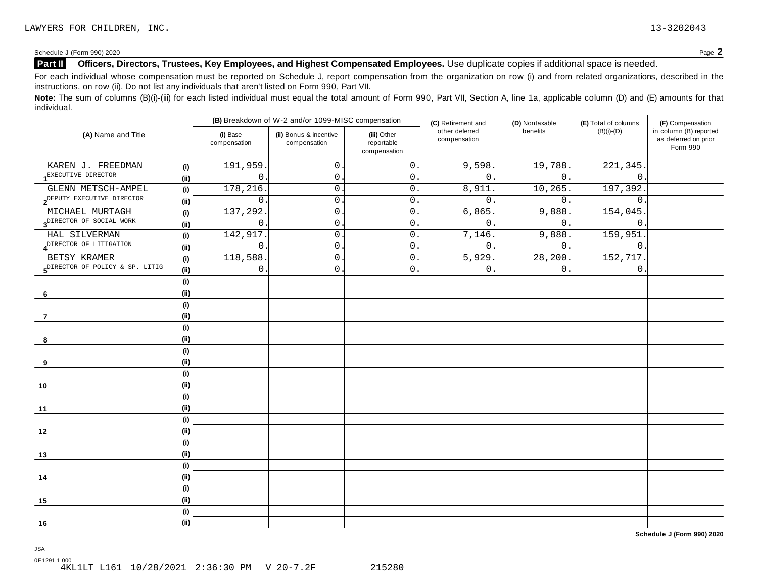LAWYERS FOR CHILDREN, INC. 13-3202043

Schedule J (Form 990) 2020 Page **2**

**Part II** **Officers, Directors, Trustees, Key Employees, and Highest Compensated Employees.** Use duplicate copies if additional space is needed.

For each individual whose compensation must be reported on Schedule J, report compensation from the organization on row (i) and from related organizations, described in the instructions, on row (ii). Do not list any individuals that aren't listed on Form 990, Part VII.

**Note:** The sum of columns (B)(i)-(iii) for each listed individual must equal the total amount of Form 990, Part VII, Section A, line 1a, applicable column (D) and (E) amounts for that individual.

| (A) Name and Title | | (B) Breakdown of W-2 and/or 1099-MISC compensation | | | (C) Retirement and other deferred compensation | (D) Nontaxable benefits | (E) Total of columns (B)(i)-(D) | (F) Compensation in column (B) reported as deferred on prior Form 990 |
|---|---|---|---|---|---|---|---|---|
| | | (i) Base compensation | (ii) Bonus & incentive compensation | (iii) Other reportable compensation | | | | |
| 1 KAREN J. FREEDMAN | (i) | 191,959. | 0. | 0. | 9,598. | 19,788. | 221,345. | |
| EXECUTIVE DIRECTOR | (ii) | 0. | 0. | 0. | 0. | 0. | 0. | |
| 2 GLENN METSCH-AMPEL | (i) | 178,216. | 0. | 0. | 8,911. | 10,265. | 197,392. | |
| DEPUTY EXECUTIVE DIRECTOR | (ii) | 0. | 0. | 0. | 0. | 0. | 0. | |
| 3 MICHAEL MURTAGH | (i) | 137,292. | 0. | 0. | 6,865. | 9,888. | 154,045. | |
| DIRECTOR OF SOCIAL WORK | (ii) | 0. | 0. | 0. | 0. | 0. | 0. | |
| 4 HAL SILVERMAN | (i) | 142,917. | 0. | 0. | 7,146. | 9,888. | 159,951. | |
| DIRECTOR OF LITIGATION | (ii) | 0. | 0. | 0. | 0. | 0. | 0. | |
| 5 BETSY KRAMER | (i) | 118,588. | 0. | 0. | 5,929. | 28,200. | 152,717. | |
| DIRECTOR OF POLICY & SP. LITIG | (ii) | 0. | 0. | 0. | 0. | 0. | 0. | |
| 6 | (i) | | | | | | | |
| | (ii) | | | | | | | |
| 7 | (i) | | | | | | | |
| | (ii) | | | | | | | |
| 8 | (i) | | | | | | | |
| | (ii) | | | | | | | |
| 9 | (i) | | | | | | | |
| | (ii) | | | | | | | |
| 10 | (i) | | | | | | | |
| | (ii) | | | | | | | |
| 11 | (i) | | | | | | | |
| | (ii) | | | | | | | |
| 12 | (i) | | | | | | | |
| | (ii) | | | | | | | |
| 13 | (i) | | | | | | | |
| | (ii) | | | | | | | |
| 14 | (i) | | | | | | | |
| | (ii) | | | | | | | |
| 15 | (i) | | | | | | | |
| | (ii) | | | | | | | |
| 16 | (i) | | | | | | | |
| | (ii) | | | | | | | |

**Schedule J (Form 990) 2020**

JSA
0E1291 1.000
4KL1LT L161 10/28/2021 2:36:30 PM V 20-7.2F 215280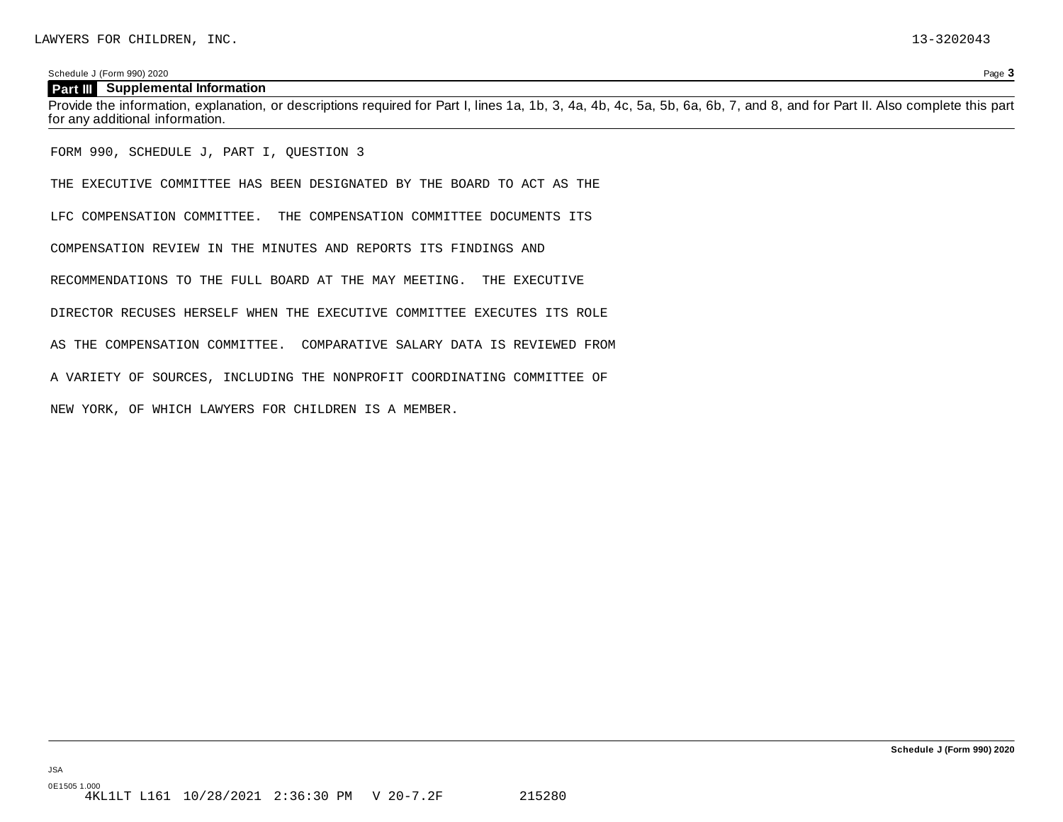LAWYERS FOR CHILDREN, INC. 13-3202043

Schedule J (Form 990) 2020 Page **3**

## Part III Supplemental Information

Provide the information, explanation, or descriptions required for Part I, lines 1a, 1b, 3, 4a, 4b, 4c, 5a, 5b, 6a, 6b, 7, and 8, and for Part II. Also complete this part for any additional information.

FORM 990, SCHEDULE J, PART I, QUESTION 3

THE EXECUTIVE COMMITTEE HAS BEEN DESIGNATED BY THE BOARD TO ACT AS THE LFC COMPENSATION COMMITTEE. THE COMPENSATION COMMITTEE DOCUMENTS ITS COMPENSATION REVIEW IN THE MINUTES AND REPORTS ITS FINDINGS AND RECOMMENDATIONS TO THE FULL BOARD AT THE MAY MEETING. THE EXECUTIVE DIRECTOR RECUSES HERSELF WHEN THE EXECUTIVE COMMITTEE EXECUTES ITS ROLE AS THE COMPENSATION COMMITTEE. COMPARATIVE SALARY DATA IS REVIEWED FROM A VARIETY OF SOURCES, INCLUDING THE NONPROFIT COORDINATING COMMITTEE OF NEW YORK, OF WHICH LAWYERS FOR CHILDREN IS A MEMBER.

**Schedule J (Form 990) 2020**

JSA
0E1505 1.000
4KL1LT L161 10/28/2021 2:36:30 PM V 20-7.2F 215280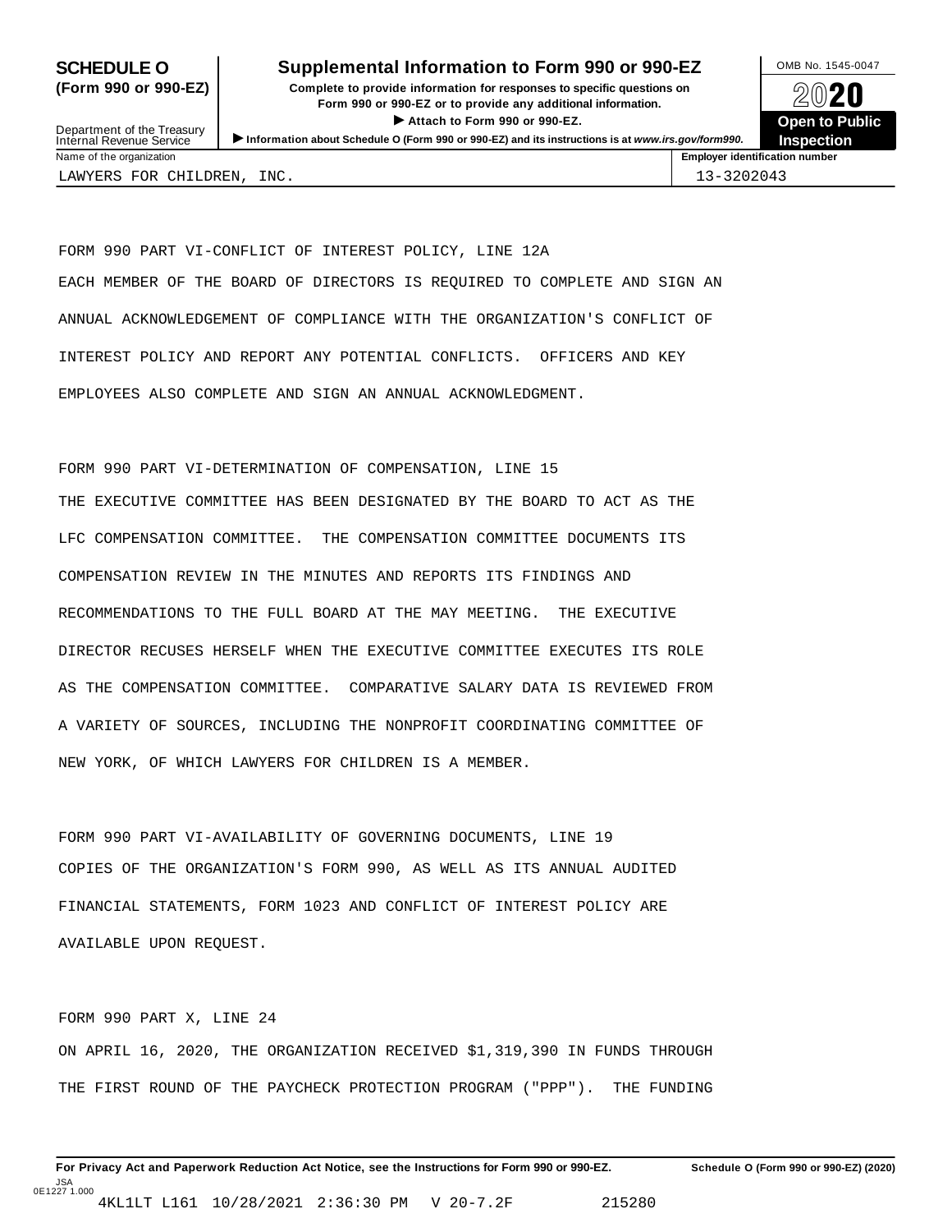# SCHEDULE O (Form 990 or 990-EZ)

## Supplemental Information to Form 990 or 990-EZ

**Complete to provide information for responses to specific questions on Form 990 or 990-EZ or to provide any additional information.**

▶ Attach to Form 990 or 990-EZ.

▶ Information about Schedule O (Form 990 or 990-EZ) and its instructions is at *www.irs.gov/form990.*

Department of the Treasury
Internal Revenue Service

OMB No. 1545-0047

**2020**

**Open to Public Inspection**

| Name of the organization | Employer identification number |
|---|---|
| LAWYERS FOR CHILDREN, INC. | 13-3202043 |

FORM 990 PART VI-CONFLICT OF INTEREST POLICY, LINE 12A

EACH MEMBER OF THE BOARD OF DIRECTORS IS REQUIRED TO COMPLETE AND SIGN AN ANNUAL ACKNOWLEDGEMENT OF COMPLIANCE WITH THE ORGANIZATION'S CONFLICT OF INTEREST POLICY AND REPORT ANY POTENTIAL CONFLICTS. OFFICERS AND KEY EMPLOYEES ALSO COMPLETE AND SIGN AN ANNUAL ACKNOWLEDGMENT.

FORM 990 PART VI-DETERMINATION OF COMPENSATION, LINE 15

THE EXECUTIVE COMMITTEE HAS BEEN DESIGNATED BY THE BOARD TO ACT AS THE LFC COMPENSATION COMMITTEE. THE COMPENSATION COMMITTEE DOCUMENTS ITS COMPENSATION REVIEW IN THE MINUTES AND REPORTS ITS FINDINGS AND RECOMMENDATIONS TO THE FULL BOARD AT THE MAY MEETING. THE EXECUTIVE DIRECTOR RECUSES HERSELF WHEN THE EXECUTIVE COMMITTEE EXECUTES ITS ROLE AS THE COMPENSATION COMMITTEE. COMPARATIVE SALARY DATA IS REVIEWED FROM A VARIETY OF SOURCES, INCLUDING THE NONPROFIT COORDINATING COMMITTEE OF NEW YORK, OF WHICH LAWYERS FOR CHILDREN IS A MEMBER.

FORM 990 PART VI-AVAILABILITY OF GOVERNING DOCUMENTS, LINE 19

COPIES OF THE ORGANIZATION'S FORM 990, AS WELL AS ITS ANNUAL AUDITED FINANCIAL STATEMENTS, FORM 1023 AND CONFLICT OF INTEREST POLICY ARE AVAILABLE UPON REQUEST.

FORM 990 PART X, LINE 24

ON APRIL 16, 2020, THE ORGANIZATION RECEIVED $1,319,390 IN FUNDS THROUGH THE FIRST ROUND OF THE PAYCHECK PROTECTION PROGRAM ("PPP"). THE FUNDING

**For Privacy Act and Paperwork Reduction Act Notice, see the Instructions for Form 990 or 990-EZ.** **Schedule O (Form 990 or 990-EZ) (2020)**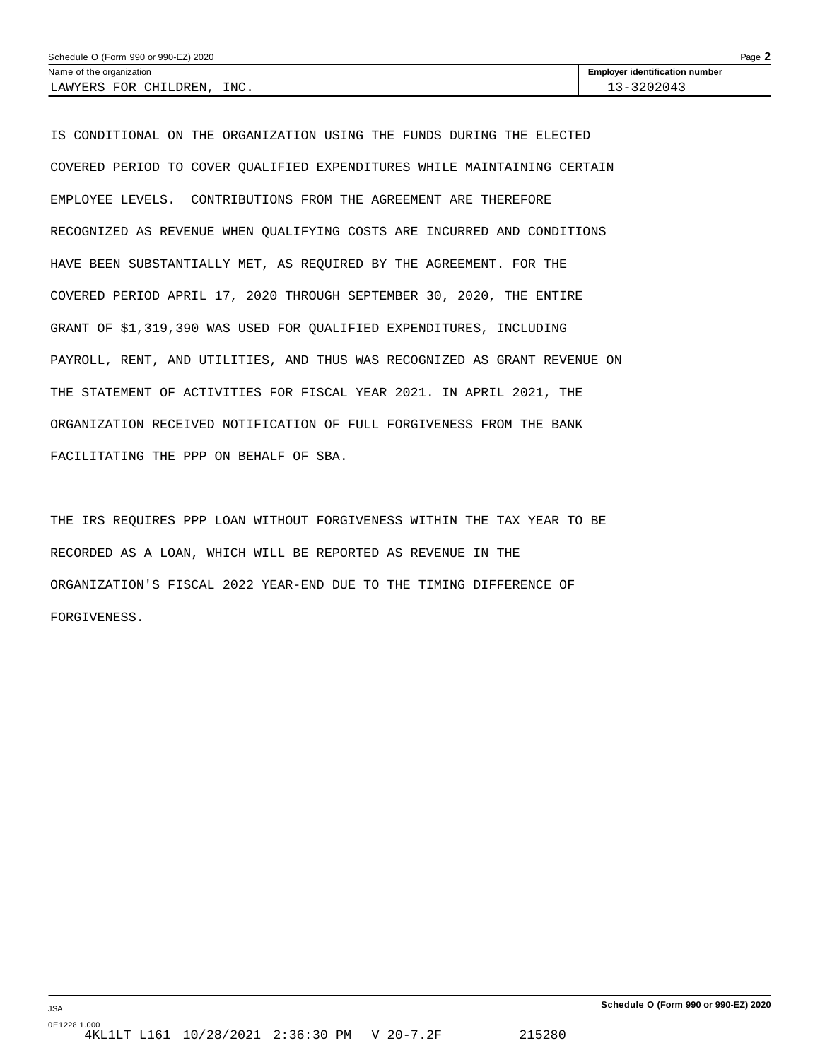Name of the organization: LAWYERS FOR CHILDREN, INC.

Employer identification number: 13-3202043

IS CONDITIONAL ON THE ORGANIZATION USING THE FUNDS DURING THE ELECTED COVERED PERIOD TO COVER QUALIFIED EXPENDITURES WHILE MAINTAINING CERTAIN EMPLOYEE LEVELS. CONTRIBUTIONS FROM THE AGREEMENT ARE THEREFORE RECOGNIZED AS REVENUE WHEN QUALIFYING COSTS ARE INCURRED AND CONDITIONS HAVE BEEN SUBSTANTIALLY MET, AS REQUIRED BY THE AGREEMENT. FOR THE COVERED PERIOD APRIL 17, 2020 THROUGH SEPTEMBER 30, 2020, THE ENTIRE GRANT OF $1,319,390 WAS USED FOR QUALIFIED EXPENDITURES, INCLUDING PAYROLL, RENT, AND UTILITIES, AND THUS WAS RECOGNIZED AS GRANT REVENUE ON THE STATEMENT OF ACTIVITIES FOR FISCAL YEAR 2021. IN APRIL 2021, THE ORGANIZATION RECEIVED NOTIFICATION OF FULL FORGIVENESS FROM THE BANK FACILITATING THE PPP ON BEHALF OF SBA.

THE IRS REQUIRES PPP LOAN WITHOUT FORGIVENESS WITHIN THE TAX YEAR TO BE RECORDED AS A LOAN, WHICH WILL BE REPORTED AS REVENUE IN THE ORGANIZATION'S FISCAL 2022 YEAR-END DUE TO THE TIMING DIFFERENCE OF FORGIVENESS.